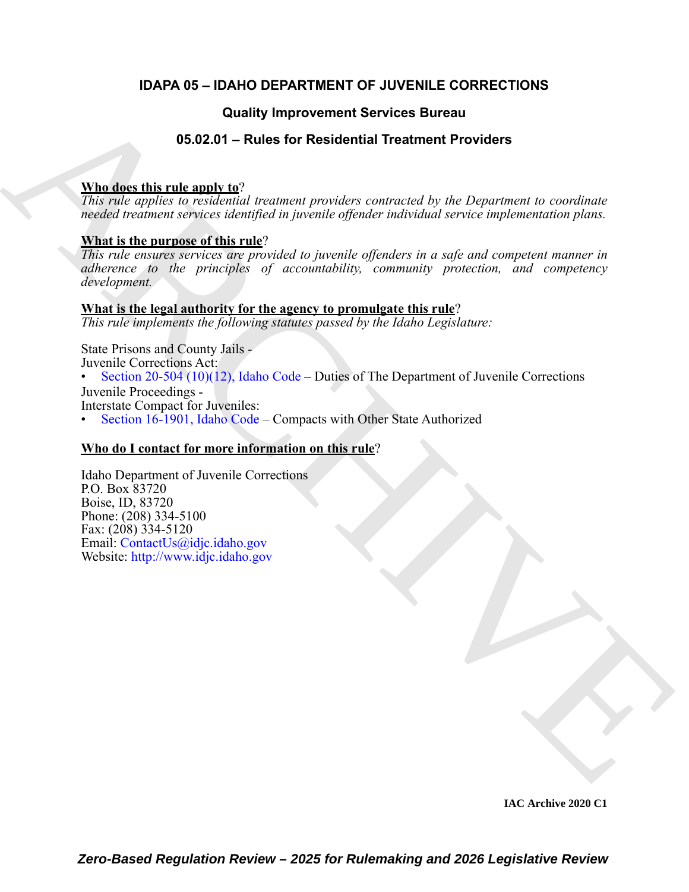# IDAPA 05 – IDAHO DEPARTMENT OF JUVENILE CORRECTIONS

## Quality Improvement Services Bureau

## 05.02.01 – Rules for Residential Treatment Providers

**Who does this rule apply to**?

*This rule applies to residential treatment providers contracted by the Department to coordinate needed treatment services identified in juvenile offender individual service implementation plans.*

**What is the purpose of this rule**?

*This rule ensures services are provided to juvenile offenders in a safe and competent manner in adherence to the principles of accountability, community protection, and competency development.*

**What is the legal authority for the agency to promulgate this rule**?

*This rule implements the following statutes passed by the Idaho Legislature:*

State Prisons and County Jails -
Juvenile Corrections Act:

- Section 20-504 (10)(12), Idaho Code – Duties of The Department of Juvenile Corrections

Juvenile Proceedings -
Interstate Compact for Juveniles:

- Section 16-1901, Idaho Code – Compacts with Other State Authorized

**Who do I contact for more information on this rule**?

Idaho Department of Juvenile Corrections
P.O. Box 83720
Boise, ID, 83720
Phone: (208) 334-5100
Fax: (208) 334-5120
Email: ContactUs@idjc.idaho.gov
Website: http://www.idjc.idaho.gov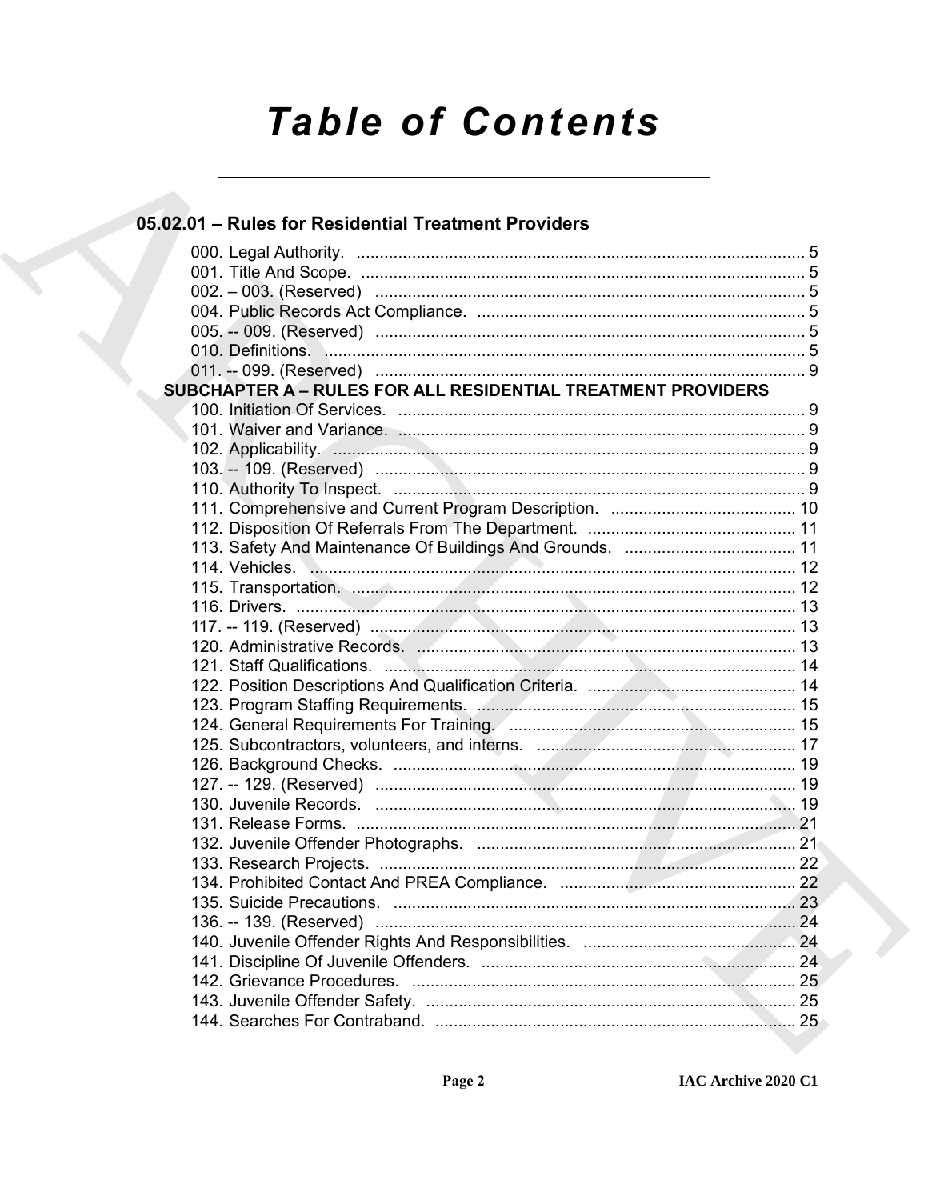# Table of Contents

## 05.02.01 – Rules for Residential Treatment Providers

000. Legal Authority. ........................................................................................... 5
001. Title And Scope. ............................................................................................. 5
002. – 003. (Reserved) ........................................................................................... 5
004. Public Records Act Compliance. ................................................................... 5
005. -- 009. (Reserved) .......................................................................................... 5
010. Definitions. .................................................................................................... 5
011. -- 099. (Reserved) .......................................................................................... 9

### SUBCHAPTER A – RULES FOR ALL RESIDENTIAL TREATMENT PROVIDERS

100. Initiation Of Services. ..................................................................................... 9
101. Waiver and Variance. ..................................................................................... 9
102. Applicability. .................................................................................................. 9
103. -- 109. (Reserved) .......................................................................................... 9
110. Authority To Inspect. ..................................................................................... 9
111. Comprehensive and Current Program Description. ...................................... 10
112. Disposition Of Referrals From The Department. .......................................... 11
113. Safety And Maintenance Of Buildings And Grounds. ................................... 11
114. Vehicles. ...................................................................................................... 12
115. Transportation. ............................................................................................. 12
116. Drivers. ........................................................................................................ 13
117. -- 119. (Reserved) ........................................................................................ 13
120. Administrative Records. .............................................................................. 13
121. Staff Qualifications. ..................................................................................... 14
122. Position Descriptions And Qualification Criteria. ......................................... 14
123. Program Staffing Requirements. ................................................................. 15
124. General Requirements For Training. ........................................................... 15
125. Subcontractors, volunteers, and interns. ..................................................... 17
126. Background Checks. ................................................................................... 19
127. -- 129. (Reserved) ........................................................................................ 19
130. Juvenile Records. ........................................................................................ 19
131. Release Forms. ........................................................................................... 21
132. Juvenile Offender Photographs. .................................................................. 21
133. Research Projects. ...................................................................................... 22
134. Prohibited Contact And PREA Compliance. ................................................ 22
135. Suicide Precautions. ................................................................................... 23
136. -- 139. (Reserved) ........................................................................................ 24
140. Juvenile Offender Rights And Responsibilities. ........................................... 24
141. Discipline Of Juvenile Offenders. ................................................................ 24
142. Grievance Procedures. ............................................................................... 25
143. Juvenile Offender Safety. ............................................................................ 25
144. Searches For Contraband. .......................................................................... 25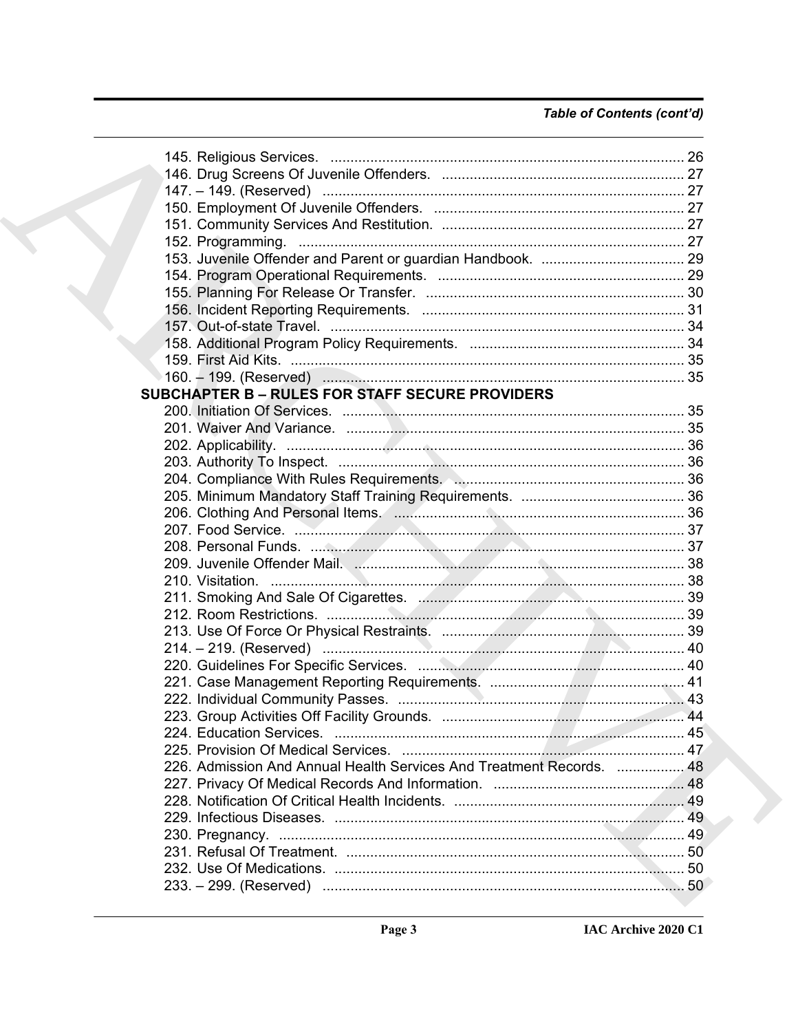*Table of Contents (cont'd)*

145. Religious Services. ........................................................................................ 26
146. Drug Screens Of Juvenile Offenders. ............................................................. 27
147. – 149. (Reserved) .......................................................................................... 27
150. Employment Of Juvenile Offenders. ............................................................... 27
151. Community Services And Restitution. ............................................................. 27
152. Programming. ................................................................................................ 27
153. Juvenile Offender and Parent or guardian Handbook. .................................... 29
154. Program Operational Requirements. .............................................................. 29
155. Planning For Release Or Transfer. ................................................................. 30
156. Incident Reporting Requirements. .................................................................. 31
157. Out-of-state Travel. ......................................................................................... 34
158. Additional Program Policy Requirements. ...................................................... 34
159. First Aid Kits. .................................................................................................. 35
160. – 199. (Reserved) .......................................................................................... 35

**SUBCHAPTER B – RULES FOR STAFF SECURE PROVIDERS**

200. Initiation Of Services. ...................................................................................... 35
201. Waiver And Variance. ..................................................................................... 35
202. Applicability. ................................................................................................... 36
203. Authority To Inspect. ....................................................................................... 36
204. Compliance With Rules Requirements. .......................................................... 36
205. Minimum Mandatory Staff Training Requirements. ......................................... 36
206. Clothing And Personal Items. ......................................................................... 36
207. Food Service. .................................................................................................. 37
208. Personal Funds. .............................................................................................. 37
209. Juvenile Offender Mail. ................................................................................... 38
210. Visitation. ........................................................................................................ 38
211. Smoking And Sale Of Cigarettes. ................................................................... 39
212. Room Restrictions. .......................................................................................... 39
213. Use Of Force Or Physical Restraints. ............................................................. 39
214. – 219. (Reserved) .......................................................................................... 40
220. Guidelines For Specific Services. ................................................................... 40
221. Case Management Reporting Requirements. ................................................. 41
222. Individual Community Passes. ........................................................................ 43
223. Group Activities Off Facility Grounds. ............................................................. 44
224. Education Services. ........................................................................................ 45
225. Provision Of Medical Services. ....................................................................... 47
226. Admission And Annual Health Services And Treatment Records. ................. 48
227. Privacy Of Medical Records And Information. ................................................ 48
228. Notification Of Critical Health Incidents. .......................................................... 49
229. Infectious Diseases. ........................................................................................ 49
230. Pregnancy. ...................................................................................................... 49
231. Refusal Of Treatment. ..................................................................................... 50
232. Use Of Medications. ........................................................................................ 50
233. – 299. (Reserved) .......................................................................................... 50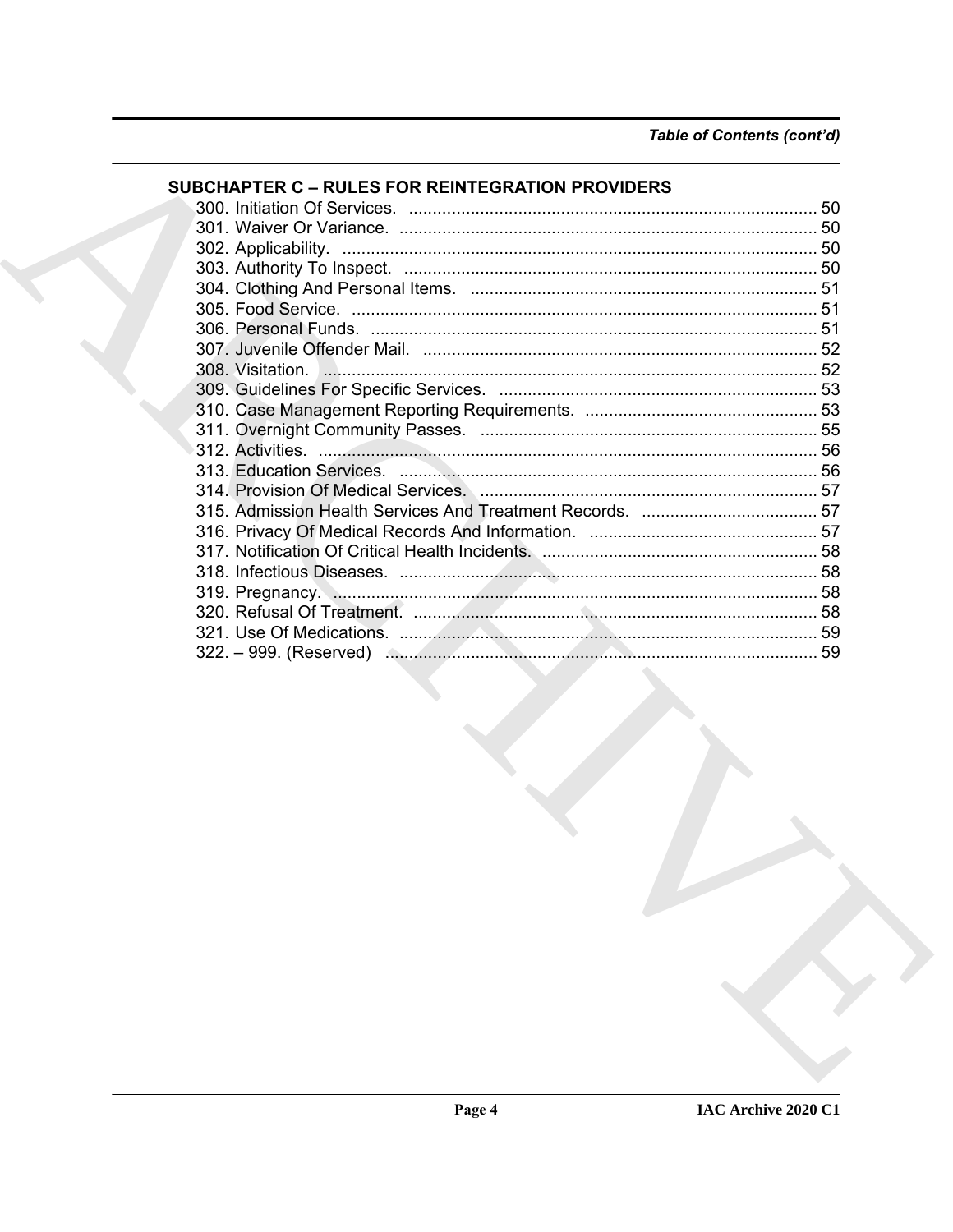## SUBCHAPTER C – RULES FOR REINTEGRATION PROVIDERS

300. Initiation Of Services. ..................................................................................... 50
301. Waiver Or Variance. ....................................................................................... 50
302. Applicability. ................................................................................................... 50
303. Authority To Inspect. ...................................................................................... 50
304. Clothing And Personal Items. ........................................................................ 51
305. Food Service. ................................................................................................. 51
306. Personal Funds. ............................................................................................. 51
307. Juvenile Offender Mail. .................................................................................. 52
308. Visitation. ....................................................................................................... 52
309. Guidelines For Specific Services. .................................................................. 53
310. Case Management Reporting Requirements. ................................................ 53
311. Overnight Community Passes. ...................................................................... 55
312. Activities. ....................................................................................................... 56
313. Education Services. ....................................................................................... 56
314. Provision Of Medical Services. ...................................................................... 57
315. Admission Health Services And Treatment Records. .................................... 57
316. Privacy Of Medical Records And Information. ............................................... 57
317. Notification Of Critical Health Incidents. ........................................................ 58
318. Infectious Diseases. ....................................................................................... 58
319. Pregnancy. ..................................................................................................... 58
320. Refusal Of Treatment. .................................................................................... 58
321. Use Of Medications. ....................................................................................... 59
322. – 999. (Reserved) .......................................................................................... 59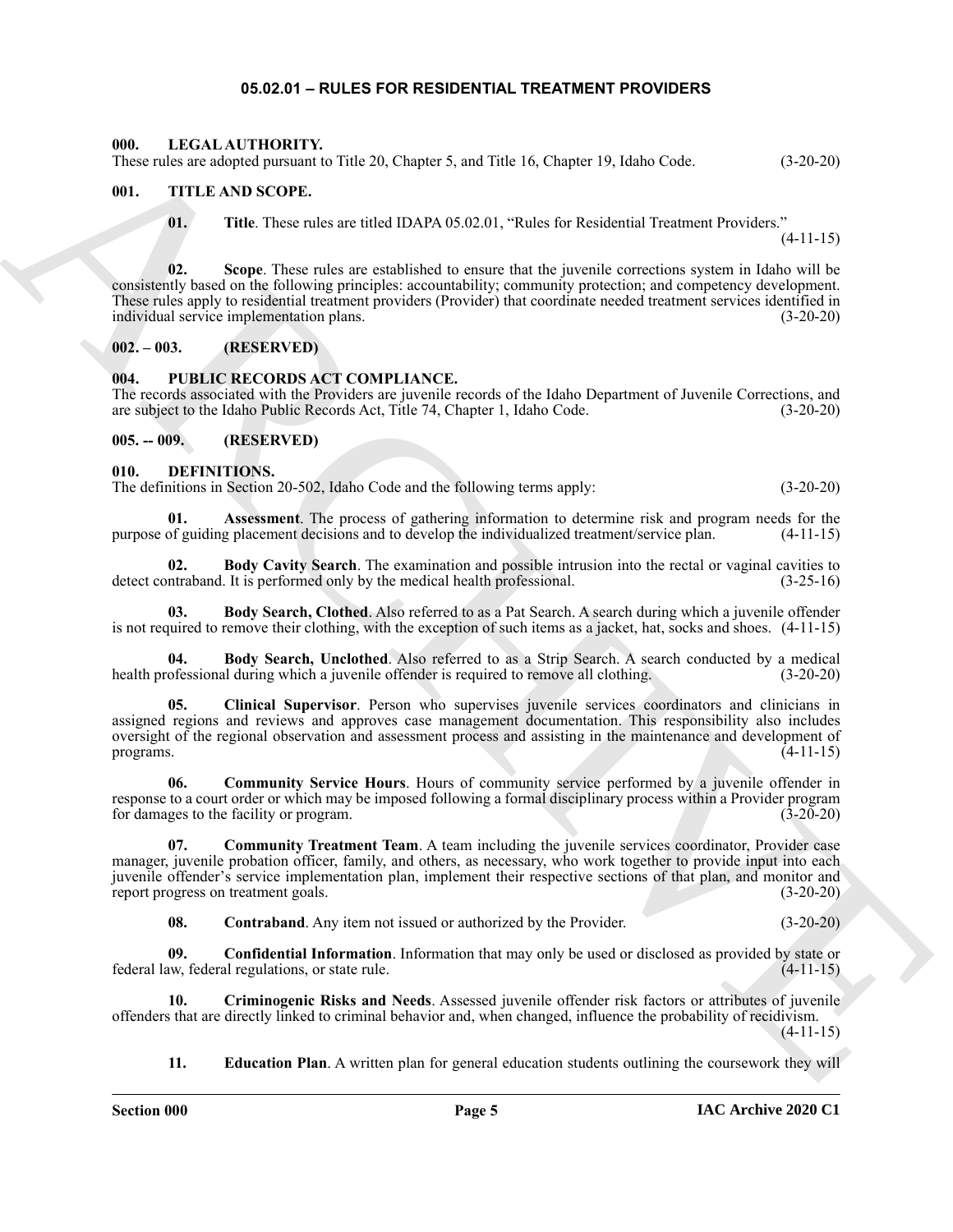# 05.02.01 – RULES FOR RESIDENTIAL TREATMENT PROVIDERS

## 000. LEGAL AUTHORITY.

These rules are adopted pursuant to Title 20, Chapter 5, and Title 16, Chapter 19, Idaho Code. (3-20-20)

## 001. TITLE AND SCOPE.

**01. Title**. These rules are titled IDAPA 05.02.01, "Rules for Residential Treatment Providers." (4-11-15)

**02. Scope**. These rules are established to ensure that the juvenile corrections system in Idaho will be consistently based on the following principles: accountability; community protection; and competency development. These rules apply to residential treatment providers (Provider) that coordinate needed treatment services identified in individual service implementation plans. (3-20-20)

## 002. – 003. (RESERVED)

## 004. PUBLIC RECORDS ACT COMPLIANCE.

The records associated with the Providers are juvenile records of the Idaho Department of Juvenile Corrections, and are subject to the Idaho Public Records Act, Title 74, Chapter 1, Idaho Code. (3-20-20)

## 005. -- 009. (RESERVED)

## 010. DEFINITIONS.

The definitions in Section 20-502, Idaho Code and the following terms apply: (3-20-20)

**01. Assessment**. The process of gathering information to determine risk and program needs for the purpose of guiding placement decisions and to develop the individualized treatment/service plan. (4-11-15)

**02. Body Cavity Search**. The examination and possible intrusion into the rectal or vaginal cavities to detect contraband. It is performed only by the medical health professional. (3-25-16)

**03. Body Search, Clothed**. Also referred to as a Pat Search. A search during which a juvenile offender is not required to remove their clothing, with the exception of such items as a jacket, hat, socks and shoes. (4-11-15)

**04. Body Search, Unclothed**. Also referred to as a Strip Search. A search conducted by a medical health professional during which a juvenile offender is required to remove all clothing. (3-20-20)

**05. Clinical Supervisor**. Person who supervises juvenile services coordinators and clinicians in assigned regions and reviews and approves case management documentation. This responsibility also includes oversight of the regional observation and assessment process and assisting in the maintenance and development of programs. (4-11-15)

**06. Community Service Hours**. Hours of community service performed by a juvenile offender in response to a court order or which may be imposed following a formal disciplinary process within a Provider program for damages to the facility or program. (3-20-20)

**07. Community Treatment Team**. A team including the juvenile services coordinator, Provider case manager, juvenile probation officer, family, and others, as necessary, who work together to provide input into each juvenile offender's service implementation plan, implement their respective sections of that plan, and monitor and report progress on treatment goals. (3-20-20)

**08. Contraband**. Any item not issued or authorized by the Provider. (3-20-20)

**09. Confidential Information**. Information that may only be used or disclosed as provided by state or federal law, federal regulations, or state rule. (4-11-15)

**10. Criminogenic Risks and Needs**. Assessed juvenile offender risk factors or attributes of juvenile offenders that are directly linked to criminal behavior and, when changed, influence the probability of recidivism. (4-11-15)

**11. Education Plan**. A written plan for general education students outlining the coursework they will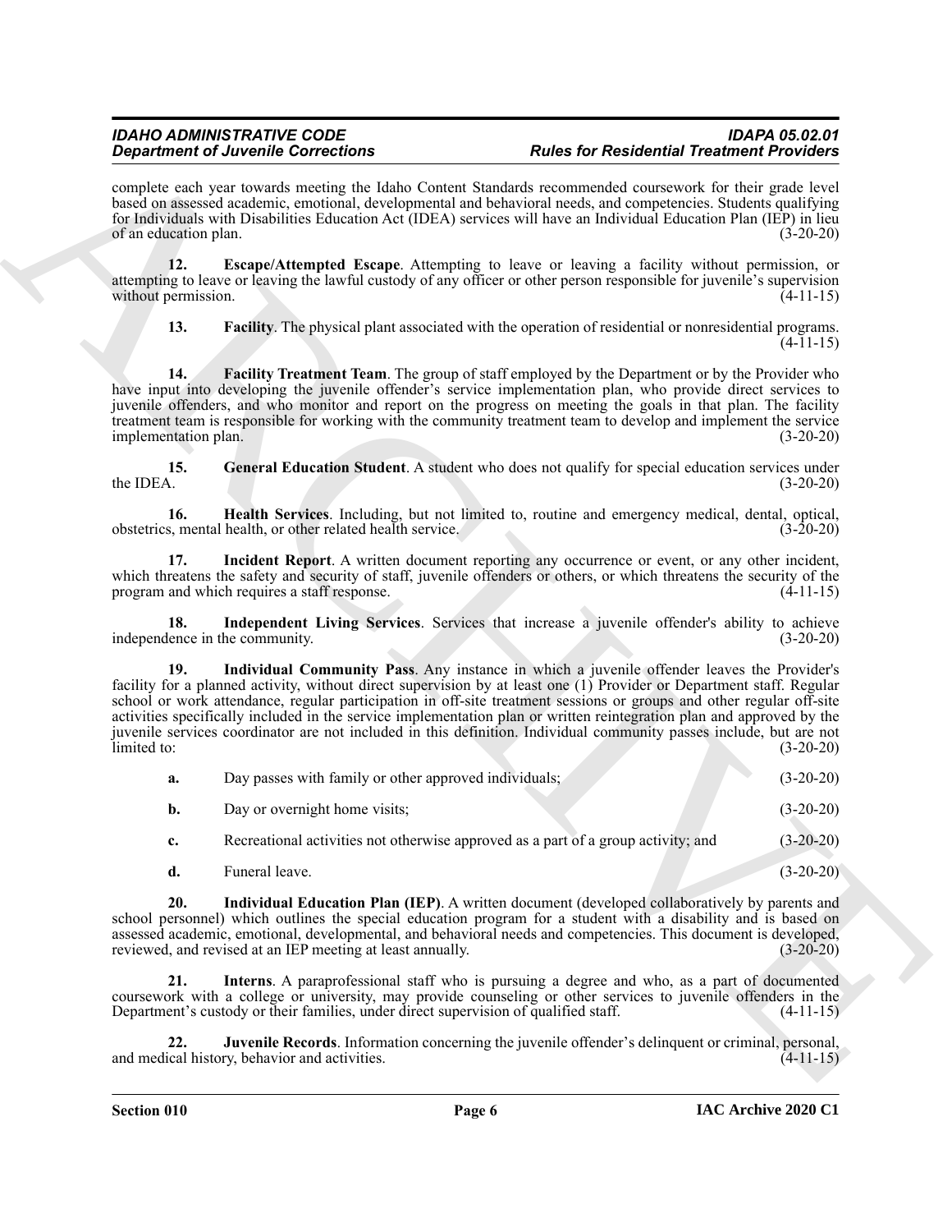complete each year towards meeting the Idaho Content Standards recommended coursework for their grade level based on assessed academic, emotional, developmental and behavioral needs, and competencies. Students qualifying for Individuals with Disabilities Education Act (IDEA) services will have an Individual Education Plan (IEP) in lieu of an education plan. (3-20-20)

**12. Escape/Attempted Escape**. Attempting to leave or leaving a facility without permission, or attempting to leave or leaving the lawful custody of any officer or other person responsible for juvenile's supervision without permission. (4-11-15)

**13. Facility**. The physical plant associated with the operation of residential or nonresidential programs. (4-11-15)

**14. Facility Treatment Team**. The group of staff employed by the Department or by the Provider who have input into developing the juvenile offender's service implementation plan, who provide direct services to juvenile offenders, and who monitor and report on the progress on meeting the goals in that plan. The facility treatment team is responsible for working with the community treatment team to develop and implement the service implementation plan. (3-20-20)

**15. General Education Student**. A student who does not qualify for special education services under the IDEA. (3-20-20)

**16. Health Services**. Including, but not limited to, routine and emergency medical, dental, optical, obstetrics, mental health, or other related health service. (3-20-20)

**17. Incident Report**. A written document reporting any occurrence or event, or any other incident, which threatens the safety and security of staff, juvenile offenders or others, or which threatens the security of the program and which requires a staff response. (4-11-15)

**18. Independent Living Services**. Services that increase a juvenile offender's ability to achieve independence in the community. (3-20-20)

**19. Individual Community Pass**. Any instance in which a juvenile offender leaves the Provider's facility for a planned activity, without direct supervision by at least one (1) Provider or Department staff. Regular school or work attendance, regular participation in off-site treatment sessions or groups and other regular off-site activities specifically included in the service implementation plan or written reintegration plan and approved by the juvenile services coordinator are not included in this definition. Individual community passes include, but are not limited to: (3-20-20)

**a.** Day passes with family or other approved individuals; (3-20-20)

**b.** Day or overnight home visits; (3-20-20)

**c.** Recreational activities not otherwise approved as a part of a group activity; and (3-20-20)

**d.** Funeral leave. (3-20-20)

**20. Individual Education Plan (IEP)**. A written document (developed collaboratively by parents and school personnel) which outlines the special education program for a student with a disability and is based on assessed academic, emotional, developmental, and behavioral needs and competencies. This document is developed, reviewed, and revised at an IEP meeting at least annually. (3-20-20)

**21. Interns**. A paraprofessional staff who is pursuing a degree and who, as a part of documented coursework with a college or university, may provide counseling or other services to juvenile offenders in the Department's custody or their families, under direct supervision of qualified staff. (4-11-15)

**22. Juvenile Records**. Information concerning the juvenile offender's delinquent or criminal, personal, and medical history, behavior and activities. (4-11-15)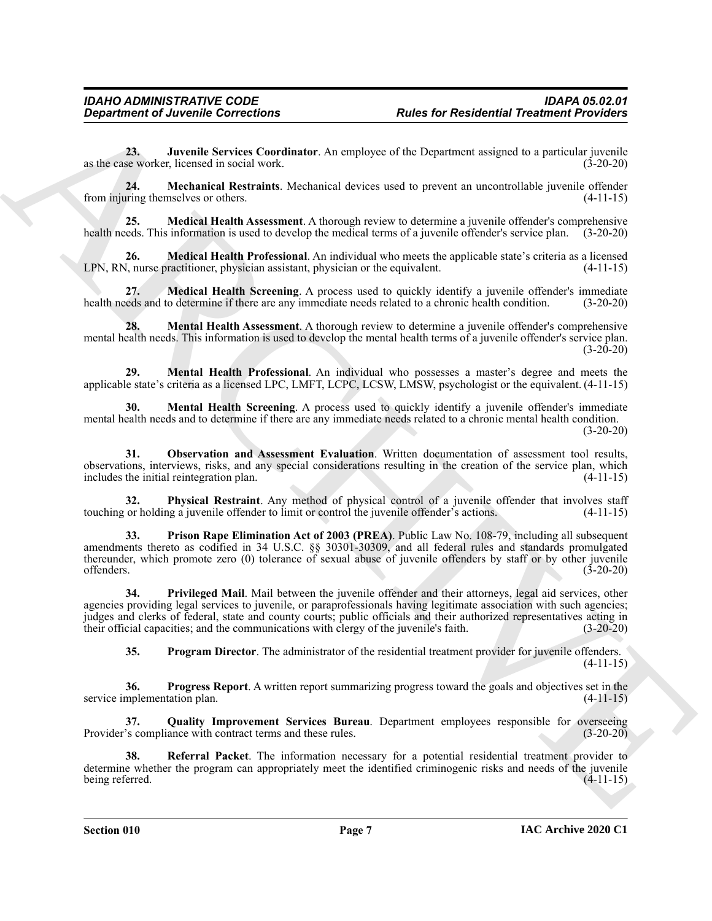**23. Juvenile Services Coordinator**. An employee of the Department assigned to a particular juvenile as the case worker, licensed in social work. (3-20-20)

**24. Mechanical Restraints**. Mechanical devices used to prevent an uncontrollable juvenile offender from injuring themselves or others. (4-11-15)

**25. Medical Health Assessment**. A thorough review to determine a juvenile offender's comprehensive health needs. This information is used to develop the medical terms of a juvenile offender's service plan. (3-20-20)

**26. Medical Health Professional**. An individual who meets the applicable state's criteria as a licensed LPN, RN, nurse practitioner, physician assistant, physician or the equivalent. (4-11-15)

**27. Medical Health Screening**. A process used to quickly identify a juvenile offender's immediate health needs and to determine if there are any immediate needs related to a chronic health condition. (3-20-20)

**28. Mental Health Assessment**. A thorough review to determine a juvenile offender's comprehensive mental health needs. This information is used to develop the mental health terms of a juvenile offender's service plan. (3-20-20)

**29. Mental Health Professional**. An individual who possesses a master's degree and meets the applicable state's criteria as a licensed LPC, LMFT, LCPC, LCSW, LMSW, psychologist or the equivalent. (4-11-15)

**30. Mental Health Screening**. A process used to quickly identify a juvenile offender's immediate mental health needs and to determine if there are any immediate needs related to a chronic mental health condition. (3-20-20)

**31. Observation and Assessment Evaluation**. Written documentation of assessment tool results, observations, interviews, risks, and any special considerations resulting in the creation of the service plan, which includes the initial reintegration plan. (4-11-15)

**32. Physical Restraint**. Any method of physical control of a juvenile offender that involves staff touching or holding a juvenile offender to limit or control the juvenile offender's actions. (4-11-15)

**33. Prison Rape Elimination Act of 2003 (PREA)**. Public Law No. 108-79, including all subsequent amendments thereto as codified in 34 U.S.C. §§ 30301-30309, and all federal rules and standards promulgated thereunder, which promote zero (0) tolerance of sexual abuse of juvenile offenders by staff or by other juvenile offenders. (3-20-20)

**34. Privileged Mail**. Mail between the juvenile offender and their attorneys, legal aid services, other agencies providing legal services to juvenile, or paraprofessionals having legitimate association with such agencies; judges and clerks of federal, state and county courts; public officials and their authorized representatives acting in their official capacities; and the communications with clergy of the juvenile's faith. (3-20-20)

**35. Program Director**. The administrator of the residential treatment provider for juvenile offenders. (4-11-15)

**36. Progress Report**. A written report summarizing progress toward the goals and objectives set in the service implementation plan. (4-11-15)

**37. Quality Improvement Services Bureau**. Department employees responsible for overseeing Provider's compliance with contract terms and these rules. (3-20-20)

**38. Referral Packet**. The information necessary for a potential residential treatment provider to determine whether the program can appropriately meet the identified criminogenic risks and needs of the juvenile being referred. (4-11-15)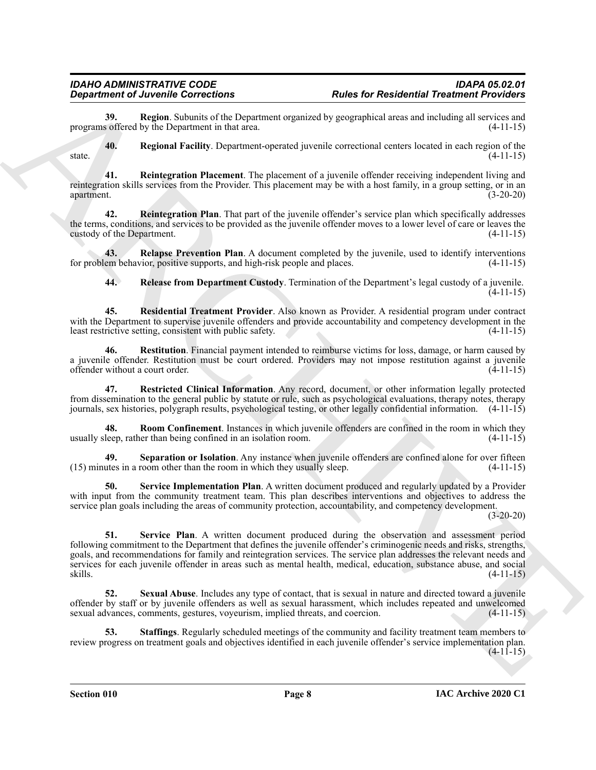**39. Region**. Subunits of the Department organized by geographical areas and including all services and programs offered by the Department in that area. (4-11-15)

**40. Regional Facility**. Department-operated juvenile correctional centers located in each region of the state. (4-11-15)

**41. Reintegration Placement**. The placement of a juvenile offender receiving independent living and reintegration skills services from the Provider. This placement may be with a host family, in a group setting, or in an apartment. (3-20-20)

**42. Reintegration Plan**. That part of the juvenile offender's service plan which specifically addresses the terms, conditions, and services to be provided as the juvenile offender moves to a lower level of care or leaves the custody of the Department. (4-11-15)

**43. Relapse Prevention Plan**. A document completed by the juvenile, used to identify interventions for problem behavior, positive supports, and high-risk people and places. (4-11-15)

**44. Release from Department Custody**. Termination of the Department's legal custody of a juvenile. (4-11-15)

**45. Residential Treatment Provider**. Also known as Provider. A residential program under contract with the Department to supervise juvenile offenders and provide accountability and competency development in the least restrictive setting, consistent with public safety. (4-11-15)

**46. Restitution**. Financial payment intended to reimburse victims for loss, damage, or harm caused by a juvenile offender. Restitution must be court ordered. Providers may not impose restitution against a juvenile offender without a court order. (4-11-15)

**47. Restricted Clinical Information**. Any record, document, or other information legally protected from dissemination to the general public by statute or rule, such as psychological evaluations, therapy notes, therapy journals, sex histories, polygraph results, psychological testing, or other legally confidential information. (4-11-15)

**48. Room Confinement**. Instances in which juvenile offenders are confined in the room in which they usually sleep, rather than being confined in an isolation room. (4-11-15)

**49. Separation or Isolation**. Any instance when juvenile offenders are confined alone for over fifteen (15) minutes in a room other than the room in which they usually sleep. (4-11-15)

**50. Service Implementation Plan**. A written document produced and regularly updated by a Provider with input from the community treatment team. This plan describes interventions and objectives to address the service plan goals including the areas of community protection, accountability, and competency development. (3-20-20)

**51. Service Plan**. A written document produced during the observation and assessment period following commitment to the Department that defines the juvenile offender's criminogenic needs and risks, strengths, goals, and recommendations for family and reintegration services. The service plan addresses the relevant needs and services for each juvenile offender in areas such as mental health, medical, education, substance abuse, and social skills. (4-11-15)

**52. Sexual Abuse**. Includes any type of contact, that is sexual in nature and directed toward a juvenile offender by staff or by juvenile offenders as well as sexual harassment, which includes repeated and unwelcomed sexual advances, comments, gestures, voyeurism, implied threats, and coercion. (4-11-15)

**53. Staffings**. Regularly scheduled meetings of the community and facility treatment team members to review progress on treatment goals and objectives identified in each juvenile offender's service implementation plan. (4-11-15)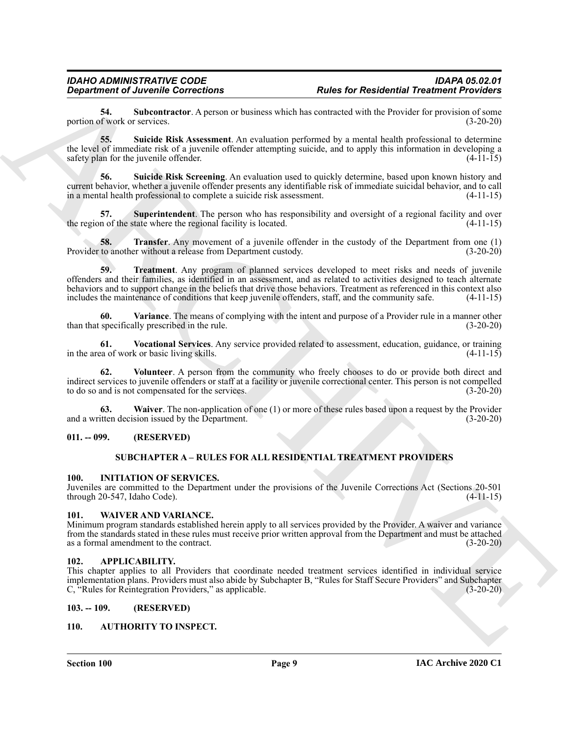**54. Subcontractor**. A person or business which has contracted with the Provider for provision of some portion of work or services. (3-20-20)

**55. Suicide Risk Assessment**. An evaluation performed by a mental health professional to determine the level of immediate risk of a juvenile offender attempting suicide, and to apply this information in developing a safety plan for the juvenile offender. (4-11-15)

**56. Suicide Risk Screening**. An evaluation used to quickly determine, based upon known history and current behavior, whether a juvenile offender presents any identifiable risk of immediate suicidal behavior, and to call in a mental health professional to complete a suicide risk assessment. (4-11-15)

**57. Superintendent**. The person who has responsibility and oversight of a regional facility and over the region of the state where the regional facility is located. (4-11-15)

**58. Transfer**. Any movement of a juvenile offender in the custody of the Department from one (1) Provider to another without a release from Department custody. (3-20-20)

**59. Treatment**. Any program of planned services developed to meet risks and needs of juvenile offenders and their families, as identified in an assessment, and as related to activities designed to teach alternate behaviors and to support change in the beliefs that drive those behaviors. Treatment as referenced in this context also includes the maintenance of conditions that keep juvenile offenders, staff, and the community safe. (4-11-15)

**60. Variance**. The means of complying with the intent and purpose of a Provider rule in a manner other than that specifically prescribed in the rule. (3-20-20)

**61. Vocational Services**. Any service provided related to assessment, education, guidance, or training in the area of work or basic living skills. (4-11-15)

**62. Volunteer**. A person from the community who freely chooses to do or provide both direct and indirect services to juvenile offenders or staff at a facility or juvenile correctional center. This person is not compelled to do so and is not compensated for the services. (3-20-20)

**63. Waiver**. The non-application of one (1) or more of these rules based upon a request by the Provider and a written decision issued by the Department. (3-20-20)

## 011. -- 099. (RESERVED)

## SUBCHAPTER A – RULES FOR ALL RESIDENTIAL TREATMENT PROVIDERS

## 100. INITIATION OF SERVICES.

Juveniles are committed to the Department under the provisions of the Juvenile Corrections Act (Sections 20-501 through 20-547, Idaho Code). (4-11-15)

## 101. WAIVER AND VARIANCE.

Minimum program standards established herein apply to all services provided by the Provider. A waiver and variance from the standards stated in these rules must receive prior written approval from the Department and must be attached as a formal amendment to the contract. (3-20-20)

## 102. APPLICABILITY.

This chapter applies to all Providers that coordinate needed treatment services identified in individual service implementation plans. Providers must also abide by Subchapter B, "Rules for Staff Secure Providers" and Subchapter C, "Rules for Reintegration Providers," as applicable. (3-20-20)

## 103. -- 109. (RESERVED)

## 110. AUTHORITY TO INSPECT.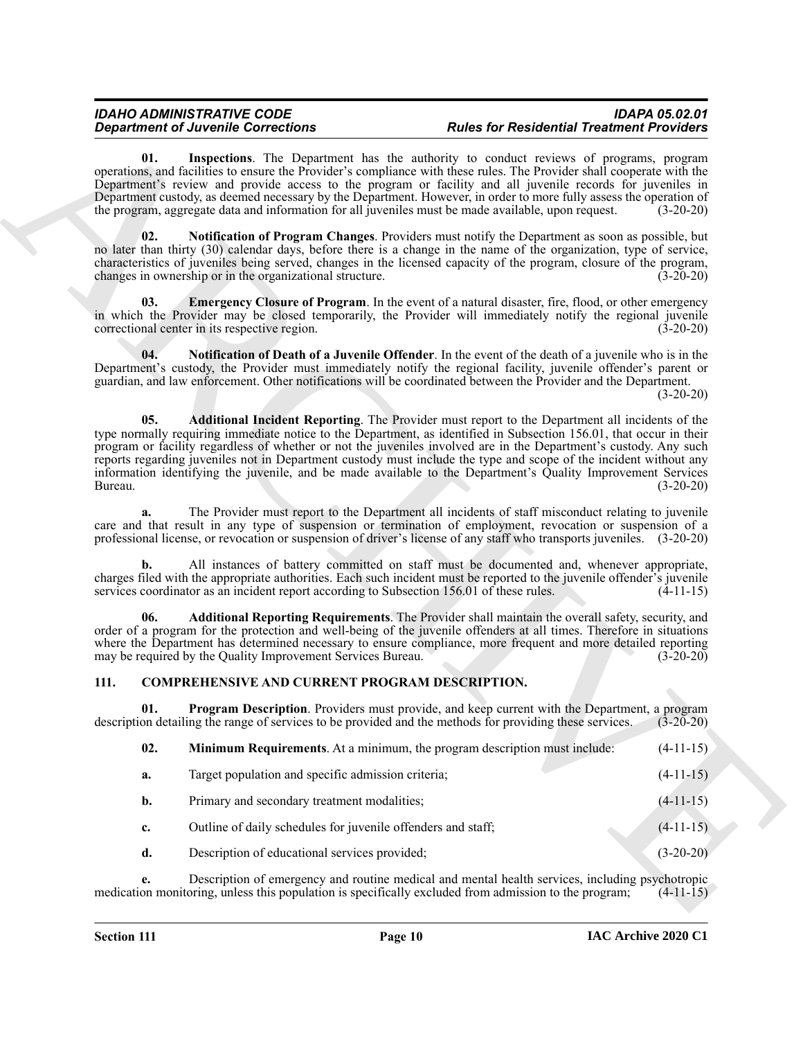**01. Inspections**. The Department has the authority to conduct reviews of programs, program operations, and facilities to ensure the Provider's compliance with these rules. The Provider shall cooperate with the Department's review and provide access to the program or facility and all juvenile records for juveniles in Department custody, as deemed necessary by the Department. However, in order to more fully assess the operation of the program, aggregate data and information for all juveniles must be made available, upon request. (3-20-20)

**02. Notification of Program Changes**. Providers must notify the Department as soon as possible, but no later than thirty (30) calendar days, before there is a change in the name of the organization, type of service, characteristics of juveniles being served, changes in the licensed capacity of the program, closure of the program, changes in ownership or in the organizational structure. (3-20-20)

**03. Emergency Closure of Program**. In the event of a natural disaster, fire, flood, or other emergency in which the Provider may be closed temporarily, the Provider will immediately notify the regional juvenile correctional center in its respective region. (3-20-20)

**04. Notification of Death of a Juvenile Offender**. In the event of the death of a juvenile who is in the Department's custody, the Provider must immediately notify the regional facility, juvenile offender's parent or guardian, and law enforcement. Other notifications will be coordinated between the Provider and the Department. (3-20-20)

**05. Additional Incident Reporting**. The Provider must report to the Department all incidents of the type normally requiring immediate notice to the Department, as identified in Subsection 156.01, that occur in their program or facility regardless of whether or not the juveniles involved are in the Department's custody. Any such reports regarding juveniles not in Department custody must include the type and scope of the incident without any information identifying the juvenile, and be made available to the Department's Quality Improvement Services Bureau. (3-20-20)

**a.** The Provider must report to the Department all incidents of staff misconduct relating to juvenile care and that result in any type of suspension or termination of employment, revocation or suspension of a professional license, or revocation or suspension of driver's license of any staff who transports juveniles. (3-20-20)

**b.** All instances of battery committed on staff must be documented and, whenever appropriate, charges filed with the appropriate authorities. Each such incident must be reported to the juvenile offender's juvenile services coordinator as an incident report according to Subsection 156.01 of these rules. (4-11-15)

**06. Additional Reporting Requirements**. The Provider shall maintain the overall safety, security, and order of a program for the protection and well-being of the juvenile offenders at all times. Therefore in situations where the Department has determined necessary to ensure compliance, more frequent and more detailed reporting may be required by the Quality Improvement Services Bureau. (3-20-20)

## 111. COMPREHENSIVE AND CURRENT PROGRAM DESCRIPTION.

**01. Program Description**. Providers must provide, and keep current with the Department, a program description detailing the range of services to be provided and the methods for providing these services. (3-20-20)

**02. Minimum Requirements**. At a minimum, the program description must include: (4-11-15)

**a.** Target population and specific admission criteria; (4-11-15)

**b.** Primary and secondary treatment modalities; (4-11-15)

**c.** Outline of daily schedules for juvenile offenders and staff; (4-11-15)

**d.** Description of educational services provided; (3-20-20)

**e.** Description of emergency and routine medical and mental health services, including psychotropic medication monitoring, unless this population is specifically excluded from admission to the program; (4-11-15)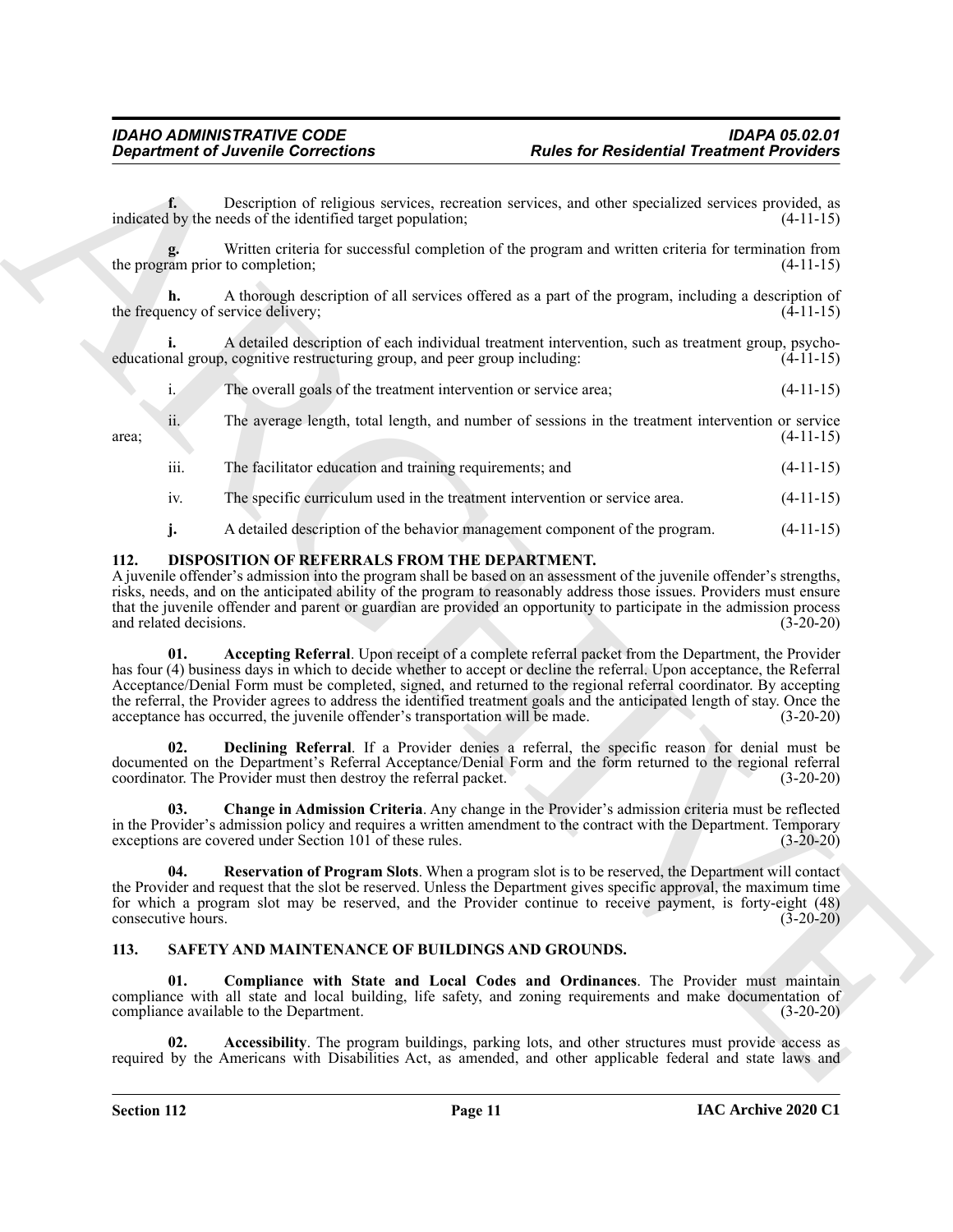**f.** Description of religious services, recreation services, and other specialized services provided, as indicated by the needs of the identified target population; (4-11-15)

**g.** Written criteria for successful completion of the program and written criteria for termination from the program prior to completion; (4-11-15)

**h.** A thorough description of all services offered as a part of the program, including a description of the frequency of service delivery; (4-11-15)

**i.** A detailed description of each individual treatment intervention, such as treatment group, psycho-educational group, cognitive restructuring group, and peer group including: (4-11-15)

i. The overall goals of the treatment intervention or service area; (4-11-15)

ii. The average length, total length, and number of sessions in the treatment intervention or service area; (4-11-15)

iii. The facilitator education and training requirements; and (4-11-15)

iv. The specific curriculum used in the treatment intervention or service area. (4-11-15)

**j.** A detailed description of the behavior management component of the program. (4-11-15)

## 112. DISPOSITION OF REFERRALS FROM THE DEPARTMENT.

A juvenile offender's admission into the program shall be based on an assessment of the juvenile offender's strengths, risks, needs, and on the anticipated ability of the program to reasonably address those issues. Providers must ensure that the juvenile offender and parent or guardian are provided an opportunity to participate in the admission process and related decisions. (3-20-20)

**01. Accepting Referral**. Upon receipt of a complete referral packet from the Department, the Provider has four (4) business days in which to decide whether to accept or decline the referral. Upon acceptance, the Referral Acceptance/Denial Form must be completed, signed, and returned to the regional referral coordinator. By accepting the referral, the Provider agrees to address the identified treatment goals and the anticipated length of stay. Once the acceptance has occurred, the juvenile offender's transportation will be made. (3-20-20)

**02. Declining Referral**. If a Provider denies a referral, the specific reason for denial must be documented on the Department's Referral Acceptance/Denial Form and the form returned to the regional referral coordinator. The Provider must then destroy the referral packet. (3-20-20)

**03. Change in Admission Criteria**. Any change in the Provider's admission criteria must be reflected in the Provider's admission policy and requires a written amendment to the contract with the Department. Temporary exceptions are covered under Section 101 of these rules. (3-20-20)

**04. Reservation of Program Slots**. When a program slot is to be reserved, the Department will contact the Provider and request that the slot be reserved. Unless the Department gives specific approval, the maximum time for which a program slot may be reserved, and the Provider continue to receive payment, is forty-eight (48) consecutive hours. (3-20-20)

## 113. SAFETY AND MAINTENANCE OF BUILDINGS AND GROUNDS.

**01. Compliance with State and Local Codes and Ordinances**. The Provider must maintain compliance with all state and local building, life safety, and zoning requirements and make documentation of compliance available to the Department. (3-20-20)

**02. Accessibility**. The program buildings, parking lots, and other structures must provide access as required by the Americans with Disabilities Act, as amended, and other applicable federal and state laws and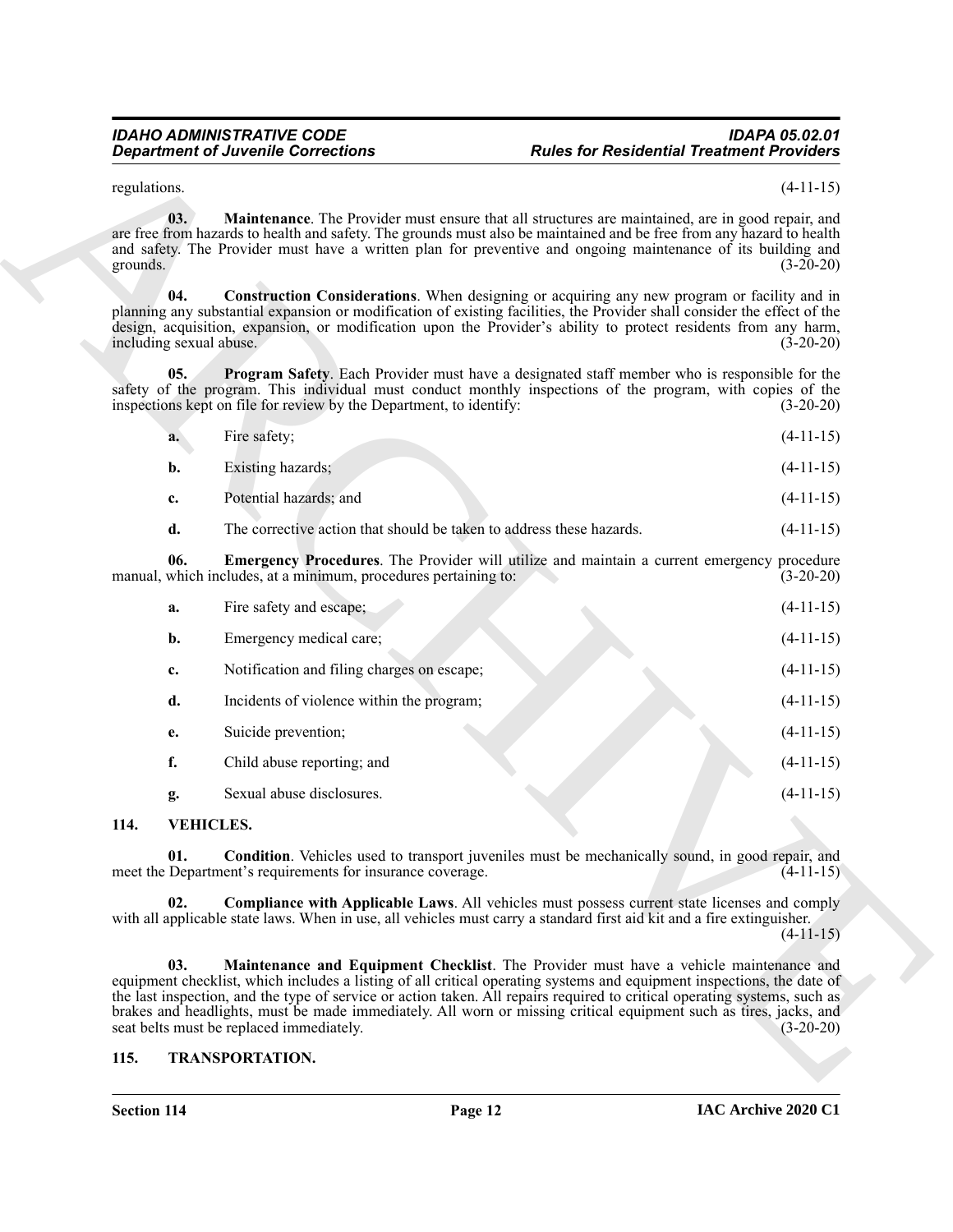regulations. (4-11-15)

**03. Maintenance**. The Provider must ensure that all structures are maintained, are in good repair, and are free from hazards to health and safety. The grounds must also be maintained and be free from any hazard to health and safety. The Provider must have a written plan for preventive and ongoing maintenance of its building and grounds. (3-20-20)

**04. Construction Considerations**. When designing or acquiring any new program or facility and in planning any substantial expansion or modification of existing facilities, the Provider shall consider the effect of the design, acquisition, expansion, or modification upon the Provider's ability to protect residents from any harm, including sexual abuse. (3-20-20)

**05. Program Safety**. Each Provider must have a designated staff member who is responsible for the safety of the program. This individual must conduct monthly inspections of the program, with copies of the inspections kept on file for review by the Department, to identify: (3-20-20)

**a.** Fire safety; (4-11-15)

**b.** Existing hazards; (4-11-15)

**c.** Potential hazards; and (4-11-15)

**d.** The corrective action that should be taken to address these hazards. (4-11-15)

**06. Emergency Procedures**. The Provider will utilize and maintain a current emergency procedure manual, which includes, at a minimum, procedures pertaining to: (3-20-20)

**a.** Fire safety and escape; (4-11-15)

**b.** Emergency medical care; (4-11-15)

**c.** Notification and filing charges on escape; (4-11-15)

**d.** Incidents of violence within the program; (4-11-15)

**e.** Suicide prevention; (4-11-15)

**f.** Child abuse reporting; and (4-11-15)

**g.** Sexual abuse disclosures. (4-11-15)

## 114. VEHICLES.

**01. Condition**. Vehicles used to transport juveniles must be mechanically sound, in good repair, and meet the Department's requirements for insurance coverage. (4-11-15)

**02. Compliance with Applicable Laws**. All vehicles must possess current state licenses and comply with all applicable state laws. When in use, all vehicles must carry a standard first aid kit and a fire extinguisher. (4-11-15)

**03. Maintenance and Equipment Checklist**. The Provider must have a vehicle maintenance and equipment checklist, which includes a listing of all critical operating systems and equipment inspections, the date of the last inspection, and the type of service or action taken. All repairs required to critical operating systems, such as brakes and headlights, must be made immediately. All worn or missing critical equipment such as tires, jacks, and seat belts must be replaced immediately. (3-20-20)

## 115. TRANSPORTATION.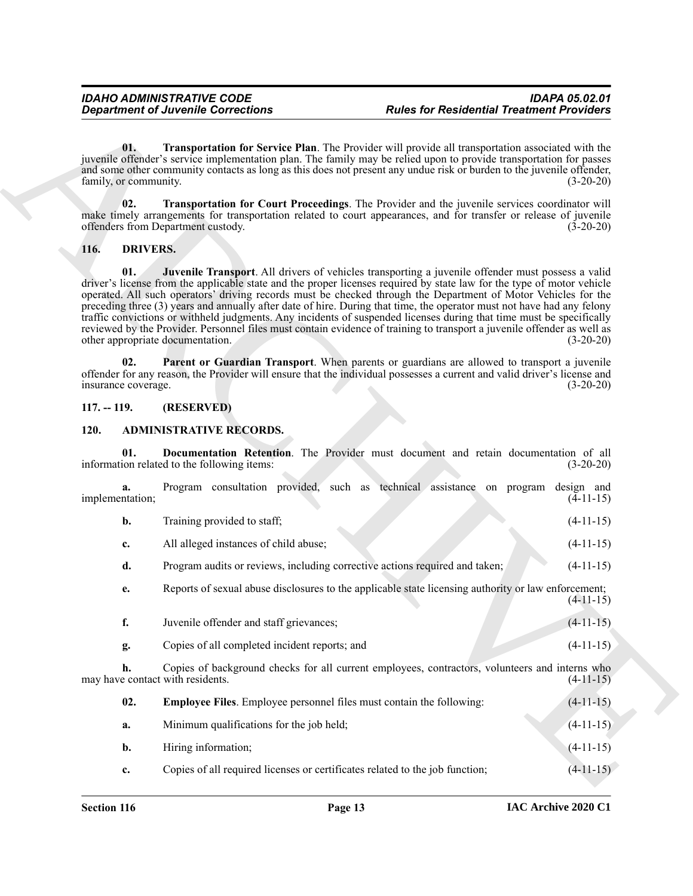**01. Transportation for Service Plan**. The Provider will provide all transportation associated with the juvenile offender's service implementation plan. The family may be relied upon to provide transportation for passes and some other community contacts as long as this does not present any undue risk or burden to the juvenile offender, family, or community. (3-20-20)

**02. Transportation for Court Proceedings**. The Provider and the juvenile services coordinator will make timely arrangements for transportation related to court appearances, and for transfer or release of juvenile offenders from Department custody. (3-20-20)

## 116. DRIVERS.

**01. Juvenile Transport**. All drivers of vehicles transporting a juvenile offender must possess a valid driver's license from the applicable state and the proper licenses required by state law for the type of motor vehicle operated. All such operators' driving records must be checked through the Department of Motor Vehicles for the preceding three (3) years and annually after date of hire. During that time, the operator must not have had any felony traffic convictions or withheld judgments. Any incidents of suspended licenses during that time must be specifically reviewed by the Provider. Personnel files must contain evidence of training to transport a juvenile offender as well as other appropriate documentation. (3-20-20)

**02. Parent or Guardian Transport**. When parents or guardians are allowed to transport a juvenile offender for any reason, the Provider will ensure that the individual possesses a current and valid driver's license and insurance coverage. (3-20-20)

## 117. -- 119. (RESERVED)

## 120. ADMINISTRATIVE RECORDS.

**01. Documentation Retention**. The Provider must document and retain documentation of all information related to the following items: (3-20-20)

**a.** Program consultation provided, such as technical assistance on program design and implementation; (4-11-15)

**b.** Training provided to staff; (4-11-15)

**c.** All alleged instances of child abuse; (4-11-15)

**d.** Program audits or reviews, including corrective actions required and taken; (4-11-15)

**e.** Reports of sexual abuse disclosures to the applicable state licensing authority or law enforcement; (4-11-15)

**f.** Juvenile offender and staff grievances; (4-11-15)

**g.** Copies of all completed incident reports; and (4-11-15)

**h.** Copies of background checks for all current employees, contractors, volunteers and interns who may have contact with residents. (4-11-15)

**02. Employee Files**. Employee personnel files must contain the following: (4-11-15)

**a.** Minimum qualifications for the job held; (4-11-15)

**b.** Hiring information; (4-11-15)

**c.** Copies of all required licenses or certificates related to the job function; (4-11-15)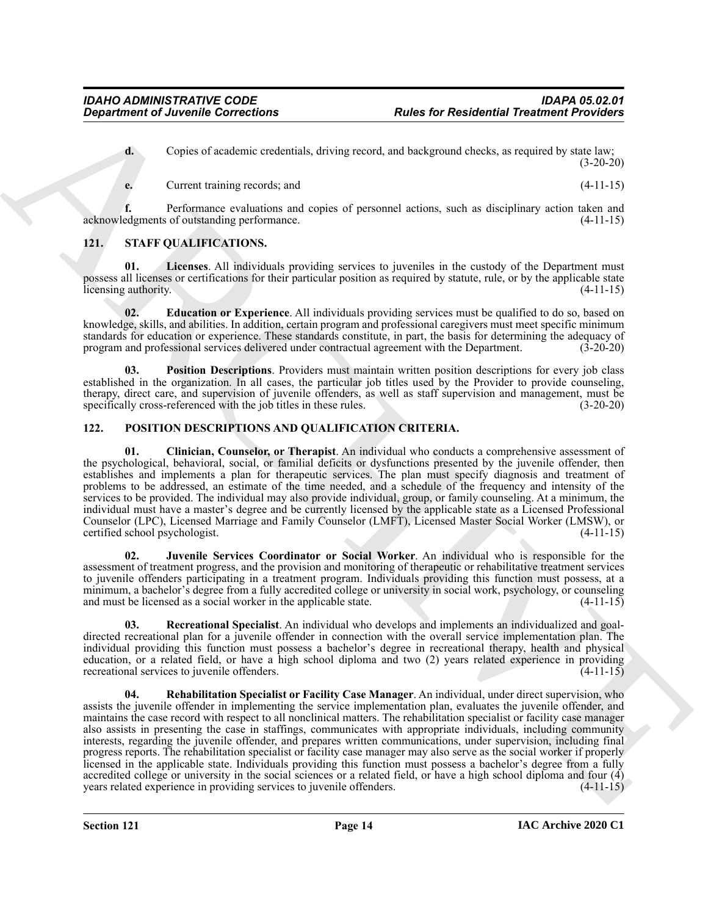**d.** Copies of academic credentials, driving record, and background checks, as required by state law; (3-20-20)

**e.** Current training records; and (4-11-15)

**f.** Performance evaluations and copies of personnel actions, such as disciplinary action taken and acknowledgments of outstanding performance. (4-11-15)

## 121. STAFF QUALIFICATIONS.

**01. Licenses**. All individuals providing services to juveniles in the custody of the Department must possess all licenses or certifications for their particular position as required by statute, rule, or by the applicable state licensing authority. (4-11-15)

**02. Education or Experience**. All individuals providing services must be qualified to do so, based on knowledge, skills, and abilities. In addition, certain program and professional caregivers must meet specific minimum standards for education or experience. These standards constitute, in part, the basis for determining the adequacy of program and professional services delivered under contractual agreement with the Department. (3-20-20)

**03. Position Descriptions**. Providers must maintain written position descriptions for every job class established in the organization. In all cases, the particular job titles used by the Provider to provide counseling, therapy, direct care, and supervision of juvenile offenders, as well as staff supervision and management, must be specifically cross-referenced with the job titles in these rules. (3-20-20)

## 122. POSITION DESCRIPTIONS AND QUALIFICATION CRITERIA.

**01. Clinician, Counselor, or Therapist**. An individual who conducts a comprehensive assessment of the psychological, behavioral, social, or familial deficits or dysfunctions presented by the juvenile offender, then establishes and implements a plan for therapeutic services. The plan must specify diagnosis and treatment of problems to be addressed, an estimate of the time needed, and a schedule of the frequency and intensity of the services to be provided. The individual may also provide individual, group, or family counseling. At a minimum, the individual must have a master's degree and be currently licensed by the applicable state as a Licensed Professional Counselor (LPC), Licensed Marriage and Family Counselor (LMFT), Licensed Master Social Worker (LMSW), or certified school psychologist. (4-11-15)

**02. Juvenile Services Coordinator or Social Worker**. An individual who is responsible for the assessment of treatment progress, and the provision and monitoring of therapeutic or rehabilitative treatment services to juvenile offenders participating in a treatment program. Individuals providing this function must possess, at a minimum, a bachelor's degree from a fully accredited college or university in social work, psychology, or counseling and must be licensed as a social worker in the applicable state. (4-11-15)

**03. Recreational Specialist**. An individual who develops and implements an individualized and goal-directed recreational plan for a juvenile offender in connection with the overall service implementation plan. The individual providing this function must possess a bachelor's degree in recreational therapy, health and physical education, or a related field, or have a high school diploma and two (2) years related experience in providing recreational services to juvenile offenders. (4-11-15)

**04. Rehabilitation Specialist or Facility Case Manager**. An individual, under direct supervision, who assists the juvenile offender in implementing the service implementation plan, evaluates the juvenile offender, and maintains the case record with respect to all nonclinical matters. The rehabilitation specialist or facility case manager also assists in presenting the case in staffings, communicates with appropriate individuals, including community interests, regarding the juvenile offender, and prepares written communications, under supervision, including final progress reports. The rehabilitation specialist or facility case manager may also serve as the social worker if properly licensed in the applicable state. Individuals providing this function must possess a bachelor's degree from a fully accredited college or university in the social sciences or a related field, or have a high school diploma and four (4) years related experience in providing services to juvenile offenders. (4-11-15)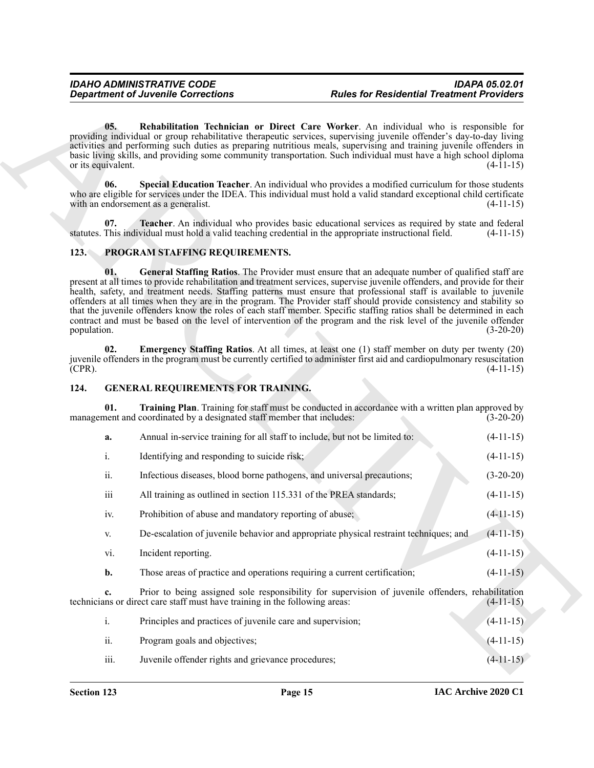**05. Rehabilitation Technician or Direct Care Worker**. An individual who is responsible for providing individual or group rehabilitative therapeutic services, supervising juvenile offender's day-to-day living activities and performing such duties as preparing nutritious meals, supervising and training juvenile offenders in basic living skills, and providing some community transportation. Such individual must have a high school diploma or its equivalent. (4-11-15)

**06. Special Education Teacher**. An individual who provides a modified curriculum for those students who are eligible for services under the IDEA. This individual must hold a valid standard exceptional child certificate with an endorsement as a generalist. (4-11-15)

**07. Teacher**. An individual who provides basic educational services as required by state and federal statutes. This individual must hold a valid teaching credential in the appropriate instructional field. (4-11-15)

## 123. PROGRAM STAFFING REQUIREMENTS.

**01. General Staffing Ratios**. The Provider must ensure that an adequate number of qualified staff are present at all times to provide rehabilitation and treatment services, supervise juvenile offenders, and provide for their health, safety, and treatment needs. Staffing patterns must ensure that professional staff is available to juvenile offenders at all times when they are in the program. The Provider staff should provide consistency and stability so that the juvenile offenders know the roles of each staff member. Specific staffing ratios shall be determined in each contract and must be based on the level of intervention of the program and the risk level of the juvenile offender population. (3-20-20)

**02. Emergency Staffing Ratios**. At all times, at least one (1) staff member on duty per twenty (20) juvenile offenders in the program must be currently certified to administer first aid and cardiopulmonary resuscitation (CPR). (4-11-15)

## 124. GENERAL REQUIREMENTS FOR TRAINING.

**01. Training Plan**. Training for staff must be conducted in accordance with a written plan approved by management and coordinated by a designated staff member that includes: (3-20-20)

**a.** Annual in-service training for all staff to include, but not be limited to: (4-11-15)

i. Identifying and responding to suicide risk; (4-11-15)

ii. Infectious diseases, blood borne pathogens, and universal precautions; (3-20-20)

iii All training as outlined in section 115.331 of the PREA standards; (4-11-15)

iv. Prohibition of abuse and mandatory reporting of abuse; (4-11-15)

v. De-escalation of juvenile behavior and appropriate physical restraint techniques; and (4-11-15)

vi. Incident reporting. (4-11-15)

**b.** Those areas of practice and operations requiring a current certification; (4-11-15)

**c.** Prior to being assigned sole responsibility for supervision of juvenile offenders, rehabilitation technicians or direct care staff must have training in the following areas: (4-11-15)

i. Principles and practices of juvenile care and supervision; (4-11-15)

ii. Program goals and objectives; (4-11-15)

iii. Juvenile offender rights and grievance procedures; (4-11-15)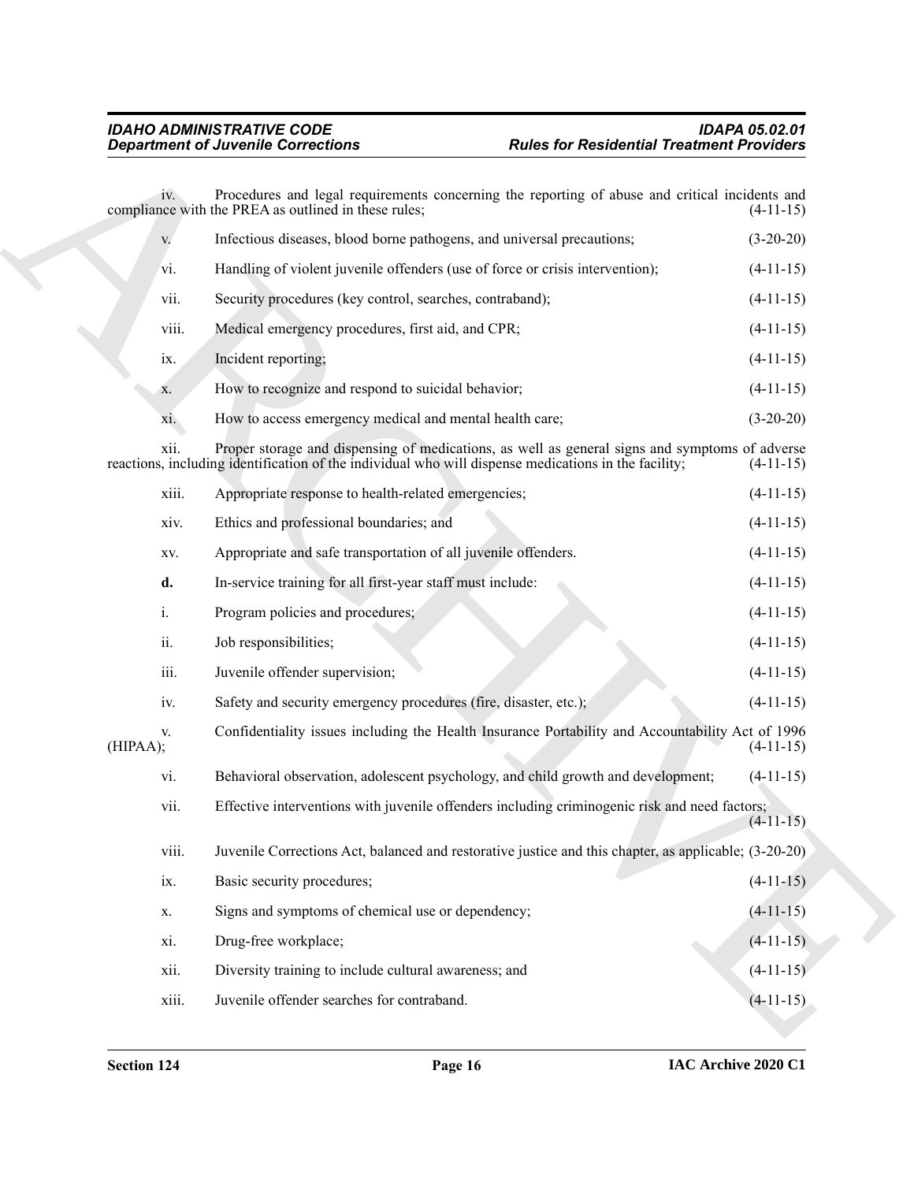iv. Procedures and legal requirements concerning the reporting of abuse and critical incidents and compliance with the PREA as outlined in these rules; (4-11-15)

v. Infectious diseases, blood borne pathogens, and universal precautions; (3-20-20)

vi. Handling of violent juvenile offenders (use of force or crisis intervention); (4-11-15)

vii. Security procedures (key control, searches, contraband); (4-11-15)

viii. Medical emergency procedures, first aid, and CPR; (4-11-15)

ix. Incident reporting; (4-11-15)

x. How to recognize and respond to suicidal behavior; (4-11-15)

xi. How to access emergency medical and mental health care; (3-20-20)

xii. Proper storage and dispensing of medications, as well as general signs and symptoms of adverse reactions, including identification of the individual who will dispense medications in the facility; (4-11-15)

xiii. Appropriate response to health-related emergencies; (4-11-15)

xiv. Ethics and professional boundaries; and (4-11-15)

xv. Appropriate and safe transportation of all juvenile offenders. (4-11-15)

**d.** In-service training for all first-year staff must include: (4-11-15)

i. Program policies and procedures; (4-11-15)

ii. Job responsibilities; (4-11-15)

iii. Juvenile offender supervision; (4-11-15)

iv. Safety and security emergency procedures (fire, disaster, etc.); (4-11-15)

v. Confidentiality issues including the Health Insurance Portability and Accountability Act of 1996 (HIPAA); (4-11-15)

vi. Behavioral observation, adolescent psychology, and child growth and development; (4-11-15)

vii. Effective interventions with juvenile offenders including criminogenic risk and need factors; (4-11-15)

viii. Juvenile Corrections Act, balanced and restorative justice and this chapter, as applicable; (3-20-20)

ix. Basic security procedures; (4-11-15)

x. Signs and symptoms of chemical use or dependency; (4-11-15)

xi. Drug-free workplace; (4-11-15)

xii. Diversity training to include cultural awareness; and (4-11-15)

xiii. Juvenile offender searches for contraband. (4-11-15)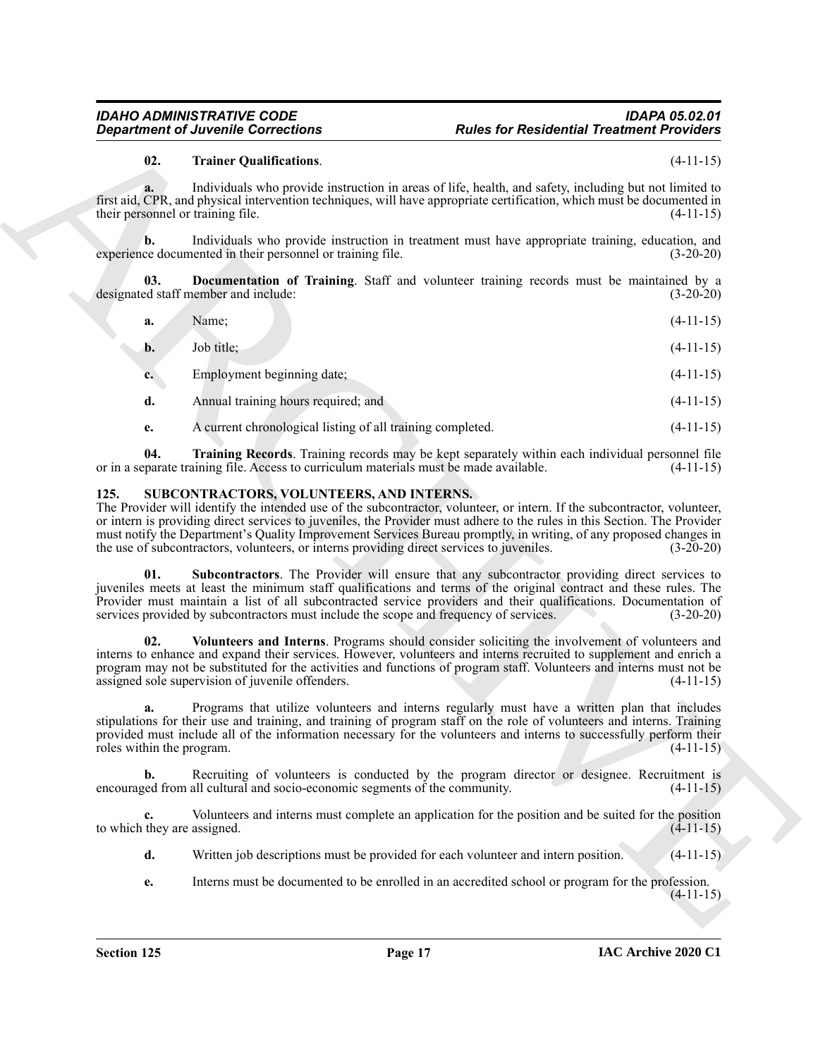**02. Trainer Qualifications**. (4-11-15)

**a.** Individuals who provide instruction in areas of life, health, and safety, including but not limited to first aid, CPR, and physical intervention techniques, will have appropriate certification, which must be documented in their personnel or training file. (4-11-15)

**b.** Individuals who provide instruction in treatment must have appropriate training, education, and experience documented in their personnel or training file. (3-20-20)

**03. Documentation of Training**. Staff and volunteer training records must be maintained by a designated staff member and include: (3-20-20)

**a.** Name; (4-11-15)

**b.** Job title; (4-11-15)

**c.** Employment beginning date; (4-11-15)

**d.** Annual training hours required; and (4-11-15)

**e.** A current chronological listing of all training completed. (4-11-15)

**04. Training Records**. Training records may be kept separately within each individual personnel file or in a separate training file. Access to curriculum materials must be made available. (4-11-15)

## 125. SUBCONTRACTORS, VOLUNTEERS, AND INTERNS.

The Provider will identify the intended use of the subcontractor, volunteer, or intern. If the subcontractor, volunteer, or intern is providing direct services to juveniles, the Provider must adhere to the rules in this Section. The Provider must notify the Department's Quality Improvement Services Bureau promptly, in writing, of any proposed changes in the use of subcontractors, volunteers, or interns providing direct services to juveniles. (3-20-20)

**01. Subcontractors**. The Provider will ensure that any subcontractor providing direct services to juveniles meets at least the minimum staff qualifications and terms of the original contract and these rules. The Provider must maintain a list of all subcontracted service providers and their qualifications. Documentation of services provided by subcontractors must include the scope and frequency of services. (3-20-20)

**02. Volunteers and Interns**. Programs should consider soliciting the involvement of volunteers and interns to enhance and expand their services. However, volunteers and interns recruited to supplement and enrich a program may not be substituted for the activities and functions of program staff. Volunteers and interns must not be assigned sole supervision of juvenile offenders. (4-11-15)

**a.** Programs that utilize volunteers and interns regularly must have a written plan that includes stipulations for their use and training, and training of program staff on the role of volunteers and interns. Training provided must include all of the information necessary for the volunteers and interns to successfully perform their roles within the program. (4-11-15)

**b.** Recruiting of volunteers is conducted by the program director or designee. Recruitment is encouraged from all cultural and socio-economic segments of the community. (4-11-15)

**c.** Volunteers and interns must complete an application for the position and be suited for the position to which they are assigned. (4-11-15)

**d.** Written job descriptions must be provided for each volunteer and intern position. (4-11-15)

**e.** Interns must be documented to be enrolled in an accredited school or program for the profession. (4-11-15)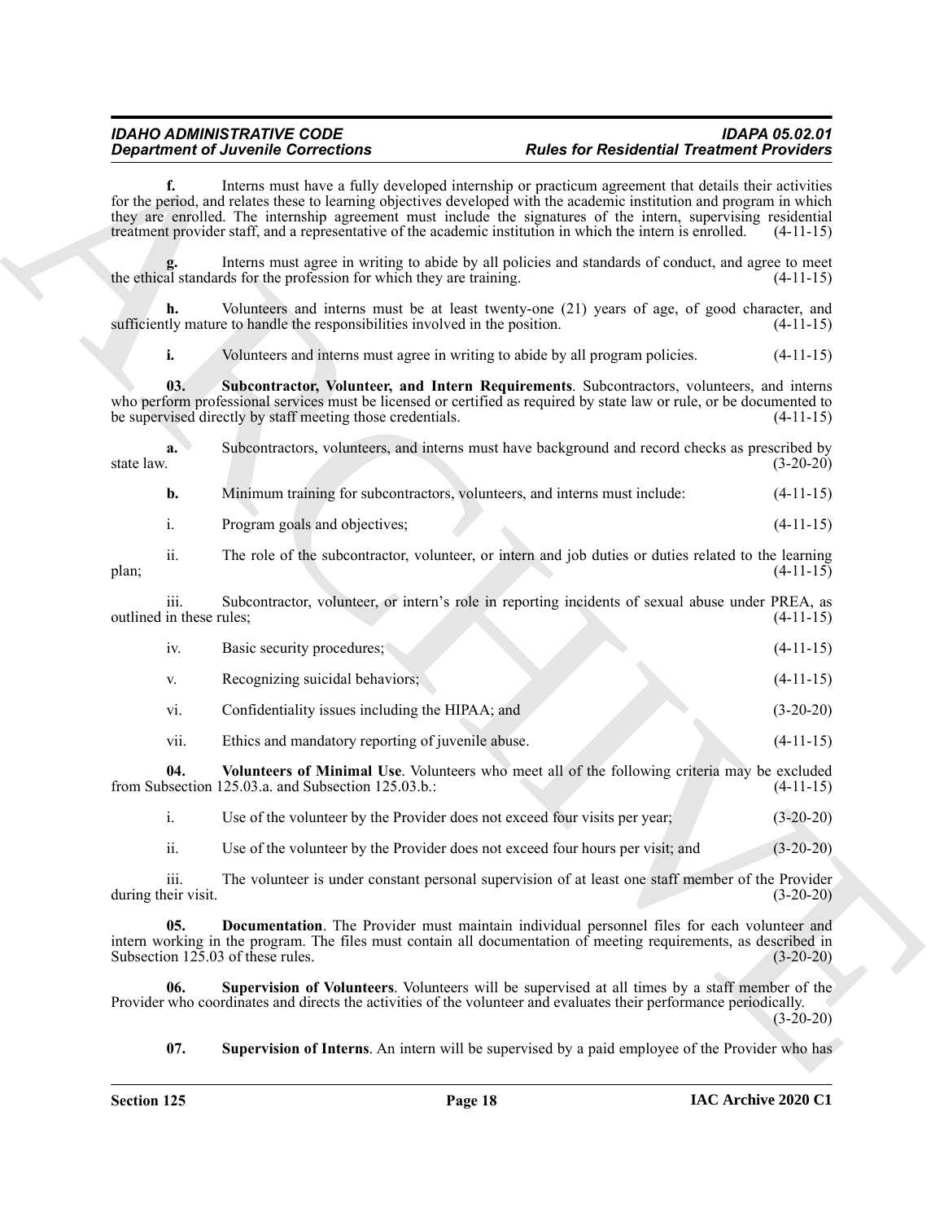**f.** Interns must have a fully developed internship or practicum agreement that details their activities for the period, and relates these to learning objectives developed with the academic institution and program in which they are enrolled. The internship agreement must include the signatures of the intern, supervising residential treatment provider staff, and a representative of the academic institution in which the intern is enrolled. (4-11-15)

**g.** Interns must agree in writing to abide by all policies and standards of conduct, and agree to meet the ethical standards for the profession for which they are training. (4-11-15)

**h.** Volunteers and interns must be at least twenty-one (21) years of age, of good character, and sufficiently mature to handle the responsibilities involved in the position. (4-11-15)

**i.** Volunteers and interns must agree in writing to abide by all program policies. (4-11-15)

**03. Subcontractor, Volunteer, and Intern Requirements**. Subcontractors, volunteers, and interns who perform professional services must be licensed or certified as required by state law or rule, or be documented to be supervised directly by staff meeting those credentials. (4-11-15)

**a.** Subcontractors, volunteers, and interns must have background and record checks as prescribed by state law. (3-20-20)

**b.** Minimum training for subcontractors, volunteers, and interns must include: (4-11-15)

i. Program goals and objectives; (4-11-15)

ii. The role of the subcontractor, volunteer, or intern and job duties or duties related to the learning plan; (4-11-15)

iii. Subcontractor, volunteer, or intern's role in reporting incidents of sexual abuse under PREA, as outlined in these rules; (4-11-15)

iv. Basic security procedures; (4-11-15)

v. Recognizing suicidal behaviors; (4-11-15)

vi. Confidentiality issues including the HIPAA; and (3-20-20)

vii. Ethics and mandatory reporting of juvenile abuse. (4-11-15)

**04. Volunteers of Minimal Use**. Volunteers who meet all of the following criteria may be excluded from Subsection 125.03.a. and Subsection 125.03.b.: (4-11-15)

i. Use of the volunteer by the Provider does not exceed four visits per year; (3-20-20)

ii. Use of the volunteer by the Provider does not exceed four hours per visit; and (3-20-20)

iii. The volunteer is under constant personal supervision of at least one staff member of the Provider during their visit. (3-20-20)

**05. Documentation**. The Provider must maintain individual personnel files for each volunteer and intern working in the program. The files must contain all documentation of meeting requirements, as described in Subsection 125.03 of these rules. (3-20-20)

**06. Supervision of Volunteers**. Volunteers will be supervised at all times by a staff member of the Provider who coordinates and directs the activities of the volunteer and evaluates their performance periodically. (3-20-20)

**07. Supervision of Interns**. An intern will be supervised by a paid employee of the Provider who has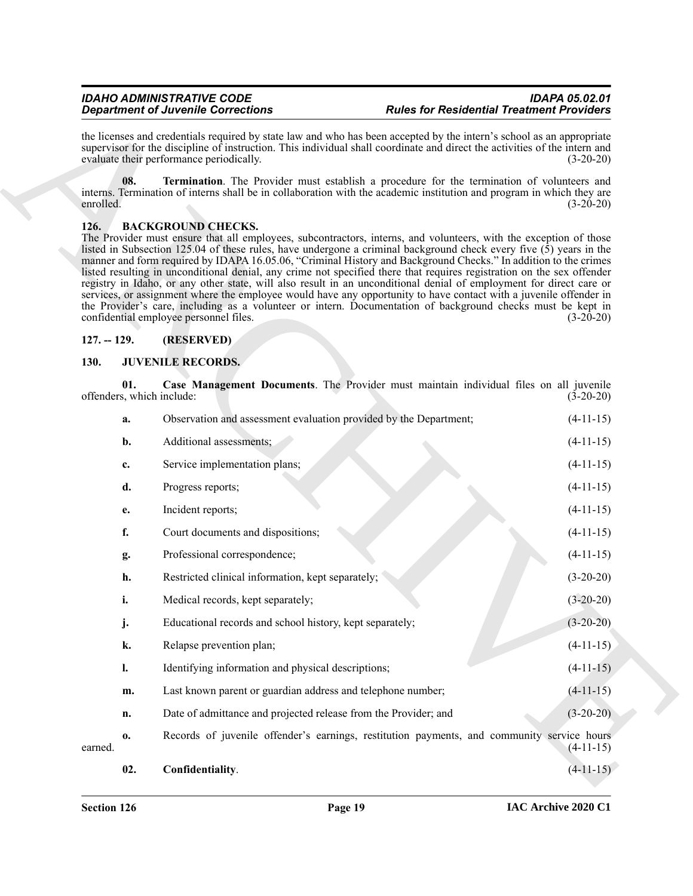the licenses and credentials required by state law and who has been accepted by the intern's school as an appropriate supervisor for the discipline of instruction. This individual shall coordinate and direct the activities of the intern and evaluate their performance periodically. (3-20-20)

**08. Termination**. The Provider must establish a procedure for the termination of volunteers and interns. Termination of interns shall be in collaboration with the academic institution and program in which they are enrolled. (3-20-20)

## 126. BACKGROUND CHECKS.

The Provider must ensure that all employees, subcontractors, interns, and volunteers, with the exception of those listed in Subsection 125.04 of these rules, have undergone a criminal background check every five (5) years in the manner and form required by IDAPA 16.05.06, "Criminal History and Background Checks." In addition to the crimes listed resulting in unconditional denial, any crime not specified there that requires registration on the sex offender registry in Idaho, or any other state, will also result in an unconditional denial of employment for direct care or services, or assignment where the employee would have any opportunity to have contact with a juvenile offender in the Provider's care, including as a volunteer or intern. Documentation of background checks must be kept in confidential employee personnel files. (3-20-20)

## 127. -- 129. (RESERVED)

## 130. JUVENILE RECORDS.

**01. Case Management Documents**. The Provider must maintain individual files on all juvenile offenders, which include: (3-20-20)

**a.** Observation and assessment evaluation provided by the Department; (4-11-15)

**b.** Additional assessments; (4-11-15)

**c.** Service implementation plans; (4-11-15)

**d.** Progress reports; (4-11-15)

**e.** Incident reports; (4-11-15)

**f.** Court documents and dispositions; (4-11-15)

**g.** Professional correspondence; (4-11-15)

**h.** Restricted clinical information, kept separately; (3-20-20)

**i.** Medical records, kept separately; (3-20-20)

**j.** Educational records and school history, kept separately; (3-20-20)

**k.** Relapse prevention plan; (4-11-15)

**l.** Identifying information and physical descriptions; (4-11-15)

**m.** Last known parent or guardian address and telephone number; (4-11-15)

**n.** Date of admittance and projected release from the Provider; and (3-20-20)

**o.** Records of juvenile offender's earnings, restitution payments, and community service hours earned. (4-11-15)

**02. Confidentiality**. (4-11-15)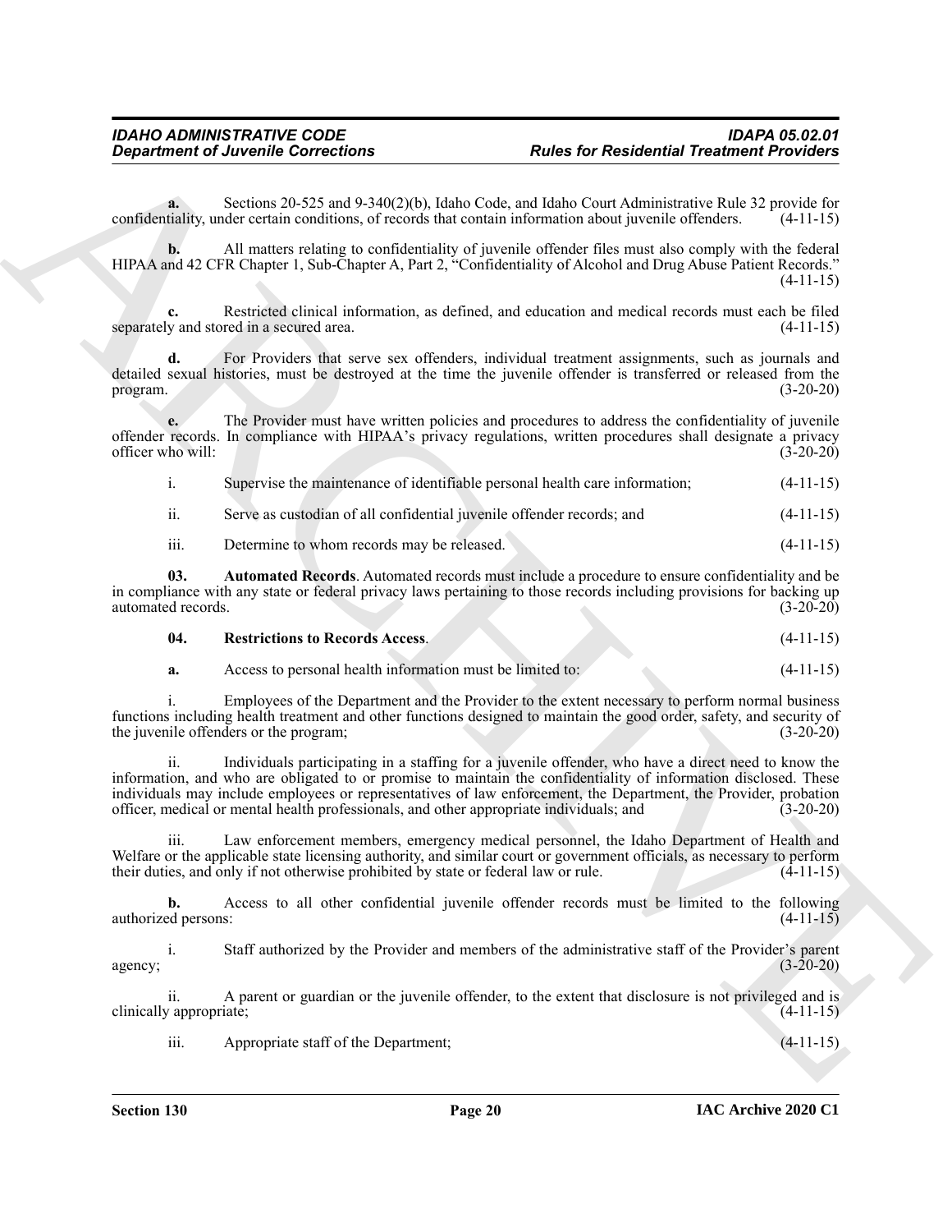**a.** Sections 20-525 and 9-340(2)(b), Idaho Code, and Idaho Court Administrative Rule 32 provide for confidentiality, under certain conditions, of records that contain information about juvenile offenders. (4-11-15)

**b.** All matters relating to confidentiality of juvenile offender files must also comply with the federal HIPAA and 42 CFR Chapter 1, Sub-Chapter A, Part 2, "Confidentiality of Alcohol and Drug Abuse Patient Records." (4-11-15)

**c.** Restricted clinical information, as defined, and education and medical records must each be filed separately and stored in a secured area. (4-11-15)

**d.** For Providers that serve sex offenders, individual treatment assignments, such as journals and detailed sexual histories, must be destroyed at the time the juvenile offender is transferred or released from the program. (3-20-20)

**e.** The Provider must have written policies and procedures to address the confidentiality of juvenile offender records. In compliance with HIPAA's privacy regulations, written procedures shall designate a privacy officer who will: (3-20-20)

i. Supervise the maintenance of identifiable personal health care information; (4-11-15)

ii. Serve as custodian of all confidential juvenile offender records; and (4-11-15)

iii. Determine to whom records may be released. (4-11-15)

**03. Automated Records**. Automated records must include a procedure to ensure confidentiality and be in compliance with any state or federal privacy laws pertaining to those records including provisions for backing up automated records. (3-20-20)

**04. Restrictions to Records Access**. (4-11-15)

**a.** Access to personal health information must be limited to: (4-11-15)

i. Employees of the Department and the Provider to the extent necessary to perform normal business functions including health treatment and other functions designed to maintain the good order, safety, and security of the juvenile offenders or the program; (3-20-20)

ii. Individuals participating in a staffing for a juvenile offender, who have a direct need to know the information, and who are obligated to or promise to maintain the confidentiality of information disclosed. These individuals may include employees or representatives of law enforcement, the Department, the Provider, probation officer, medical or mental health professionals, and other appropriate individuals; and (3-20-20)

iii. Law enforcement members, emergency medical personnel, the Idaho Department of Health and Welfare or the applicable state licensing authority, and similar court or government officials, as necessary to perform their duties, and only if not otherwise prohibited by state or federal law or rule. (4-11-15)

**b.** Access to all other confidential juvenile offender records must be limited to the following authorized persons: (4-11-15)

i. Staff authorized by the Provider and members of the administrative staff of the Provider's parent agency; (3-20-20)

ii. A parent or guardian or the juvenile offender, to the extent that disclosure is not privileged and is clinically appropriate; (4-11-15)

iii. Appropriate staff of the Department; (4-11-15)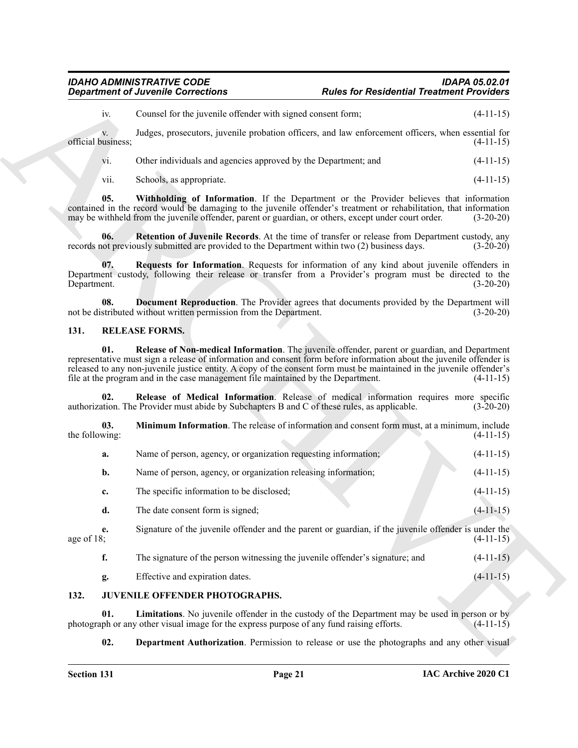iv. Counsel for the juvenile offender with signed consent form; (4-11-15)

v. Judges, prosecutors, juvenile probation officers, and law enforcement officers, when essential for official business; (4-11-15)

vi. Other individuals and agencies approved by the Department; and (4-11-15)

vii. Schools, as appropriate. (4-11-15)

**05. Withholding of Information**. If the Department or the Provider believes that information contained in the record would be damaging to the juvenile offender's treatment or rehabilitation, that information may be withheld from the juvenile offender, parent or guardian, or others, except under court order. (3-20-20)

**06. Retention of Juvenile Records**. At the time of transfer or release from Department custody, any records not previously submitted are provided to the Department within two (2) business days. (3-20-20)

**07. Requests for Information**. Requests for information of any kind about juvenile offenders in Department custody, following their release or transfer from a Provider's program must be directed to the Department. (3-20-20)

**08. Document Reproduction**. The Provider agrees that documents provided by the Department will not be distributed without written permission from the Department. (3-20-20)

## 131. RELEASE FORMS.

**01. Release of Non-medical Information**. The juvenile offender, parent or guardian, and Department representative must sign a release of information and consent form before information about the juvenile offender is released to any non-juvenile justice entity. A copy of the consent form must be maintained in the juvenile offender's file at the program and in the case management file maintained by the Department. (4-11-15)

**02. Release of Medical Information**. Release of medical information requires more specific authorization. The Provider must abide by Subchapters B and C of these rules, as applicable. (3-20-20)

**03. Minimum Information**. The release of information and consent form must, at a minimum, include the following: (4-11-15)

**a.** Name of person, agency, or organization requesting information; (4-11-15)

**b.** Name of person, agency, or organization releasing information; (4-11-15)

**c.** The specific information to be disclosed; (4-11-15)

**d.** The date consent form is signed; (4-11-15)

**e.** Signature of the juvenile offender and the parent or guardian, if the juvenile offender is under the age of 18; (4-11-15)

**f.** The signature of the person witnessing the juvenile offender's signature; and (4-11-15)

**g.** Effective and expiration dates. (4-11-15)

## 132. JUVENILE OFFENDER PHOTOGRAPHS.

**01. Limitations**. No juvenile offender in the custody of the Department may be used in person or by photograph or any other visual image for the express purpose of any fund raising efforts. (4-11-15)

**02. Department Authorization**. Permission to release or use the photographs and any other visual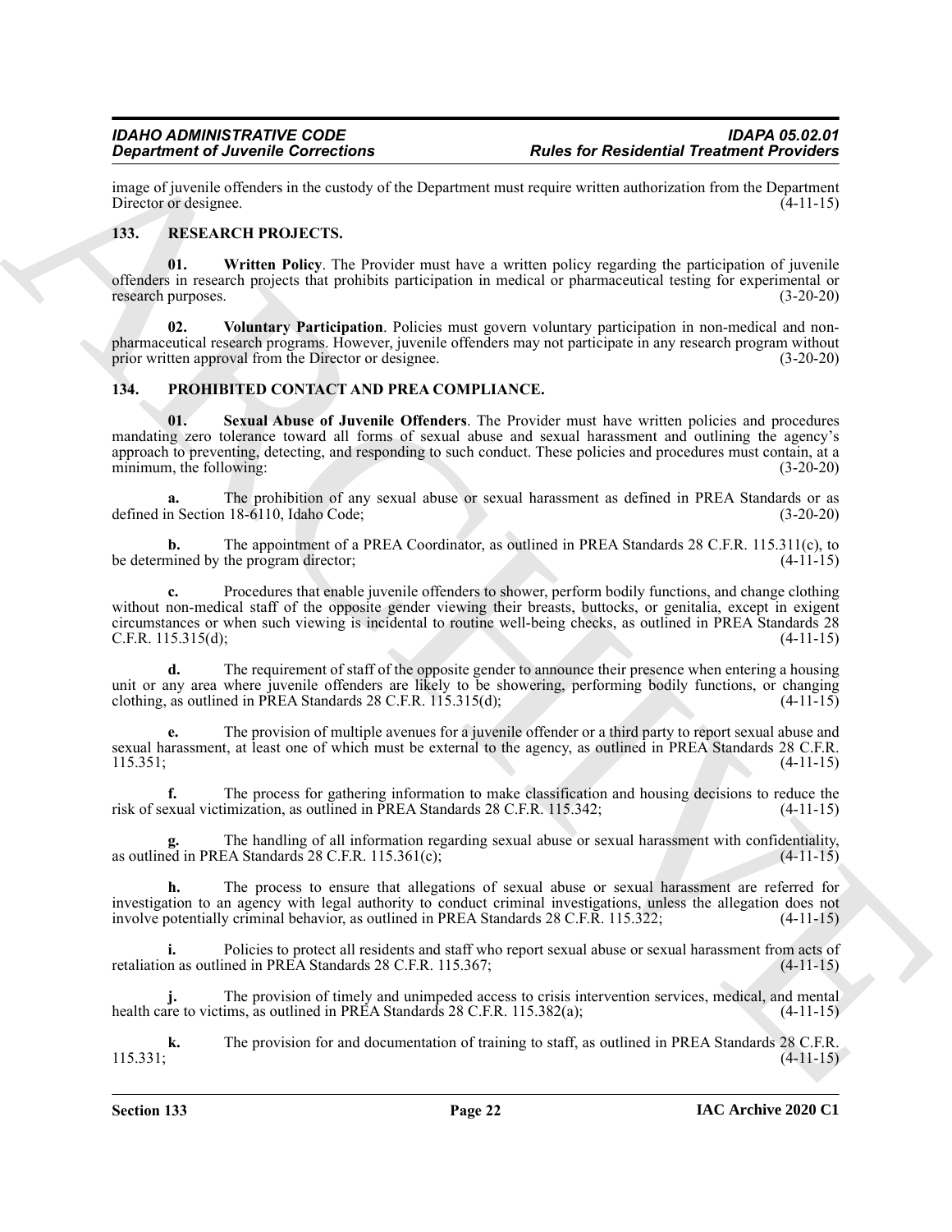image of juvenile offenders in the custody of the Department must require written authorization from the Department Director or designee. (4-11-15)

## 133. RESEARCH PROJECTS.

**01. Written Policy**. The Provider must have a written policy regarding the participation of juvenile offenders in research projects that prohibits participation in medical or pharmaceutical testing for experimental or research purposes. (3-20-20)

**02. Voluntary Participation**. Policies must govern voluntary participation in non-medical and non-pharmaceutical research programs. However, juvenile offenders may not participate in any research program without prior written approval from the Director or designee. (3-20-20)

## 134. PROHIBITED CONTACT AND PREA COMPLIANCE.

**01. Sexual Abuse of Juvenile Offenders**. The Provider must have written policies and procedures mandating zero tolerance toward all forms of sexual abuse and sexual harassment and outlining the agency's approach to preventing, detecting, and responding to such conduct. These policies and procedures must contain, at a minimum, the following: (3-20-20)

**a.** The prohibition of any sexual abuse or sexual harassment as defined in PREA Standards or as defined in Section 18-6110, Idaho Code; (3-20-20)

**b.** The appointment of a PREA Coordinator, as outlined in PREA Standards 28 C.F.R. 115.311(c), to be determined by the program director; (4-11-15)

**c.** Procedures that enable juvenile offenders to shower, perform bodily functions, and change clothing without non-medical staff of the opposite gender viewing their breasts, buttocks, or genitalia, except in exigent circumstances or when such viewing is incidental to routine well-being checks, as outlined in PREA Standards 28 C.F.R. 115.315(d); (4-11-15)

**d.** The requirement of staff of the opposite gender to announce their presence when entering a housing unit or any area where juvenile offenders are likely to be showering, performing bodily functions, or changing clothing, as outlined in PREA Standards 28 C.F.R. 115.315(d); (4-11-15)

**e.** The provision of multiple avenues for a juvenile offender or a third party to report sexual abuse and sexual harassment, at least one of which must be external to the agency, as outlined in PREA Standards 28 C.F.R. 115.351; (4-11-15)

**f.** The process for gathering information to make classification and housing decisions to reduce the risk of sexual victimization, as outlined in PREA Standards 28 C.F.R. 115.342; (4-11-15)

**g.** The handling of all information regarding sexual abuse or sexual harassment with confidentiality, as outlined in PREA Standards 28 C.F.R. 115.361(c); (4-11-15)

**h.** The process to ensure that allegations of sexual abuse or sexual harassment are referred for investigation to an agency with legal authority to conduct criminal investigations, unless the allegation does not involve potentially criminal behavior, as outlined in PREA Standards 28 C.F.R. 115.322; (4-11-15)

**i.** Policies to protect all residents and staff who report sexual abuse or sexual harassment from acts of retaliation as outlined in PREA Standards 28 C.F.R. 115.367; (4-11-15)

**j.** The provision of timely and unimpeded access to crisis intervention services, medical, and mental health care to victims, as outlined in PREA Standards 28 C.F.R. 115.382(a); (4-11-15)

**k.** The provision for and documentation of training to staff, as outlined in PREA Standards 28 C.F.R. 115.331; (4-11-15)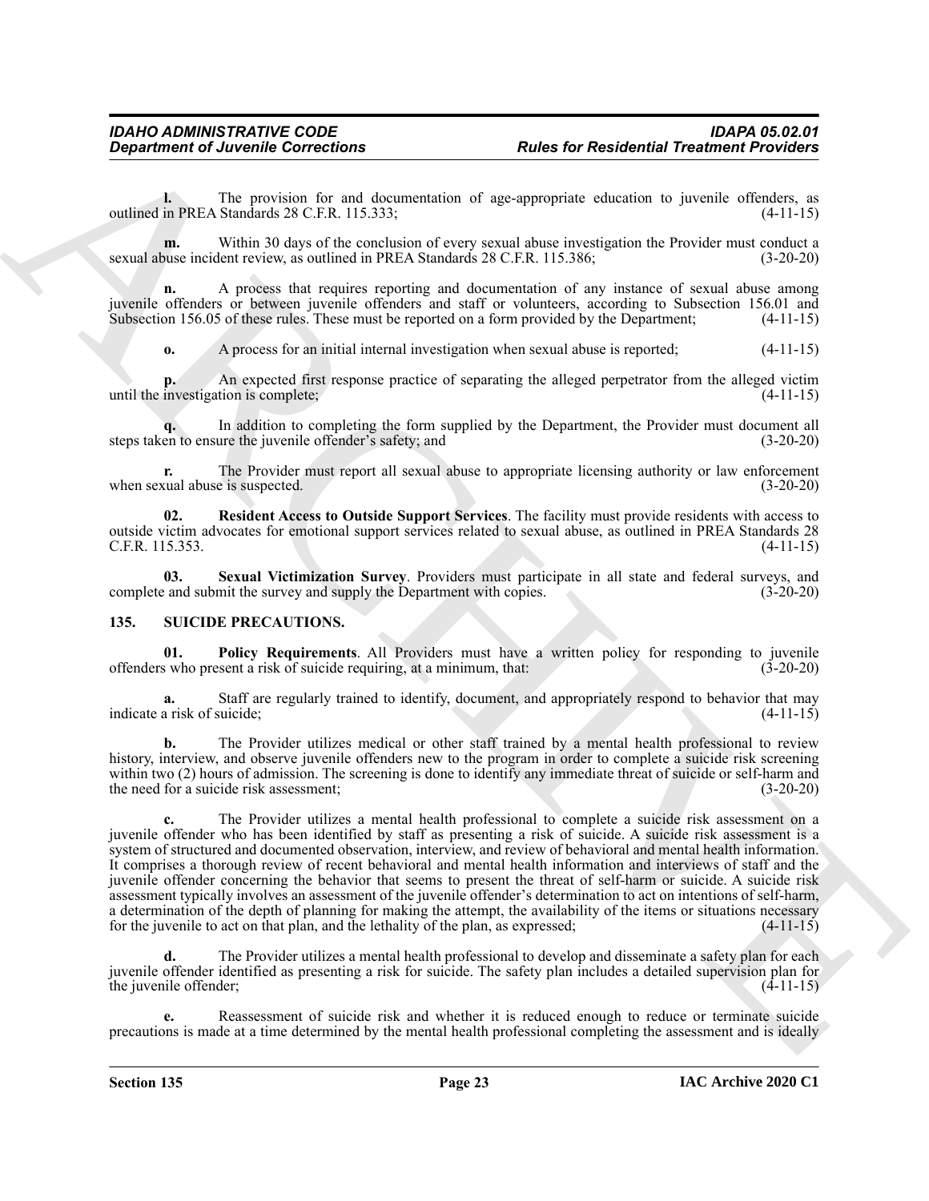**l.** The provision for and documentation of age-appropriate education to juvenile offenders, as outlined in PREA Standards 28 C.F.R. 115.333; (4-11-15)

**m.** Within 30 days of the conclusion of every sexual abuse investigation the Provider must conduct a sexual abuse incident review, as outlined in PREA Standards 28 C.F.R. 115.386; (3-20-20)

**n.** A process that requires reporting and documentation of any instance of sexual abuse among juvenile offenders or between juvenile offenders and staff or volunteers, according to Subsection 156.01 and Subsection 156.05 of these rules. These must be reported on a form provided by the Department; (4-11-15)

**o.** A process for an initial internal investigation when sexual abuse is reported; (4-11-15)

**p.** An expected first response practice of separating the alleged perpetrator from the alleged victim until the investigation is complete; (4-11-15)

**q.** In addition to completing the form supplied by the Department, the Provider must document all steps taken to ensure the juvenile offender's safety; and (3-20-20)

**r.** The Provider must report all sexual abuse to appropriate licensing authority or law enforcement when sexual abuse is suspected. (3-20-20)

**02. Resident Access to Outside Support Services**. The facility must provide residents with access to outside victim advocates for emotional support services related to sexual abuse, as outlined in PREA Standards 28 C.F.R. 115.353. (4-11-15)

**03. Sexual Victimization Survey**. Providers must participate in all state and federal surveys, and complete and submit the survey and supply the Department with copies. (3-20-20)

## 135. SUICIDE PRECAUTIONS.

**01. Policy Requirements**. All Providers must have a written policy for responding to juvenile offenders who present a risk of suicide requiring, at a minimum, that: (3-20-20)

**a.** Staff are regularly trained to identify, document, and appropriately respond to behavior that may indicate a risk of suicide; (4-11-15)

**b.** The Provider utilizes medical or other staff trained by a mental health professional to review history, interview, and observe juvenile offenders new to the program in order to complete a suicide risk screening within two (2) hours of admission. The screening is done to identify any immediate threat of suicide or self-harm and the need for a suicide risk assessment; (3-20-20)

**c.** The Provider utilizes a mental health professional to complete a suicide risk assessment on a juvenile offender who has been identified by staff as presenting a risk of suicide. A suicide risk assessment is a system of structured and documented observation, interview, and review of behavioral and mental health information. It comprises a thorough review of recent behavioral and mental health information and interviews of staff and the juvenile offender concerning the behavior that seems to present the threat of self-harm or suicide. A suicide risk assessment typically involves an assessment of the juvenile offender's determination to act on intentions of self-harm, a determination of the depth of planning for making the attempt, the availability of the items or situations necessary for the juvenile to act on that plan, and the lethality of the plan, as expressed; (4-11-15)

**d.** The Provider utilizes a mental health professional to develop and disseminate a safety plan for each juvenile offender identified as presenting a risk for suicide. The safety plan includes a detailed supervision plan for the juvenile offender; (4-11-15)

**e.** Reassessment of suicide risk and whether it is reduced enough to reduce or terminate suicide precautions is made at a time determined by the mental health professional completing the assessment and is ideally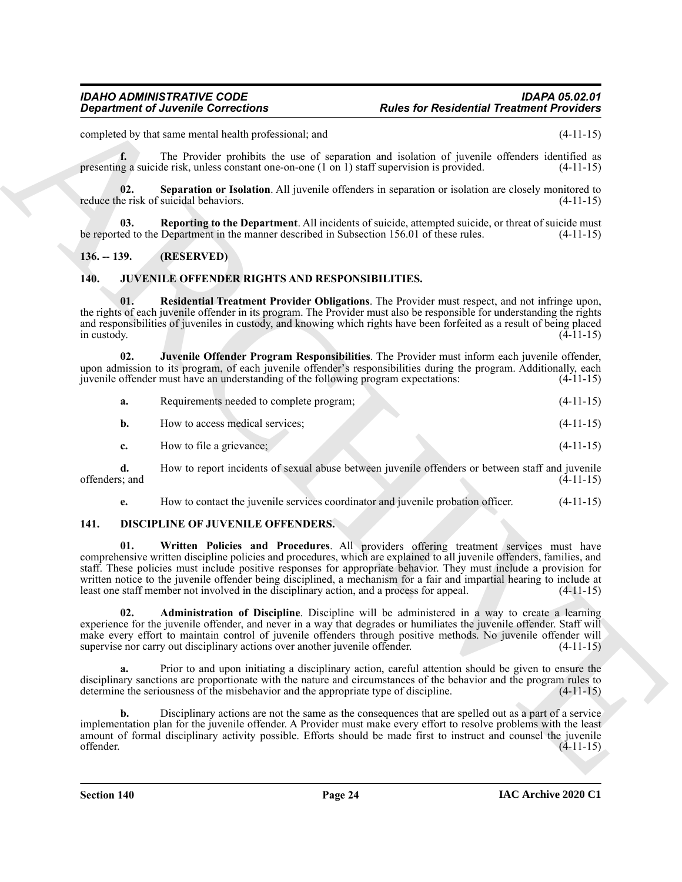completed by that same mental health professional; and (4-11-15)

**f.** The Provider prohibits the use of separation and isolation of juvenile offenders identified as presenting a suicide risk, unless constant one-on-one (1 on 1) staff supervision is provided. (4-11-15)

**02. Separation or Isolation**. All juvenile offenders in separation or isolation are closely monitored to reduce the risk of suicidal behaviors. (4-11-15)

**03. Reporting to the Department**. All incidents of suicide, attempted suicide, or threat of suicide must be reported to the Department in the manner described in Subsection 156.01 of these rules. (4-11-15)

## 136. -- 139. (RESERVED)

## 140. JUVENILE OFFENDER RIGHTS AND RESPONSIBILITIES.

**01. Residential Treatment Provider Obligations**. The Provider must respect, and not infringe upon, the rights of each juvenile offender in its program. The Provider must also be responsible for understanding the rights and responsibilities of juveniles in custody, and knowing which rights have been forfeited as a result of being placed in custody. (4-11-15)

**02. Juvenile Offender Program Responsibilities**. The Provider must inform each juvenile offender, upon admission to its program, of each juvenile offender's responsibilities during the program. Additionally, each juvenile offender must have an understanding of the following program expectations: (4-11-15)

**a.** Requirements needed to complete program; (4-11-15)

**b.** How to access medical services; (4-11-15)

**c.** How to file a grievance; (4-11-15)

**d.** How to report incidents of sexual abuse between juvenile offenders or between staff and juvenile offenders; and (4-11-15)

**e.** How to contact the juvenile services coordinator and juvenile probation officer. (4-11-15)

## 141. DISCIPLINE OF JUVENILE OFFENDERS.

**01. Written Policies and Procedures**. All providers offering treatment services must have comprehensive written discipline policies and procedures, which are explained to all juvenile offenders, families, and staff. These policies must include positive responses for appropriate behavior. They must include a provision for written notice to the juvenile offender being disciplined, a mechanism for a fair and impartial hearing to include at least one staff member not involved in the disciplinary action, and a process for appeal. (4-11-15)

**02. Administration of Discipline**. Discipline will be administered in a way to create a learning experience for the juvenile offender, and never in a way that degrades or humiliates the juvenile offender. Staff will make every effort to maintain control of juvenile offenders through positive methods. No juvenile offender will supervise nor carry out disciplinary actions over another juvenile offender. (4-11-15)

**a.** Prior to and upon initiating a disciplinary action, careful attention should be given to ensure the disciplinary sanctions are proportionate with the nature and circumstances of the behavior and the program rules to determine the seriousness of the misbehavior and the appropriate type of discipline. (4-11-15)

**b.** Disciplinary actions are not the same as the consequences that are spelled out as a part of a service implementation plan for the juvenile offender. A Provider must make every effort to resolve problems with the least amount of formal disciplinary activity possible. Efforts should be made first to instruct and counsel the juvenile offender. (4-11-15)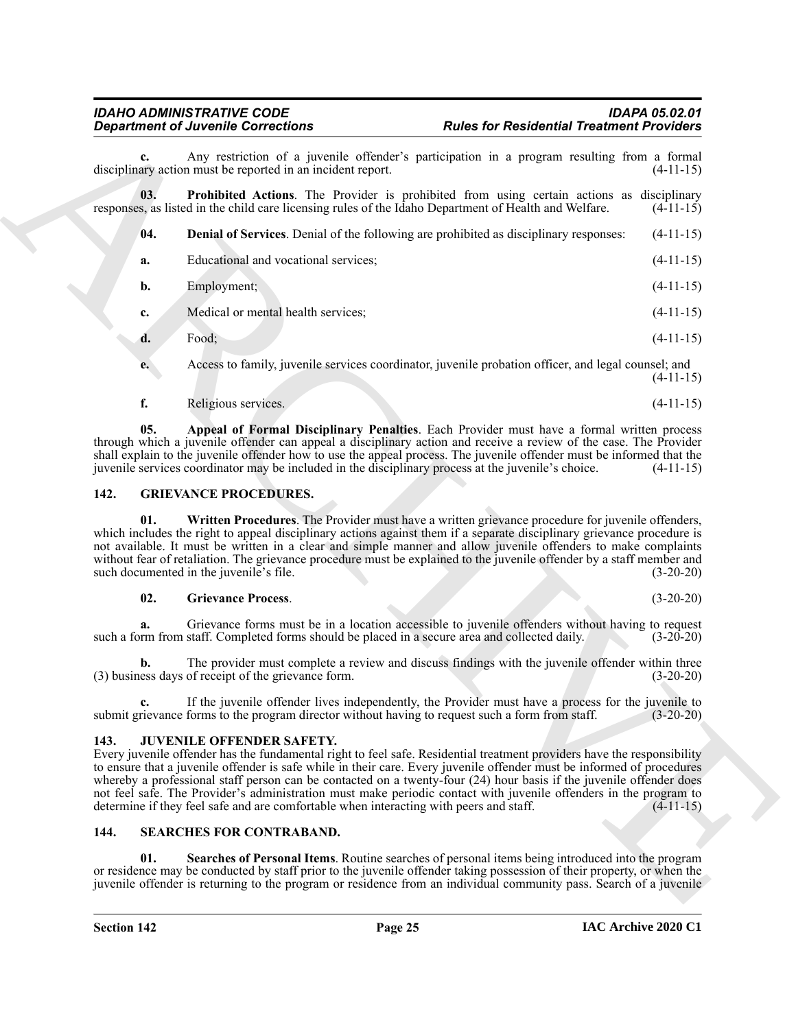**c.** Any restriction of a juvenile offender's participation in a program resulting from a formal disciplinary action must be reported in an incident report. (4-11-15)

**03. Prohibited Actions**. The Provider is prohibited from using certain actions as disciplinary responses, as listed in the child care licensing rules of the Idaho Department of Health and Welfare. (4-11-15)

**04. Denial of Services**. Denial of the following are prohibited as disciplinary responses: (4-11-15)

**a.** Educational and vocational services; (4-11-15)

**b.** Employment; (4-11-15)

**c.** Medical or mental health services; (4-11-15)

**d.** Food; (4-11-15)

**e.** Access to family, juvenile services coordinator, juvenile probation officer, and legal counsel; and (4-11-15)

**f.** Religious services. (4-11-15)

**05. Appeal of Formal Disciplinary Penalties**. Each Provider must have a formal written process through which a juvenile offender can appeal a disciplinary action and receive a review of the case. The Provider shall explain to the juvenile offender how to use the appeal process. The juvenile offender must be informed that the juvenile services coordinator may be included in the disciplinary process at the juvenile's choice. (4-11-15)

## 142. GRIEVANCE PROCEDURES.

**01. Written Procedures**. The Provider must have a written grievance procedure for juvenile offenders, which includes the right to appeal disciplinary actions against them if a separate disciplinary grievance procedure is not available. It must be written in a clear and simple manner and allow juvenile offenders to make complaints without fear of retaliation. The grievance procedure must be explained to the juvenile offender by a staff member and such documented in the juvenile's file. (3-20-20)

**02. Grievance Process**. (3-20-20)

**a.** Grievance forms must be in a location accessible to juvenile offenders without having to request such a form from staff. Completed forms should be placed in a secure area and collected daily. (3-20-20)

**b.** The provider must complete a review and discuss findings with the juvenile offender within three (3) business days of receipt of the grievance form. (3-20-20)

**c.** If the juvenile offender lives independently, the Provider must have a process for the juvenile to submit grievance forms to the program director without having to request such a form from staff. (3-20-20)

## 143. JUVENILE OFFENDER SAFETY.

Every juvenile offender has the fundamental right to feel safe. Residential treatment providers have the responsibility to ensure that a juvenile offender is safe while in their care. Every juvenile offender must be informed of procedures whereby a professional staff person can be contacted on a twenty-four (24) hour basis if the juvenile offender does not feel safe. The Provider's administration must make periodic contact with juvenile offenders in the program to determine if they feel safe and are comfortable when interacting with peers and staff. (4-11-15)

## 144. SEARCHES FOR CONTRABAND.

**01. Searches of Personal Items**. Routine searches of personal items being introduced into the program or residence may be conducted by staff prior to the juvenile offender taking possession of their property, or when the juvenile offender is returning to the program or residence from an individual community pass. Search of a juvenile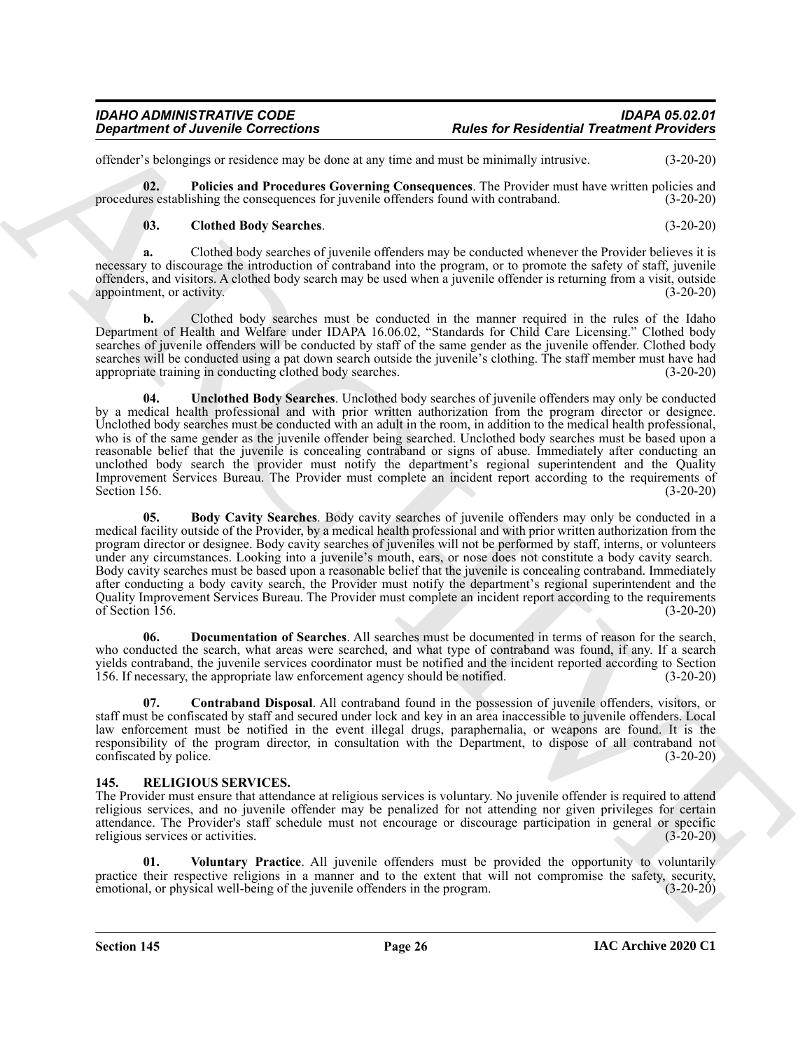offender's belongings or residence may be done at any time and must be minimally intrusive. (3-20-20)

**02. Policies and Procedures Governing Consequences**. The Provider must have written policies and procedures establishing the consequences for juvenile offenders found with contraband. (3-20-20)

**03. Clothed Body Searches**. (3-20-20)

**a.** Clothed body searches of juvenile offenders may be conducted whenever the Provider believes it is necessary to discourage the introduction of contraband into the program, or to promote the safety of staff, juvenile offenders, and visitors. A clothed body search may be used when a juvenile offender is returning from a visit, outside appointment, or activity. (3-20-20)

**b.** Clothed body searches must be conducted in the manner required in the rules of the Idaho Department of Health and Welfare under IDAPA 16.06.02, "Standards for Child Care Licensing." Clothed body searches of juvenile offenders will be conducted by staff of the same gender as the juvenile offender. Clothed body searches will be conducted using a pat down search outside the juvenile's clothing. The staff member must have had appropriate training in conducting clothed body searches. (3-20-20)

**04. Unclothed Body Searches**. Unclothed body searches of juvenile offenders may only be conducted by a medical health professional and with prior written authorization from the program director or designee. Unclothed body searches must be conducted with an adult in the room, in addition to the medical health professional, who is of the same gender as the juvenile offender being searched. Unclothed body searches must be based upon a reasonable belief that the juvenile is concealing contraband or signs of abuse. Immediately after conducting an unclothed body search the provider must notify the department's regional superintendent and the Quality Improvement Services Bureau. The Provider must complete an incident report according to the requirements of Section 156. (3-20-20)

**05. Body Cavity Searches**. Body cavity searches of juvenile offenders may only be conducted in a medical facility outside of the Provider, by a medical health professional and with prior written authorization from the program director or designee. Body cavity searches of juveniles will not be performed by staff, interns, or volunteers under any circumstances. Looking into a juvenile's mouth, ears, or nose does not constitute a body cavity search. Body cavity searches must be based upon a reasonable belief that the juvenile is concealing contraband. Immediately after conducting a body cavity search, the Provider must notify the department's regional superintendent and the Quality Improvement Services Bureau. The Provider must complete an incident report according to the requirements of Section 156. (3-20-20)

**06. Documentation of Searches**. All searches must be documented in terms of reason for the search, who conducted the search, what areas were searched, and what type of contraband was found, if any. If a search yields contraband, the juvenile services coordinator must be notified and the incident reported according to Section 156. If necessary, the appropriate law enforcement agency should be notified. (3-20-20)

**07. Contraband Disposal**. All contraband found in the possession of juvenile offenders, visitors, or staff must be confiscated by staff and secured under lock and key in an area inaccessible to juvenile offenders. Local law enforcement must be notified in the event illegal drugs, paraphernalia, or weapons are found. It is the responsibility of the program director, in consultation with the Department, to dispose of all contraband not confiscated by police. (3-20-20)

## 145. RELIGIOUS SERVICES.

The Provider must ensure that attendance at religious services is voluntary. No juvenile offender is required to attend religious services, and no juvenile offender may be penalized for not attending nor given privileges for certain attendance. The Provider's staff schedule must not encourage or discourage participation in general or specific religious services or activities. (3-20-20)

**01. Voluntary Practice**. All juvenile offenders must be provided the opportunity to voluntarily practice their respective religions in a manner and to the extent that will not compromise the safety, security, emotional, or physical well-being of the juvenile offenders in the program. (3-20-20)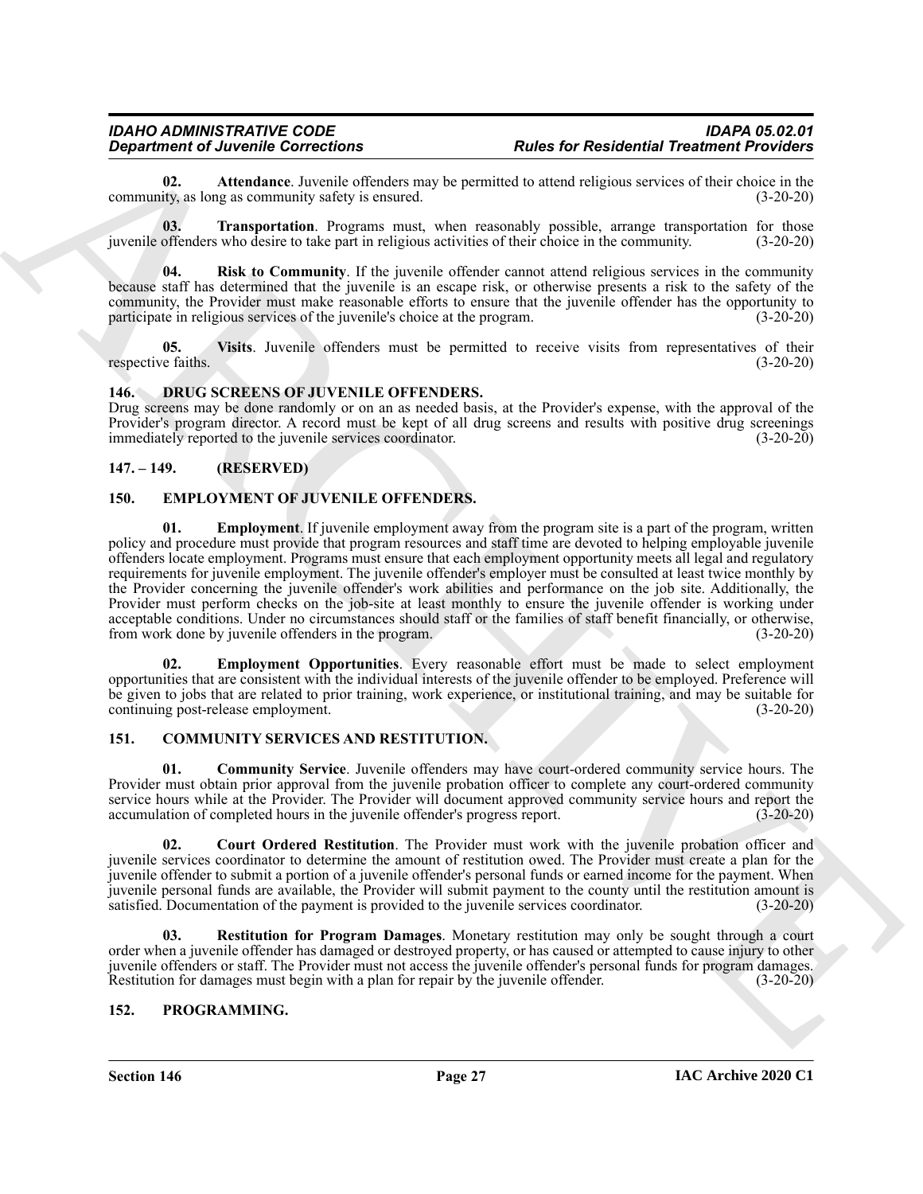**02. Attendance**. Juvenile offenders may be permitted to attend religious services of their choice in the community, as long as community safety is ensured. (3-20-20)

**03. Transportation**. Programs must, when reasonably possible, arrange transportation for those juvenile offenders who desire to take part in religious activities of their choice in the community. (3-20-20)

**04. Risk to Community**. If the juvenile offender cannot attend religious services in the community because staff has determined that the juvenile is an escape risk, or otherwise presents a risk to the safety of the community, the Provider must make reasonable efforts to ensure that the juvenile offender has the opportunity to participate in religious services of the juvenile's choice at the program. (3-20-20)

**05. Visits**. Juvenile offenders must be permitted to receive visits from representatives of their respective faiths. (3-20-20)

## 146. DRUG SCREENS OF JUVENILE OFFENDERS.

Drug screens may be done randomly or on an as needed basis, at the Provider's expense, with the approval of the Provider's program director. A record must be kept of all drug screens and results with positive drug screenings immediately reported to the juvenile services coordinator. (3-20-20)

## 147. – 149. (RESERVED)

## 150. EMPLOYMENT OF JUVENILE OFFENDERS.

**01. Employment**. If juvenile employment away from the program site is a part of the program, written policy and procedure must provide that program resources and staff time are devoted to helping employable juvenile offenders locate employment. Programs must ensure that each employment opportunity meets all legal and regulatory requirements for juvenile employment. The juvenile offender's employer must be consulted at least twice monthly by the Provider concerning the juvenile offender's work abilities and performance on the job site. Additionally, the Provider must perform checks on the job-site at least monthly to ensure the juvenile offender is working under acceptable conditions. Under no circumstances should staff or the families of staff benefit financially, or otherwise, from work done by juvenile offenders in the program. (3-20-20)

**02. Employment Opportunities**. Every reasonable effort must be made to select employment opportunities that are consistent with the individual interests of the juvenile offender to be employed. Preference will be given to jobs that are related to prior training, work experience, or institutional training, and may be suitable for continuing post-release employment. (3-20-20)

## 151. COMMUNITY SERVICES AND RESTITUTION.

**01. Community Service**. Juvenile offenders may have court-ordered community service hours. The Provider must obtain prior approval from the juvenile probation officer to complete any court-ordered community service hours while at the Provider. The Provider will document approved community service hours and report the accumulation of completed hours in the juvenile offender's progress report. (3-20-20)

**02. Court Ordered Restitution**. The Provider must work with the juvenile probation officer and juvenile services coordinator to determine the amount of restitution owed. The Provider must create a plan for the juvenile offender to submit a portion of a juvenile offender's personal funds or earned income for the payment. When juvenile personal funds are available, the Provider will submit payment to the county until the restitution amount is satisfied. Documentation of the payment is provided to the juvenile services coordinator. (3-20-20)

**03. Restitution for Program Damages**. Monetary restitution may only be sought through a court order when a juvenile offender has damaged or destroyed property, or has caused or attempted to cause injury to other juvenile offenders or staff. The Provider must not access the juvenile offender's personal funds for program damages. Restitution for damages must begin with a plan for repair by the juvenile offender. (3-20-20)

## 152. PROGRAMMING.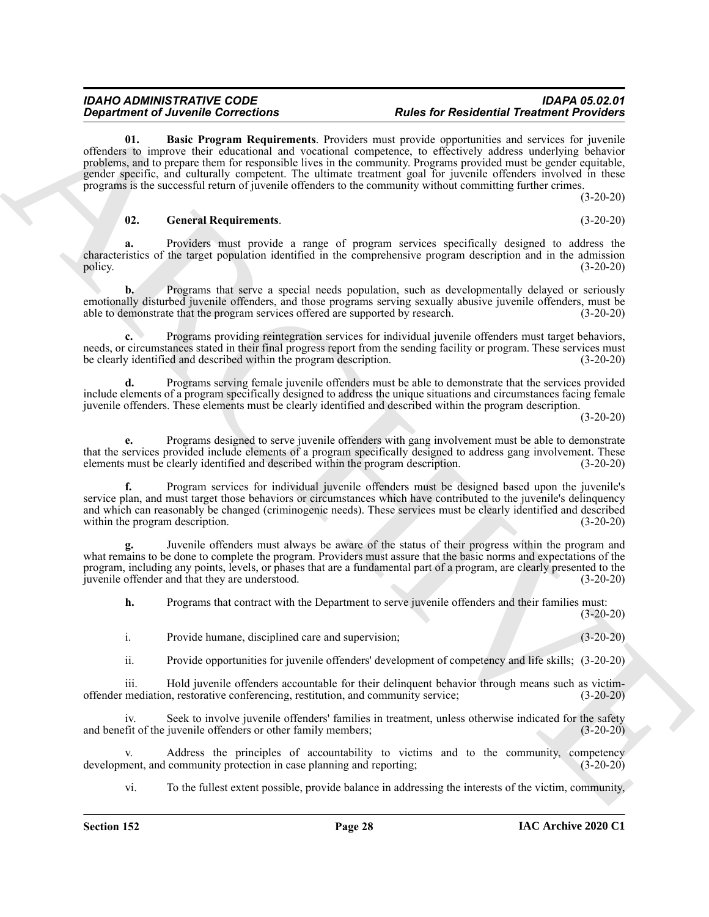**01. Basic Program Requirements**. Providers must provide opportunities and services for juvenile offenders to improve their educational and vocational competence, to effectively address underlying behavior problems, and to prepare them for responsible lives in the community. Programs provided must be gender equitable, gender specific, and culturally competent. The ultimate treatment goal for juvenile offenders involved in these programs is the successful return of juvenile offenders to the community without committing further crimes. (3-20-20)

**02. General Requirements**. (3-20-20)

**a.** Providers must provide a range of program services specifically designed to address the characteristics of the target population identified in the comprehensive program description and in the admission policy. (3-20-20)

**b.** Programs that serve a special needs population, such as developmentally delayed or seriously emotionally disturbed juvenile offenders, and those programs serving sexually abusive juvenile offenders, must be able to demonstrate that the program services offered are supported by research. (3-20-20)

**c.** Programs providing reintegration services for individual juvenile offenders must target behaviors, needs, or circumstances stated in their final progress report from the sending facility or program. These services must be clearly identified and described within the program description. (3-20-20)

**d.** Programs serving female juvenile offenders must be able to demonstrate that the services provided include elements of a program specifically designed to address the unique situations and circumstances facing female juvenile offenders. These elements must be clearly identified and described within the program description. (3-20-20)

**e.** Programs designed to serve juvenile offenders with gang involvement must be able to demonstrate that the services provided include elements of a program specifically designed to address gang involvement. These elements must be clearly identified and described within the program description. (3-20-20)

**f.** Program services for individual juvenile offenders must be designed based upon the juvenile's service plan, and must target those behaviors or circumstances which have contributed to the juvenile's delinquency and which can reasonably be changed (criminogenic needs). These services must be clearly identified and described within the program description. (3-20-20)

**g.** Juvenile offenders must always be aware of the status of their progress within the program and what remains to be done to complete the program. Providers must assure that the basic norms and expectations of the program, including any points, levels, or phases that are a fundamental part of a program, are clearly presented to the juvenile offender and that they are understood. (3-20-20)

**h.** Programs that contract with the Department to serve juvenile offenders and their families must: (3-20-20)

i. Provide humane, disciplined care and supervision; (3-20-20)

ii. Provide opportunities for juvenile offenders' development of competency and life skills; (3-20-20)

iii. Hold juvenile offenders accountable for their delinquent behavior through means such as victim-offender mediation, restorative conferencing, restitution, and community service; (3-20-20)

iv. Seek to involve juvenile offenders' families in treatment, unless otherwise indicated for the safety and benefit of the juvenile offenders or other family members; (3-20-20)

v. Address the principles of accountability to victims and to the community, competency development, and community protection in case planning and reporting; (3-20-20)

vi. To the fullest extent possible, provide balance in addressing the interests of the victim, community,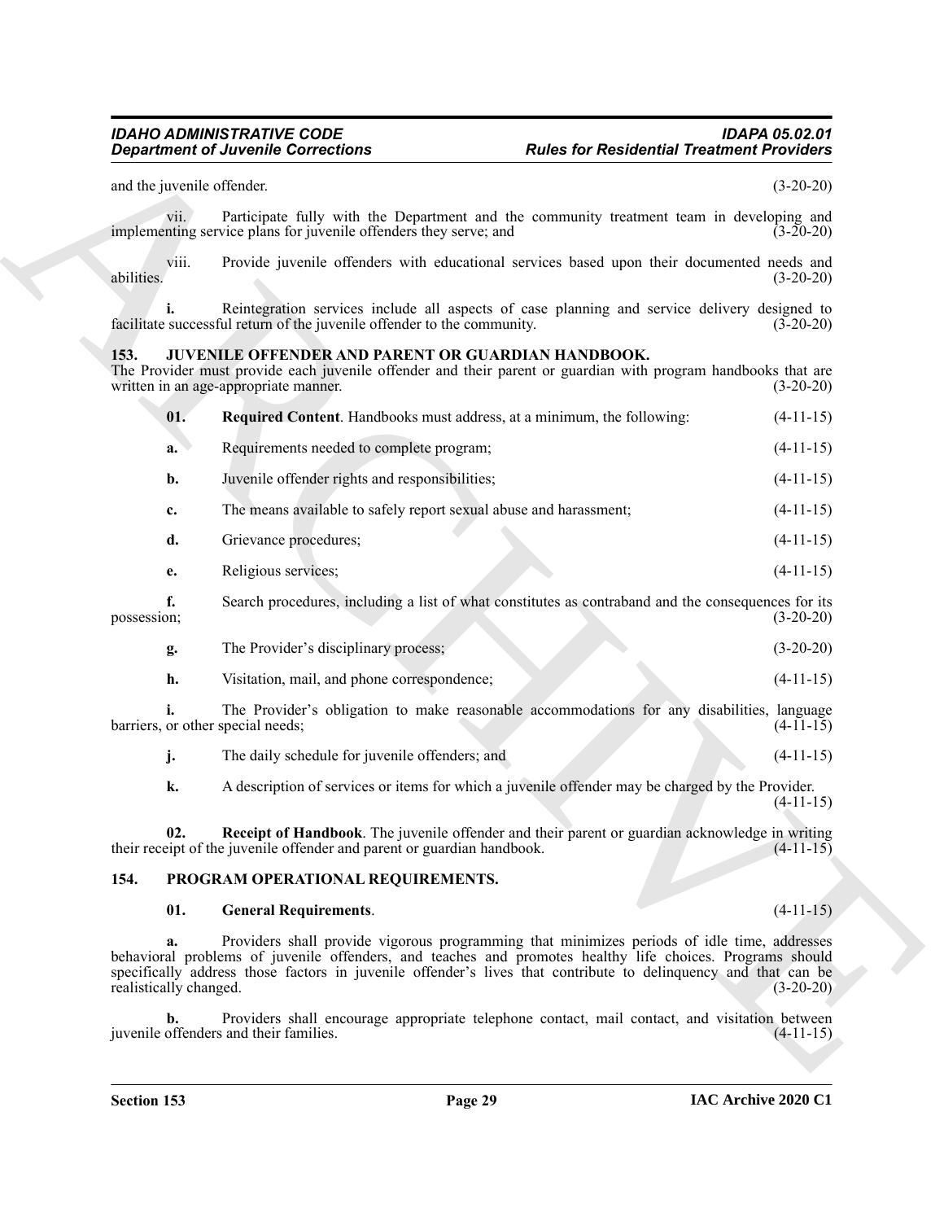and the juvenile offender. (3-20-20)

vii. Participate fully with the Department and the community treatment team in developing and implementing service plans for juvenile offenders they serve; and (3-20-20)

viii. Provide juvenile offenders with educational services based upon their documented needs and abilities. (3-20-20)

**i.** Reintegration services include all aspects of case planning and service delivery designed to facilitate successful return of the juvenile offender to the community. (3-20-20)

### 153. JUVENILE OFFENDER AND PARENT OR GUARDIAN HANDBOOK.

The Provider must provide each juvenile offender and their parent or guardian with program handbooks that are written in an age-appropriate manner. (3-20-20)

**01. Required Content**. Handbooks must address, at a minimum, the following: (4-11-15)

**a.** Requirements needed to complete program; (4-11-15)

**b.** Juvenile offender rights and responsibilities; (4-11-15)

**c.** The means available to safely report sexual abuse and harassment; (4-11-15)

**d.** Grievance procedures; (4-11-15)

**e.** Religious services; (4-11-15)

**f.** Search procedures, including a list of what constitutes as contraband and the consequences for its possession; (3-20-20)

**g.** The Provider's disciplinary process; (3-20-20)

**h.** Visitation, mail, and phone correspondence; (4-11-15)

**i.** The Provider's obligation to make reasonable accommodations for any disabilities, language barriers, or other special needs; (4-11-15)

**j.** The daily schedule for juvenile offenders; and (4-11-15)

**k.** A description of services or items for which a juvenile offender may be charged by the Provider. (4-11-15)

**02. Receipt of Handbook**. The juvenile offender and their parent or guardian acknowledge in writing their receipt of the juvenile offender and parent or guardian handbook. (4-11-15)

### 154. PROGRAM OPERATIONAL REQUIREMENTS.

**01. General Requirements**. (4-11-15)

**a.** Providers shall provide vigorous programming that minimizes periods of idle time, addresses behavioral problems of juvenile offenders, and teaches and promotes healthy life choices. Programs should specifically address those factors in juvenile offender's lives that contribute to delinquency and that can be realistically changed. (3-20-20)

**b.** Providers shall encourage appropriate telephone contact, mail contact, and visitation between juvenile offenders and their families. (4-11-15)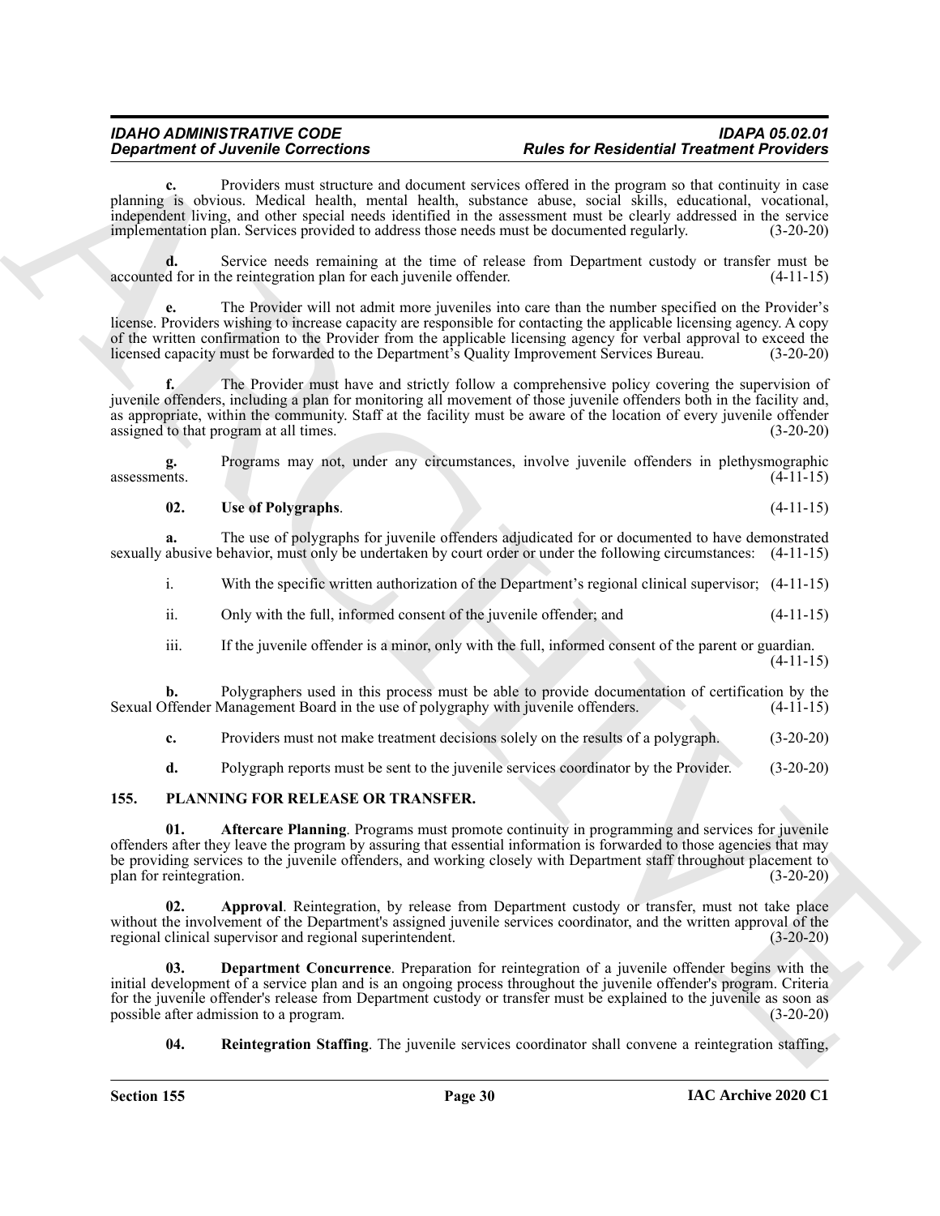**c.** Providers must structure and document services offered in the program so that continuity in case planning is obvious. Medical health, mental health, substance abuse, social skills, educational, vocational, independent living, and other special needs identified in the assessment must be clearly addressed in the service implementation plan. Services provided to address those needs must be documented regularly. (3-20-20)

**d.** Service needs remaining at the time of release from Department custody or transfer must be accounted for in the reintegration plan for each juvenile offender. (4-11-15)

**e.** The Provider will not admit more juveniles into care than the number specified on the Provider's license. Providers wishing to increase capacity are responsible for contacting the applicable licensing agency. A copy of the written confirmation to the Provider from the applicable licensing agency for verbal approval to exceed the licensed capacity must be forwarded to the Department's Quality Improvement Services Bureau. (3-20-20)

**f.** The Provider must have and strictly follow a comprehensive policy covering the supervision of juvenile offenders, including a plan for monitoring all movement of those juvenile offenders both in the facility and, as appropriate, within the community. Staff at the facility must be aware of the location of every juvenile offender assigned to that program at all times. (3-20-20)

**g.** Programs may not, under any circumstances, involve juvenile offenders in plethysmographic assessments. (4-11-15)

**02. Use of Polygraphs**. (4-11-15)

**a.** The use of polygraphs for juvenile offenders adjudicated for or documented to have demonstrated sexually abusive behavior, must only be undertaken by court order or under the following circumstances: (4-11-15)

i. With the specific written authorization of the Department's regional clinical supervisor; (4-11-15)

ii. Only with the full, informed consent of the juvenile offender; and (4-11-15)

iii. If the juvenile offender is a minor, only with the full, informed consent of the parent or guardian. (4-11-15)

**b.** Polygraphers used in this process must be able to provide documentation of certification by the Sexual Offender Management Board in the use of polygraphy with juvenile offenders. (4-11-15)

**c.** Providers must not make treatment decisions solely on the results of a polygraph. (3-20-20)

**d.** Polygraph reports must be sent to the juvenile services coordinator by the Provider. (3-20-20)

## 155. PLANNING FOR RELEASE OR TRANSFER.

**01. Aftercare Planning**. Programs must promote continuity in programming and services for juvenile offenders after they leave the program by assuring that essential information is forwarded to those agencies that may be providing services to the juvenile offenders, and working closely with Department staff throughout placement to plan for reintegration. (3-20-20)

**02. Approval**. Reintegration, by release from Department custody or transfer, must not take place without the involvement of the Department's assigned juvenile services coordinator, and the written approval of the regional clinical supervisor and regional superintendent. (3-20-20)

**03. Department Concurrence**. Preparation for reintegration of a juvenile offender begins with the initial development of a service plan and is an ongoing process throughout the juvenile offender's program. Criteria for the juvenile offender's release from Department custody or transfer must be explained to the juvenile as soon as possible after admission to a program. (3-20-20)

**04. Reintegration Staffing**. The juvenile services coordinator shall convene a reintegration staffing,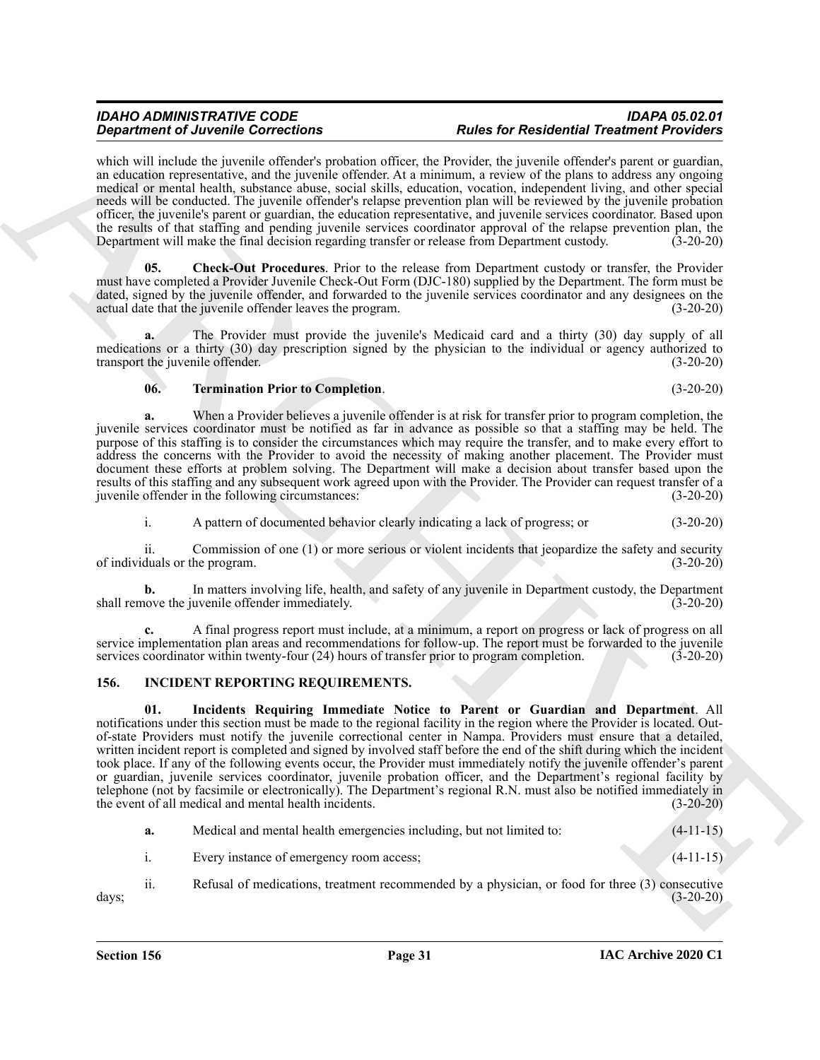which will include the juvenile offender's probation officer, the Provider, the juvenile offender's parent or guardian, an education representative, and the juvenile offender. At a minimum, a review of the plans to address any ongoing medical or mental health, substance abuse, social skills, education, vocation, independent living, and other special needs will be conducted. The juvenile offender's relapse prevention plan will be reviewed by the juvenile probation officer, the juvenile's parent or guardian, the education representative, and juvenile services coordinator. Based upon the results of that staffing and pending juvenile services coordinator approval of the relapse prevention plan, the Department will make the final decision regarding transfer or release from Department custody. (3-20-20)

**05. Check-Out Procedures**. Prior to the release from Department custody or transfer, the Provider must have completed a Provider Juvenile Check-Out Form (DJC-180) supplied by the Department. The form must be dated, signed by the juvenile offender, and forwarded to the juvenile services coordinator and any designees on the actual date that the juvenile offender leaves the program. (3-20-20)

**a.** The Provider must provide the juvenile's Medicaid card and a thirty (30) day supply of all medications or a thirty (30) day prescription signed by the physician to the individual or agency authorized to transport the juvenile offender. (3-20-20)

**06. Termination Prior to Completion**. (3-20-20)

**a.** When a Provider believes a juvenile offender is at risk for transfer prior to program completion, the juvenile services coordinator must be notified as far in advance as possible so that a staffing may be held. The purpose of this staffing is to consider the circumstances which may require the transfer, and to make every effort to address the concerns with the Provider to avoid the necessity of making another placement. The Provider must document these efforts at problem solving. The Department will make a decision about transfer based upon the results of this staffing and any subsequent work agreed upon with the Provider. The Provider can request transfer of a juvenile offender in the following circumstances: (3-20-20)

i. A pattern of documented behavior clearly indicating a lack of progress; or (3-20-20)

ii. Commission of one (1) or more serious or violent incidents that jeopardize the safety and security of individuals or the program. (3-20-20)

**b.** In matters involving life, health, and safety of any juvenile in Department custody, the Department shall remove the juvenile offender immediately. (3-20-20)

**c.** A final progress report must include, at a minimum, a report on progress or lack of progress on all service implementation plan areas and recommendations for follow-up. The report must be forwarded to the juvenile services coordinator within twenty-four (24) hours of transfer prior to program completion. (3-20-20)

## 156. INCIDENT REPORTING REQUIREMENTS.

**01. Incidents Requiring Immediate Notice to Parent or Guardian and Department**. All notifications under this section must be made to the regional facility in the region where the Provider is located. Out-of-state Providers must notify the juvenile correctional center in Nampa. Providers must ensure that a detailed, written incident report is completed and signed by involved staff before the end of the shift during which the incident took place. If any of the following events occur, the Provider must immediately notify the juvenile offender's parent or guardian, juvenile services coordinator, juvenile probation officer, and the Department's regional facility by telephone (not by facsimile or electronically). The Department's regional R.N. must also be notified immediately in the event of all medical and mental health incidents. (3-20-20)

**a.** Medical and mental health emergencies including, but not limited to: (4-11-15)

i. Every instance of emergency room access; (4-11-15)

ii. Refusal of medications, treatment recommended by a physician, or food for three (3) consecutive days; (3-20-20)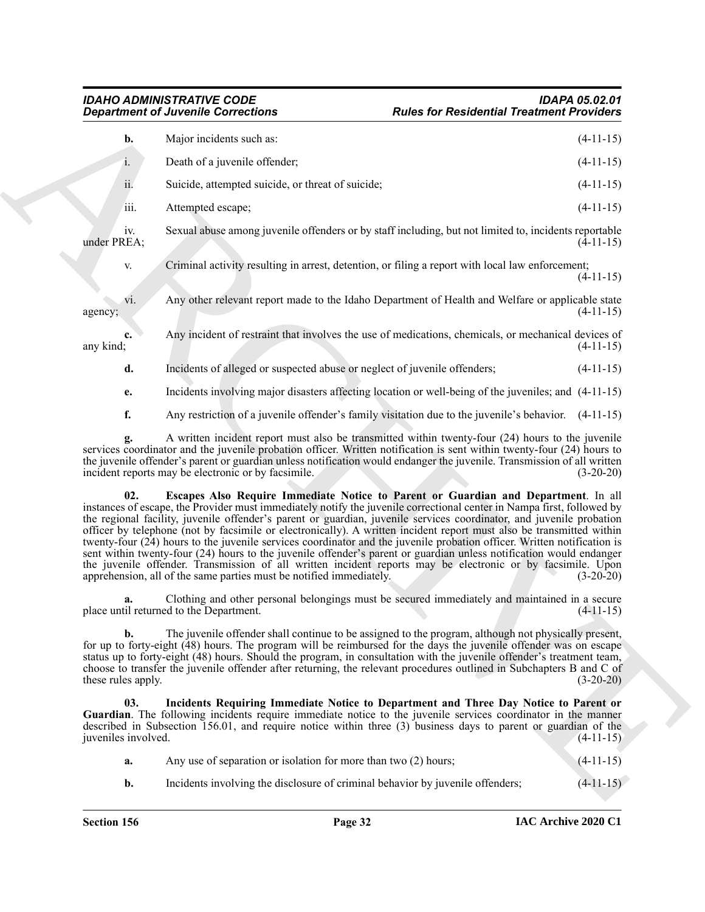**b.** Major incidents such as: (4-11-15)

i. Death of a juvenile offender; (4-11-15)

ii. Suicide, attempted suicide, or threat of suicide; (4-11-15)

iii. Attempted escape; (4-11-15)

iv. Sexual abuse among juvenile offenders or by staff including, but not limited to, incidents reportable under PREA; (4-11-15)

v. Criminal activity resulting in arrest, detention, or filing a report with local law enforcement; (4-11-15)

vi. Any other relevant report made to the Idaho Department of Health and Welfare or applicable state agency; (4-11-15)

**c.** Any incident of restraint that involves the use of medications, chemicals, or mechanical devices of any kind; (4-11-15)

**d.** Incidents of alleged or suspected abuse or neglect of juvenile offenders; (4-11-15)

**e.** Incidents involving major disasters affecting location or well-being of the juveniles; and (4-11-15)

**f.** Any restriction of a juvenile offender's family visitation due to the juvenile's behavior. (4-11-15)

**g.** A written incident report must also be transmitted within twenty-four (24) hours to the juvenile services coordinator and the juvenile probation officer. Written notification is sent within twenty-four (24) hours to the juvenile offender's parent or guardian unless notification would endanger the juvenile. Transmission of all written incident reports may be electronic or by facsimile. (3-20-20)

**02. Escapes Also Require Immediate Notice to Parent or Guardian and Department**. In all instances of escape, the Provider must immediately notify the juvenile correctional center in Nampa first, followed by the regional facility, juvenile offender's parent or guardian, juvenile services coordinator, and juvenile probation officer by telephone (not by facsimile or electronically). A written incident report must also be transmitted within twenty-four (24) hours to the juvenile services coordinator and the juvenile probation officer. Written notification is sent within twenty-four (24) hours to the juvenile offender's parent or guardian unless notification would endanger the juvenile offender. Transmission of all written incident reports may be electronic or by facsimile. Upon apprehension, all of the same parties must be notified immediately. (3-20-20)

**a.** Clothing and other personal belongings must be secured immediately and maintained in a secure place until returned to the Department. (4-11-15)

**b.** The juvenile offender shall continue to be assigned to the program, although not physically present, for up to forty-eight (48) hours. The program will be reimbursed for the days the juvenile offender was on escape status up to forty-eight (48) hours. Should the program, in consultation with the juvenile offender's treatment team, choose to transfer the juvenile offender after returning, the relevant procedures outlined in Subchapters B and C of these rules apply. (3-20-20)

**03. Incidents Requiring Immediate Notice to Department and Three Day Notice to Parent or Guardian**. The following incidents require immediate notice to the juvenile services coordinator in the manner described in Subsection 156.01, and require notice within three (3) business days to parent or guardian of the juveniles involved. (4-11-15)

**a.** Any use of separation or isolation for more than two (2) hours; (4-11-15)

**b.** Incidents involving the disclosure of criminal behavior by juvenile offenders; (4-11-15)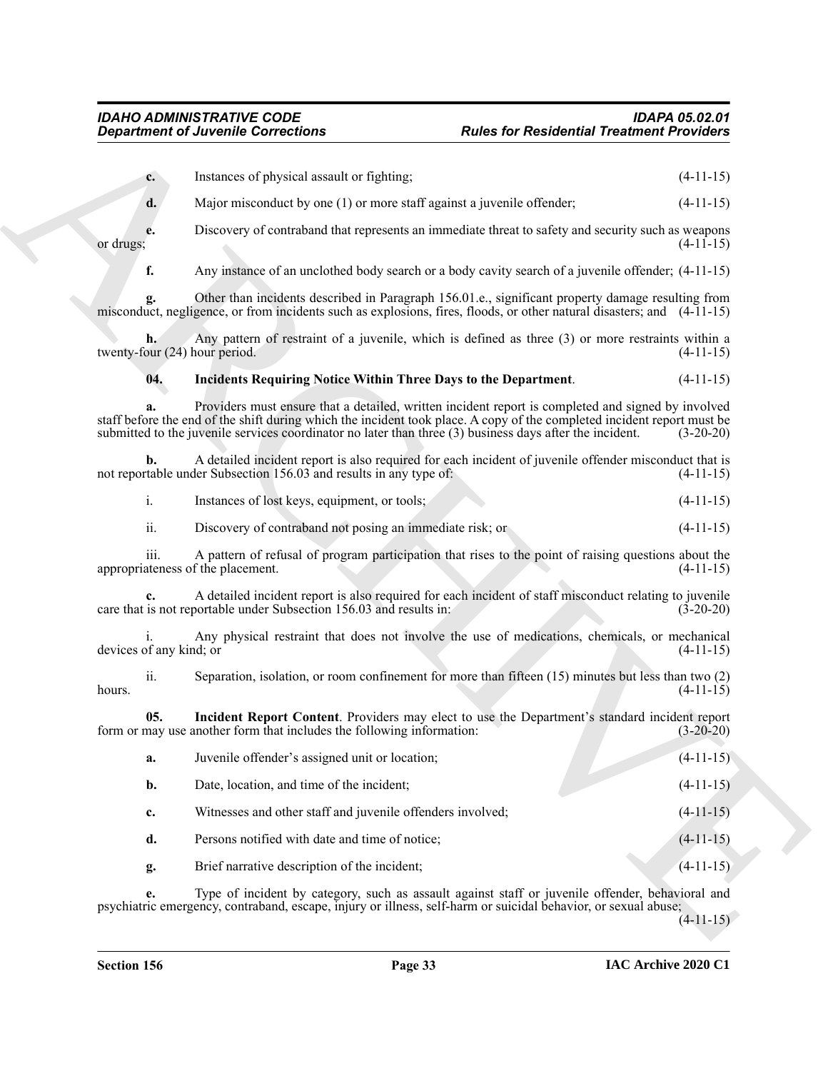**c.** Instances of physical assault or fighting; (4-11-15)

**d.** Major misconduct by one (1) or more staff against a juvenile offender; (4-11-15)

**e.** Discovery of contraband that represents an immediate threat to safety and security such as weapons or drugs; (4-11-15)

**f.** Any instance of an unclothed body search or a body cavity search of a juvenile offender; (4-11-15)

**g.** Other than incidents described in Paragraph 156.01.e., significant property damage resulting from misconduct, negligence, or from incidents such as explosions, fires, floods, or other natural disasters; and (4-11-15)

**h.** Any pattern of restraint of a juvenile, which is defined as three (3) or more restraints within a twenty-four (24) hour period. (4-11-15)

**04. Incidents Requiring Notice Within Three Days to the Department**. (4-11-15)

**a.** Providers must ensure that a detailed, written incident report is completed and signed by involved staff before the end of the shift during which the incident took place. A copy of the completed incident report must be submitted to the juvenile services coordinator no later than three (3) business days after the incident. (3-20-20)

**b.** A detailed incident report is also required for each incident of juvenile offender misconduct that is not reportable under Subsection 156.03 and results in any type of: (4-11-15)

i. Instances of lost keys, equipment, or tools; (4-11-15)

ii. Discovery of contraband not posing an immediate risk; or (4-11-15)

iii. A pattern of refusal of program participation that rises to the point of raising questions about the appropriateness of the placement. (4-11-15)

**c.** A detailed incident report is also required for each incident of staff misconduct relating to juvenile care that is not reportable under Subsection 156.03 and results in: (3-20-20)

i. Any physical restraint that does not involve the use of medications, chemicals, or mechanical devices of any kind; or (4-11-15)

ii. Separation, isolation, or room confinement for more than fifteen (15) minutes but less than two (2) hours. (4-11-15)

**05. Incident Report Content**. Providers may elect to use the Department's standard incident report form or may use another form that includes the following information: (3-20-20)

**a.** Juvenile offender's assigned unit or location; (4-11-15)

**b.** Date, location, and time of the incident; (4-11-15)

**c.** Witnesses and other staff and juvenile offenders involved; (4-11-15)

**d.** Persons notified with date and time of notice; (4-11-15)

**g.** Brief narrative description of the incident; (4-11-15)

**e.** Type of incident by category, such as assault against staff or juvenile offender, behavioral and psychiatric emergency, contraband, escape, injury or illness, self-harm or suicidal behavior, or sexual abuse; (4-11-15)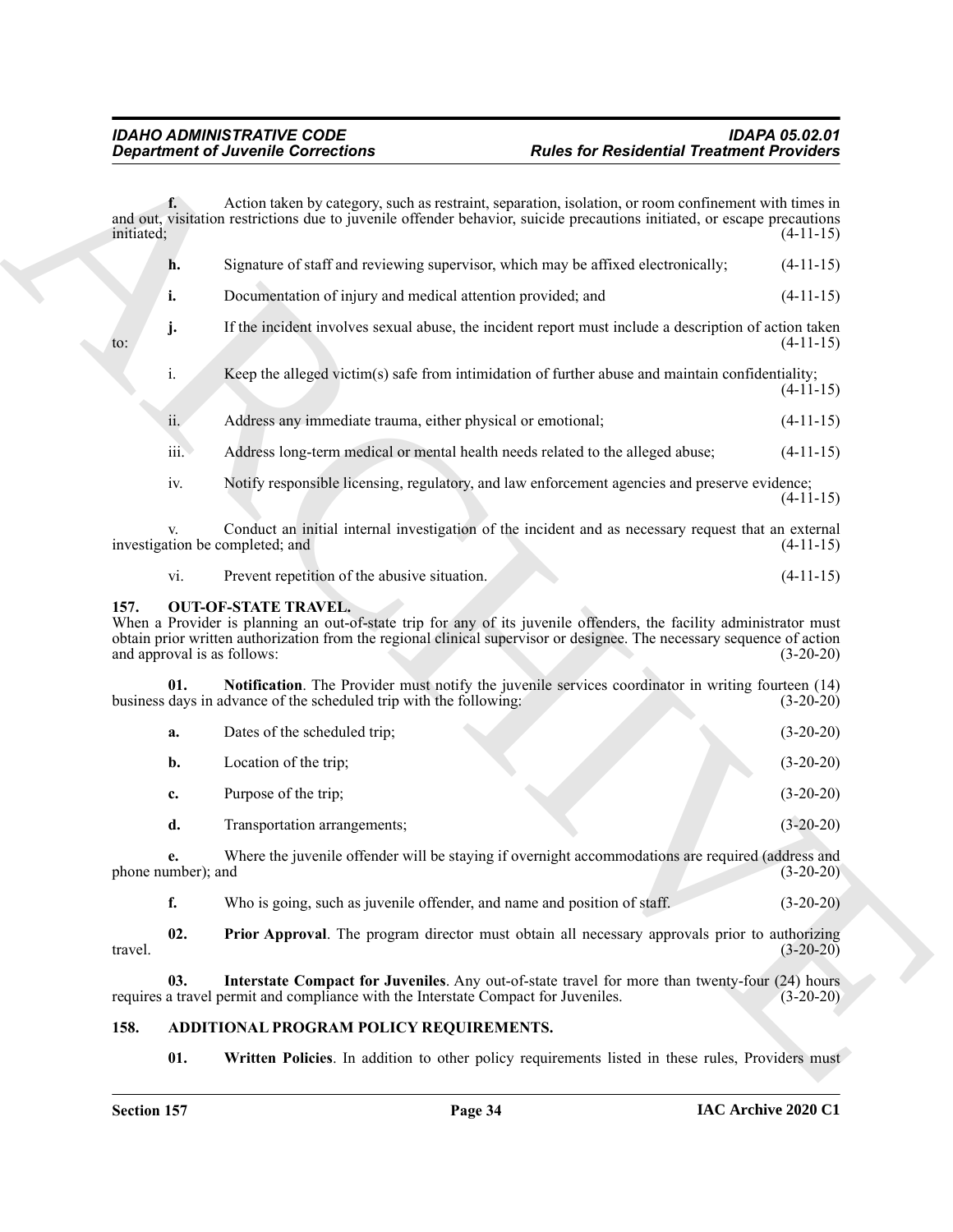**f.** Action taken by category, such as restraint, separation, isolation, or room confinement with times in and out, visitation restrictions due to juvenile offender behavior, suicide precautions initiated, or escape precautions initiated; (4-11-15)

**h.** Signature of staff and reviewing supervisor, which may be affixed electronically; (4-11-15)

**i.** Documentation of injury and medical attention provided; and (4-11-15)

**j.** If the incident involves sexual abuse, the incident report must include a description of action taken to: (4-11-15)

i. Keep the alleged victim(s) safe from intimidation of further abuse and maintain confidentiality; (4-11-15)

ii. Address any immediate trauma, either physical or emotional; (4-11-15)

iii. Address long-term medical or mental health needs related to the alleged abuse; (4-11-15)

iv. Notify responsible licensing, regulatory, and law enforcement agencies and preserve evidence; (4-11-15)

v. Conduct an initial internal investigation of the incident and as necessary request that an external investigation be completed; and (4-11-15)

vi. Prevent repetition of the abusive situation. (4-11-15)

## 157. OUT-OF-STATE TRAVEL.

When a Provider is planning an out-of-state trip for any of its juvenile offenders, the facility administrator must obtain prior written authorization from the regional clinical supervisor or designee. The necessary sequence of action and approval is as follows: (3-20-20)

**01. Notification**. The Provider must notify the juvenile services coordinator in writing fourteen (14) business days in advance of the scheduled trip with the following: (3-20-20)

**a.** Dates of the scheduled trip; (3-20-20)

**b.** Location of the trip; (3-20-20)

**c.** Purpose of the trip; (3-20-20)

**d.** Transportation arrangements; (3-20-20)

**e.** Where the juvenile offender will be staying if overnight accommodations are required (address and phone number); and (3-20-20)

**f.** Who is going, such as juvenile offender, and name and position of staff. (3-20-20)

**02. Prior Approval**. The program director must obtain all necessary approvals prior to authorizing travel. (3-20-20)

**03. Interstate Compact for Juveniles**. Any out-of-state travel for more than twenty-four (24) hours requires a travel permit and compliance with the Interstate Compact for Juveniles. (3-20-20)

## 158. ADDITIONAL PROGRAM POLICY REQUIREMENTS.

**01. Written Policies**. In addition to other policy requirements listed in these rules, Providers must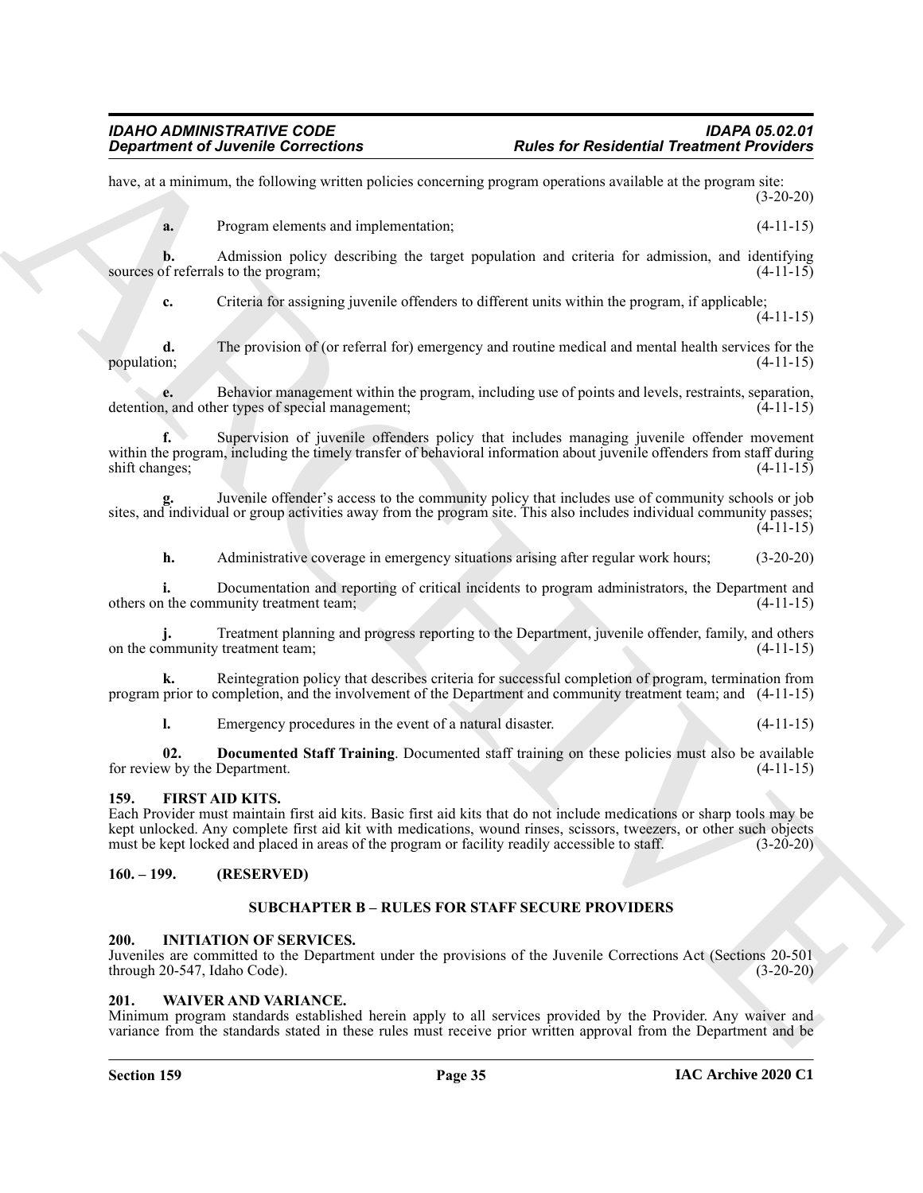have, at a minimum, the following written policies concerning program operations available at the program site: (3-20-20)

**a.** Program elements and implementation; (4-11-15)

**b.** Admission policy describing the target population and criteria for admission, and identifying sources of referrals to the program; (4-11-15)

**c.** Criteria for assigning juvenile offenders to different units within the program, if applicable; (4-11-15)

**d.** The provision of (or referral for) emergency and routine medical and mental health services for the population; (4-11-15)

**e.** Behavior management within the program, including use of points and levels, restraints, separation, detention, and other types of special management; (4-11-15)

**f.** Supervision of juvenile offenders policy that includes managing juvenile offender movement within the program, including the timely transfer of behavioral information about juvenile offenders from staff during shift changes; (4-11-15)

**g.** Juvenile offender's access to the community policy that includes use of community schools or job sites, and individual or group activities away from the program site. This also includes individual community passes; (4-11-15)

**h.** Administrative coverage in emergency situations arising after regular work hours; (3-20-20)

**i.** Documentation and reporting of critical incidents to program administrators, the Department and others on the community treatment team; (4-11-15)

**j.** Treatment planning and progress reporting to the Department, juvenile offender, family, and others on the community treatment team; (4-11-15)

**k.** Reintegration policy that describes criteria for successful completion of program, termination from program prior to completion, and the involvement of the Department and community treatment team; and (4-11-15)

**l.** Emergency procedures in the event of a natural disaster. (4-11-15)

**02. Documented Staff Training**. Documented staff training on these policies must also be available for review by the Department. (4-11-15)

## 159. FIRST AID KITS.

Each Provider must maintain first aid kits. Basic first aid kits that do not include medications or sharp tools may be kept unlocked. Any complete first aid kit with medications, wound rinses, scissors, tweezers, or other such objects must be kept locked and placed in areas of the program or facility readily accessible to staff. (3-20-20)

## 160. – 199. (RESERVED)

## SUBCHAPTER B – RULES FOR STAFF SECURE PROVIDERS

## 200. INITIATION OF SERVICES.

Juveniles are committed to the Department under the provisions of the Juvenile Corrections Act (Sections 20-501 through 20-547, Idaho Code). (3-20-20)

## 201. WAIVER AND VARIANCE.

Minimum program standards established herein apply to all services provided by the Provider. Any waiver and variance from the standards stated in these rules must receive prior written approval from the Department and be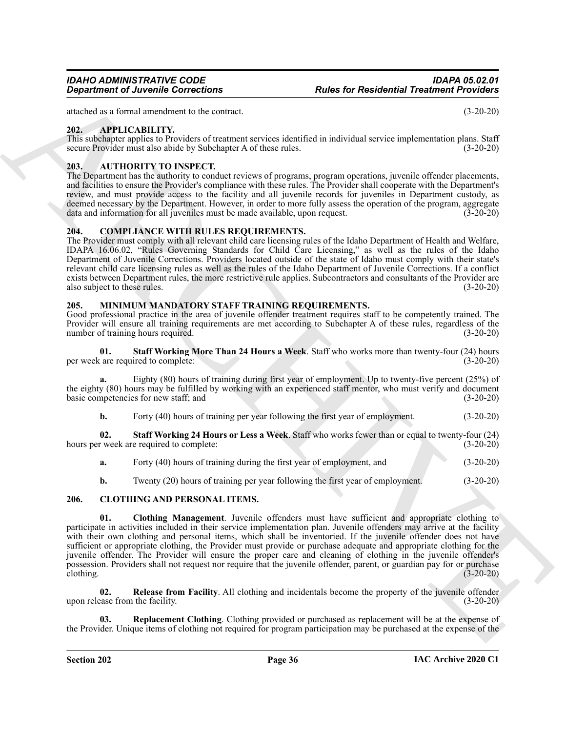attached as a formal amendment to the contract. (3-20-20)

### 202. APPLICABILITY.

This subchapter applies to Providers of treatment services identified in individual service implementation plans. Staff secure Provider must also abide by Subchapter A of these rules. (3-20-20)

### 203. AUTHORITY TO INSPECT.

The Department has the authority to conduct reviews of programs, program operations, juvenile offender placements, and facilities to ensure the Provider's compliance with these rules. The Provider shall cooperate with the Department's review, and must provide access to the facility and all juvenile records for juveniles in Department custody, as deemed necessary by the Department. However, in order to more fully assess the operation of the program, aggregate data and information for all juveniles must be made available, upon request. (3-20-20)

### 204. COMPLIANCE WITH RULES REQUIREMENTS.

The Provider must comply with all relevant child care licensing rules of the Idaho Department of Health and Welfare, IDAPA 16.06.02, "Rules Governing Standards for Child Care Licensing," as well as the rules of the Idaho Department of Juvenile Corrections. Providers located outside of the state of Idaho must comply with their state's relevant child care licensing rules as well as the rules of the Idaho Department of Juvenile Corrections. If a conflict exists between Department rules, the more restrictive rule applies. Subcontractors and consultants of the Provider are also subject to these rules. (3-20-20)

### 205. MINIMUM MANDATORY STAFF TRAINING REQUIREMENTS.

Good professional practice in the area of juvenile offender treatment requires staff to be competently trained. The Provider will ensure all training requirements are met according to Subchapter A of these rules, regardless of the number of training hours required. (3-20-20)

**01. Staff Working More Than 24 Hours a Week**. Staff who works more than twenty-four (24) hours per week are required to complete: (3-20-20)

**a.** Eighty (80) hours of training during first year of employment. Up to twenty-five percent (25%) of the eighty (80) hours may be fulfilled by working with an experienced staff mentor, who must verify and document basic competencies for new staff; and (3-20-20)

**b.** Forty (40) hours of training per year following the first year of employment. (3-20-20)

**02. Staff Working 24 Hours or Less a Week**. Staff who works fewer than or equal to twenty-four (24) hours per week are required to complete: (3-20-20)

**a.** Forty (40) hours of training during the first year of employment, and (3-20-20)

**b.** Twenty (20) hours of training per year following the first year of employment. (3-20-20)

### 206. CLOTHING AND PERSONAL ITEMS.

**01. Clothing Management**. Juvenile offenders must have sufficient and appropriate clothing to participate in activities included in their service implementation plan. Juvenile offenders may arrive at the facility with their own clothing and personal items, which shall be inventoried. If the juvenile offender does not have sufficient or appropriate clothing, the Provider must provide or purchase adequate and appropriate clothing for the juvenile offender. The Provider will ensure the proper care and cleaning of clothing in the juvenile offender's possession. Providers shall not request nor require that the juvenile offender, parent, or guardian pay for or purchase clothing. (3-20-20)

**02. Release from Facility**. All clothing and incidentals become the property of the juvenile offender upon release from the facility. (3-20-20)

**03. Replacement Clothing**. Clothing provided or purchased as replacement will be at the expense of the Provider. Unique items of clothing not required for program participation may be purchased at the expense of the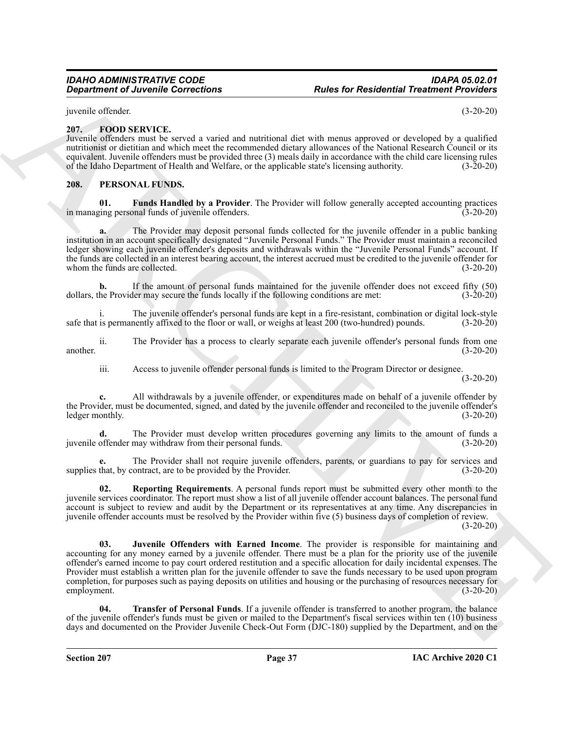juvenile offender. (3-20-20)

## 207. FOOD SERVICE.

Juvenile offenders must be served a varied and nutritional diet with menus approved or developed by a qualified nutritionist or dietitian and which meet the recommended dietary allowances of the National Research Council or its equivalent. Juvenile offenders must be provided three (3) meals daily in accordance with the child care licensing rules of the Idaho Department of Health and Welfare, or the applicable state's licensing authority. (3-20-20)

## 208. PERSONAL FUNDS.

**01. Funds Handled by a Provider**. The Provider will follow generally accepted accounting practices in managing personal funds of juvenile offenders. (3-20-20)

**a.** The Provider may deposit personal funds collected for the juvenile offender in a public banking institution in an account specifically designated "Juvenile Personal Funds." The Provider must maintain a reconciled ledger showing each juvenile offender's deposits and withdrawals within the "Juvenile Personal Funds" account. If the funds are collected in an interest bearing account, the interest accrued must be credited to the juvenile offender for whom the funds are collected. (3-20-20)

**b.** If the amount of personal funds maintained for the juvenile offender does not exceed fifty (50) dollars, the Provider may secure the funds locally if the following conditions are met: (3-20-20)

i. The juvenile offender's personal funds are kept in a fire-resistant, combination or digital lock-style safe that is permanently affixed to the floor or wall, or weighs at least 200 (two-hundred) pounds. (3-20-20)

ii. The Provider has a process to clearly separate each juvenile offender's personal funds from one another. (3-20-20)

iii. Access to juvenile offender personal funds is limited to the Program Director or designee. (3-20-20)

**c.** All withdrawals by a juvenile offender, or expenditures made on behalf of a juvenile offender by the Provider, must be documented, signed, and dated by the juvenile offender and reconciled to the juvenile offender's ledger monthly. (3-20-20)

**d.** The Provider must develop written procedures governing any limits to the amount of funds a juvenile offender may withdraw from their personal funds. (3-20-20)

**e.** The Provider shall not require juvenile offenders, parents, or guardians to pay for services and supplies that, by contract, are to be provided by the Provider. (3-20-20)

**02. Reporting Requirements**. A personal funds report must be submitted every other month to the juvenile services coordinator. The report must show a list of all juvenile offender account balances. The personal fund account is subject to review and audit by the Department or its representatives at any time. Any discrepancies in juvenile offender accounts must be resolved by the Provider within five (5) business days of completion of review. (3-20-20)

**03. Juvenile Offenders with Earned Income**. The provider is responsible for maintaining and accounting for any money earned by a juvenile offender. There must be a plan for the priority use of the juvenile offender's earned income to pay court ordered restitution and a specific allocation for daily incidental expenses. The Provider must establish a written plan for the juvenile offender to save the funds necessary to be used upon program completion, for purposes such as paying deposits on utilities and housing or the purchasing of resources necessary for employment. (3-20-20)

**04. Transfer of Personal Funds**. If a juvenile offender is transferred to another program, the balance of the juvenile offender's funds must be given or mailed to the Department's fiscal services within ten (10) business days and documented on the Provider Juvenile Check-Out Form (DJC-180) supplied by the Department, and on the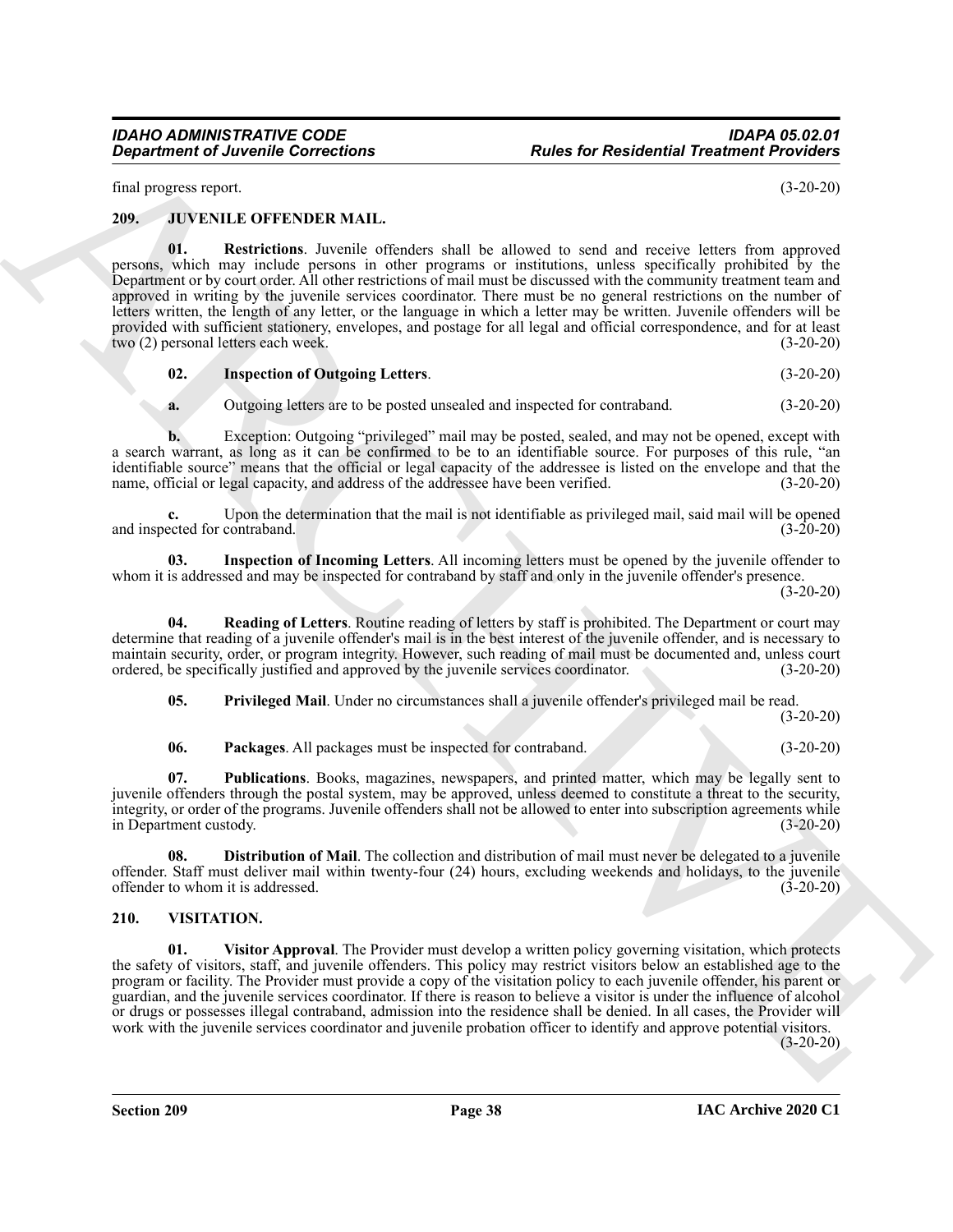final progress report. (3-20-20)

## 209. JUVENILE OFFENDER MAIL.

**01. Restrictions**. Juvenile offenders shall be allowed to send and receive letters from approved persons, which may include persons in other programs or institutions, unless specifically prohibited by the Department or by court order. All other restrictions of mail must be discussed with the community treatment team and approved in writing by the juvenile services coordinator. There must be no general restrictions on the number of letters written, the length of any letter, or the language in which a letter may be written. Juvenile offenders will be provided with sufficient stationery, envelopes, and postage for all legal and official correspondence, and for at least two (2) personal letters each week. (3-20-20)

**02. Inspection of Outgoing Letters**. (3-20-20)

**a.** Outgoing letters are to be posted unsealed and inspected for contraband. (3-20-20)

**b.** Exception: Outgoing "privileged" mail may be posted, sealed, and may not be opened, except with a search warrant, as long as it can be confirmed to be to an identifiable source. For purposes of this rule, "an identifiable source" means that the official or legal capacity of the addressee is listed on the envelope and that the name, official or legal capacity, and address of the addressee have been verified. (3-20-20)

**c.** Upon the determination that the mail is not identifiable as privileged mail, said mail will be opened and inspected for contraband. (3-20-20)

**03. Inspection of Incoming Letters**. All incoming letters must be opened by the juvenile offender to whom it is addressed and may be inspected for contraband by staff and only in the juvenile offender's presence. (3-20-20)

**04. Reading of Letters**. Routine reading of letters by staff is prohibited. The Department or court may determine that reading of a juvenile offender's mail is in the best interest of the juvenile offender, and is necessary to maintain security, order, or program integrity. However, such reading of mail must be documented and, unless court ordered, be specifically justified and approved by the juvenile services coordinator. (3-20-20)

**05. Privileged Mail**. Under no circumstances shall a juvenile offender's privileged mail be read. (3-20-20)

**06. Packages**. All packages must be inspected for contraband. (3-20-20)

**07. Publications**. Books, magazines, newspapers, and printed matter, which may be legally sent to juvenile offenders through the postal system, may be approved, unless deemed to constitute a threat to the security, integrity, or order of the programs. Juvenile offenders shall not be allowed to enter into subscription agreements while in Department custody. (3-20-20)

**08. Distribution of Mail**. The collection and distribution of mail must never be delegated to a juvenile offender. Staff must deliver mail within twenty-four (24) hours, excluding weekends and holidays, to the juvenile offender to whom it is addressed. (3-20-20)

## 210. VISITATION.

**01. Visitor Approval**. The Provider must develop a written policy governing visitation, which protects the safety of visitors, staff, and juvenile offenders. This policy may restrict visitors below an established age to the program or facility. The Provider must provide a copy of the visitation policy to each juvenile offender, his parent or guardian, and the juvenile services coordinator. If there is reason to believe a visitor is under the influence of alcohol or drugs or possesses illegal contraband, admission into the residence shall be denied. In all cases, the Provider will work with the juvenile services coordinator and juvenile probation officer to identify and approve potential visitors. (3-20-20)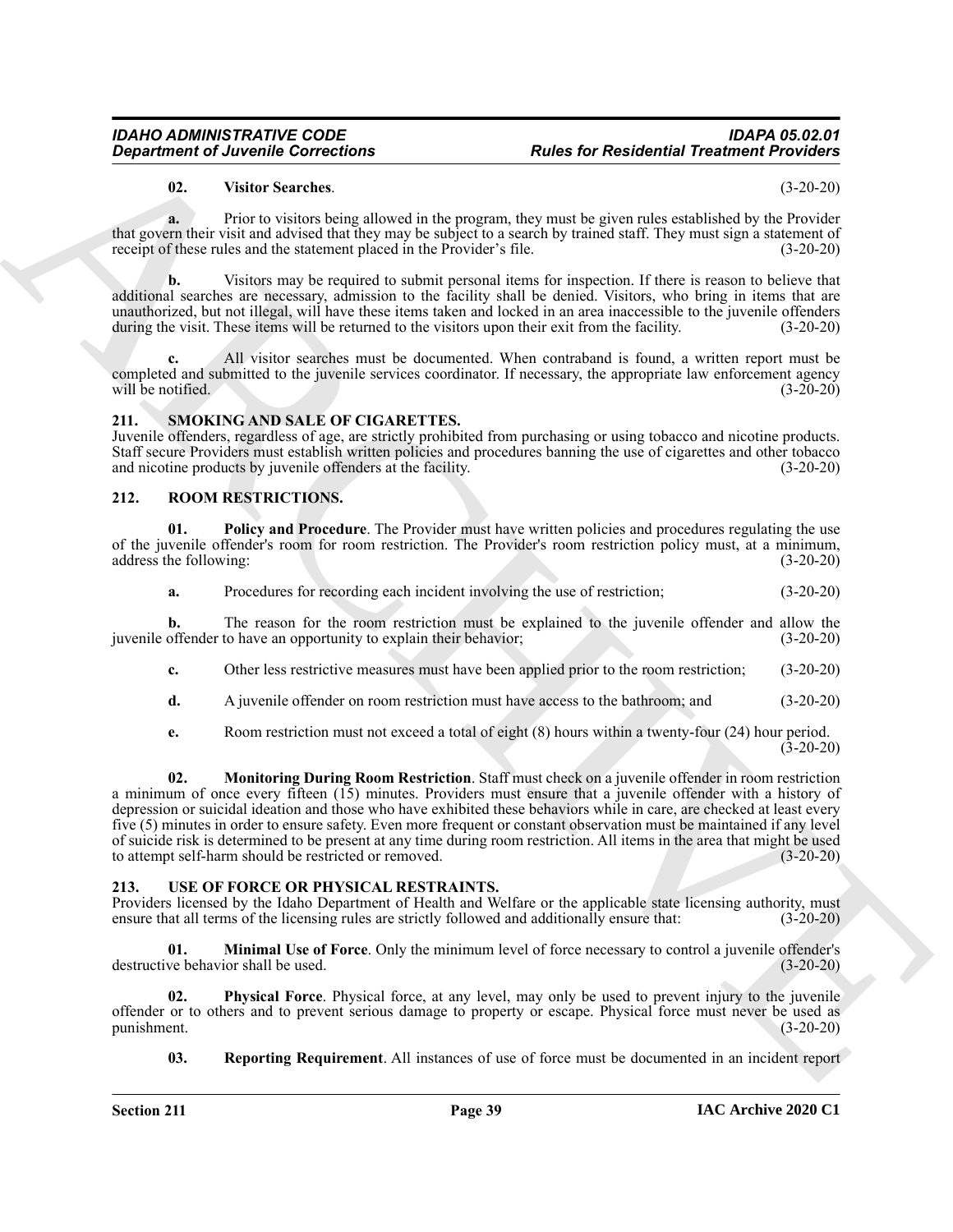**02. Visitor Searches**. (3-20-20)

**a.** Prior to visitors being allowed in the program, they must be given rules established by the Provider that govern their visit and advised that they may be subject to a search by trained staff. They must sign a statement of receipt of these rules and the statement placed in the Provider's file. (3-20-20)

**b.** Visitors may be required to submit personal items for inspection. If there is reason to believe that additional searches are necessary, admission to the facility shall be denied. Visitors, who bring in items that are unauthorized, but not illegal, will have these items taken and locked in an area inaccessible to the juvenile offenders during the visit. These items will be returned to the visitors upon their exit from the facility. (3-20-20)

**c.** All visitor searches must be documented. When contraband is found, a written report must be completed and submitted to the juvenile services coordinator. If necessary, the appropriate law enforcement agency will be notified. (3-20-20)

## 211. SMOKING AND SALE OF CIGARETTES.

Juvenile offenders, regardless of age, are strictly prohibited from purchasing or using tobacco and nicotine products. Staff secure Providers must establish written policies and procedures banning the use of cigarettes and other tobacco and nicotine products by juvenile offenders at the facility. (3-20-20)

## 212. ROOM RESTRICTIONS.

**01. Policy and Procedure**. The Provider must have written policies and procedures regulating the use of the juvenile offender's room for room restriction. The Provider's room restriction policy must, at a minimum, address the following: (3-20-20)

**a.** Procedures for recording each incident involving the use of restriction; (3-20-20)

**b.** The reason for the room restriction must be explained to the juvenile offender and allow the juvenile offender to have an opportunity to explain their behavior; (3-20-20)

**c.** Other less restrictive measures must have been applied prior to the room restriction; (3-20-20)

**d.** A juvenile offender on room restriction must have access to the bathroom; and (3-20-20)

**e.** Room restriction must not exceed a total of eight (8) hours within a twenty-four (24) hour period. (3-20-20)

**02. Monitoring During Room Restriction**. Staff must check on a juvenile offender in room restriction a minimum of once every fifteen (15) minutes. Providers must ensure that a juvenile offender with a history of depression or suicidal ideation and those who have exhibited these behaviors while in care, are checked at least every five (5) minutes in order to ensure safety. Even more frequent or constant observation must be maintained if any level of suicide risk is determined to be present at any time during room restriction. All items in the area that might be used to attempt self-harm should be restricted or removed. (3-20-20)

## 213. USE OF FORCE OR PHYSICAL RESTRAINTS.

Providers licensed by the Idaho Department of Health and Welfare or the applicable state licensing authority, must ensure that all terms of the licensing rules are strictly followed and additionally ensure that: (3-20-20)

**01. Minimal Use of Force**. Only the minimum level of force necessary to control a juvenile offender's destructive behavior shall be used. (3-20-20)

**02. Physical Force**. Physical force, at any level, may only be used to prevent injury to the juvenile offender or to others and to prevent serious damage to property or escape. Physical force must never be used as punishment. (3-20-20)

**03. Reporting Requirement**. All instances of use of force must be documented in an incident report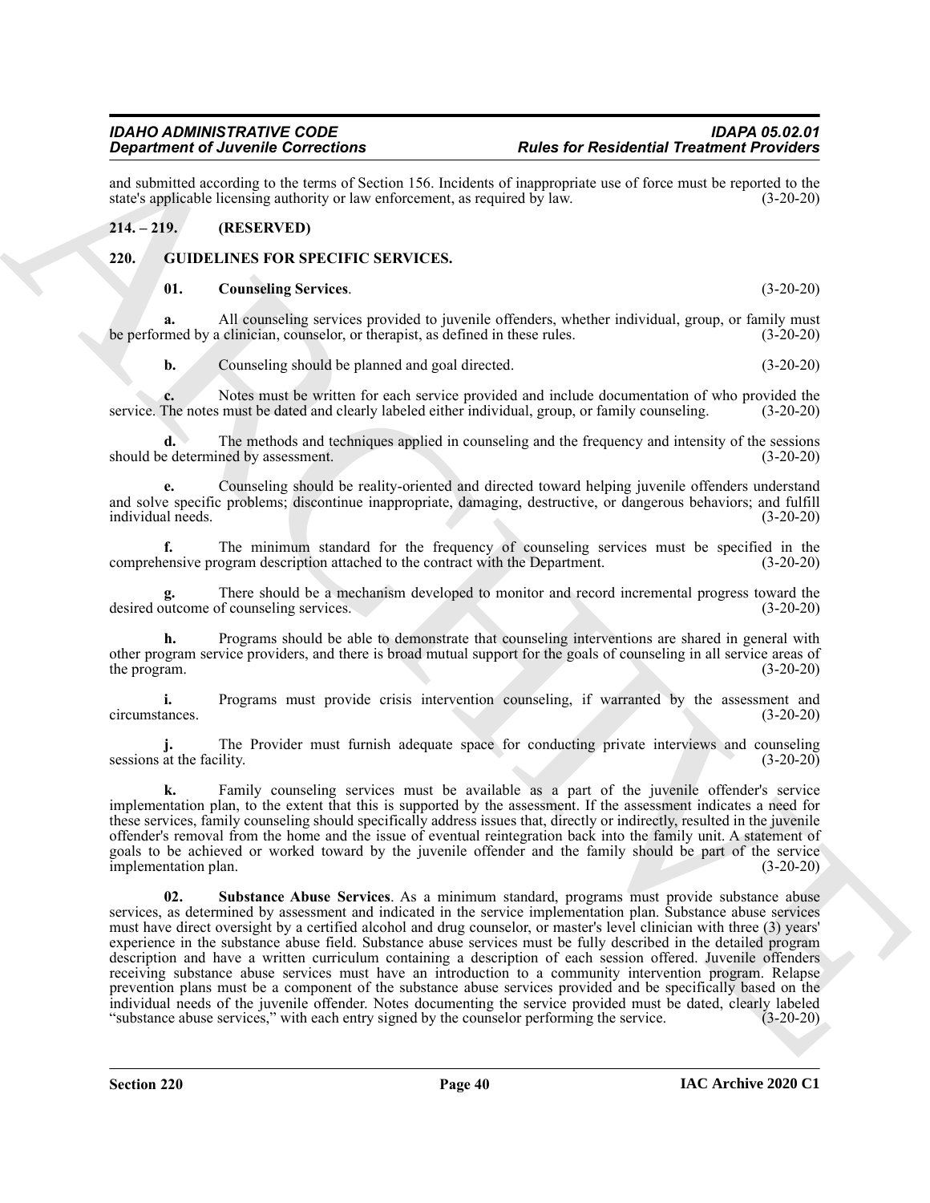and submitted according to the terms of Section 156. Incidents of inappropriate use of force must be reported to the state's applicable licensing authority or law enforcement, as required by law. (3-20-20)

## 214. – 219. (RESERVED)

## 220. GUIDELINES FOR SPECIFIC SERVICES.

**01. Counseling Services**. (3-20-20)

**a.** All counseling services provided to juvenile offenders, whether individual, group, or family must be performed by a clinician, counselor, or therapist, as defined in these rules. (3-20-20)

**b.** Counseling should be planned and goal directed. (3-20-20)

**c.** Notes must be written for each service provided and include documentation of who provided the service. The notes must be dated and clearly labeled either individual, group, or family counseling. (3-20-20)

**d.** The methods and techniques applied in counseling and the frequency and intensity of the sessions should be determined by assessment. (3-20-20)

**e.** Counseling should be reality-oriented and directed toward helping juvenile offenders understand and solve specific problems; discontinue inappropriate, damaging, destructive, or dangerous behaviors; and fulfill individual needs. (3-20-20)

**f.** The minimum standard for the frequency of counseling services must be specified in the comprehensive program description attached to the contract with the Department. (3-20-20)

**g.** There should be a mechanism developed to monitor and record incremental progress toward the desired outcome of counseling services. (3-20-20)

**h.** Programs should be able to demonstrate that counseling interventions are shared in general with other program service providers, and there is broad mutual support for the goals of counseling in all service areas of the program. (3-20-20)

**i.** Programs must provide crisis intervention counseling, if warranted by the assessment and circumstances. (3-20-20)

**j.** The Provider must furnish adequate space for conducting private interviews and counseling sessions at the facility. (3-20-20)

**k.** Family counseling services must be available as a part of the juvenile offender's service implementation plan, to the extent that this is supported by the assessment. If the assessment indicates a need for these services, family counseling should specifically address issues that, directly or indirectly, resulted in the juvenile offender's removal from the home and the issue of eventual reintegration back into the family unit. A statement of goals to be achieved or worked toward by the juvenile offender and the family should be part of the service implementation plan. (3-20-20)

**02. Substance Abuse Services**. As a minimum standard, programs must provide substance abuse services, as determined by assessment and indicated in the service implementation plan. Substance abuse services must have direct oversight by a certified alcohol and drug counselor, or master's level clinician with three (3) years' experience in the substance abuse field. Substance abuse services must be fully described in the detailed program description and have a written curriculum containing a description of each session offered. Juvenile offenders receiving substance abuse services must have an introduction to a community intervention program. Relapse prevention plans must be a component of the substance abuse services provided and be specifically based on the individual needs of the juvenile offender. Notes documenting the service provided must be dated, clearly labeled "substance abuse services," with each entry signed by the counselor performing the service. (3-20-20)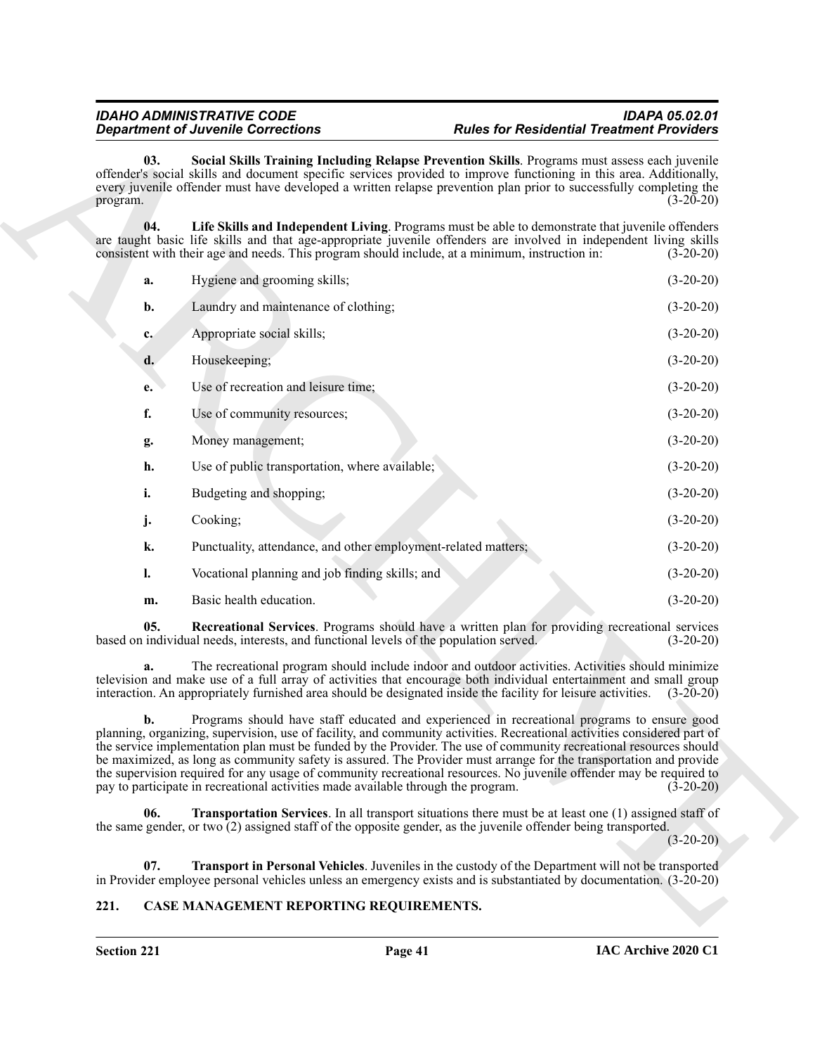**03. Social Skills Training Including Relapse Prevention Skills**. Programs must assess each juvenile offender's social skills and document specific services provided to improve functioning in this area. Additionally, every juvenile offender must have developed a written relapse prevention plan prior to successfully completing the program. (3-20-20)

**04. Life Skills and Independent Living**. Programs must be able to demonstrate that juvenile offenders are taught basic life skills and that age-appropriate juvenile offenders are involved in independent living skills consistent with their age and needs. This program should include, at a minimum, instruction in: (3-20-20)

**a.** Hygiene and grooming skills; (3-20-20)

**b.** Laundry and maintenance of clothing; (3-20-20)

**c.** Appropriate social skills; (3-20-20)

**d.** Housekeeping; (3-20-20)

**e.** Use of recreation and leisure time; (3-20-20)

**f.** Use of community resources; (3-20-20)

**g.** Money management; (3-20-20)

**h.** Use of public transportation, where available; (3-20-20)

**i.** Budgeting and shopping; (3-20-20)

**j.** Cooking; (3-20-20)

**k.** Punctuality, attendance, and other employment-related matters; (3-20-20)

**l.** Vocational planning and job finding skills; and (3-20-20)

**m.** Basic health education. (3-20-20)

**05. Recreational Services**. Programs should have a written plan for providing recreational services based on individual needs, interests, and functional levels of the population served. (3-20-20)

**a.** The recreational program should include indoor and outdoor activities. Activities should minimize television and make use of a full array of activities that encourage both individual entertainment and small group interaction. An appropriately furnished area should be designated inside the facility for leisure activities. (3-20-20)

**b.** Programs should have staff educated and experienced in recreational programs to ensure good planning, organizing, supervision, use of facility, and community activities. Recreational activities considered part of the service implementation plan must be funded by the Provider. The use of community recreational resources should be maximized, as long as community safety is assured. The Provider must arrange for the transportation and provide the supervision required for any usage of community recreational resources. No juvenile offender may be required to pay to participate in recreational activities made available through the program. (3-20-20)

**06. Transportation Services**. In all transport situations there must be at least one (1) assigned staff of the same gender, or two (2) assigned staff of the opposite gender, as the juvenile offender being transported. (3-20-20)

**07. Transport in Personal Vehicles**. Juveniles in the custody of the Department will not be transported in Provider employee personal vehicles unless an emergency exists and is substantiated by documentation. (3-20-20)

## 221. CASE MANAGEMENT REPORTING REQUIREMENTS.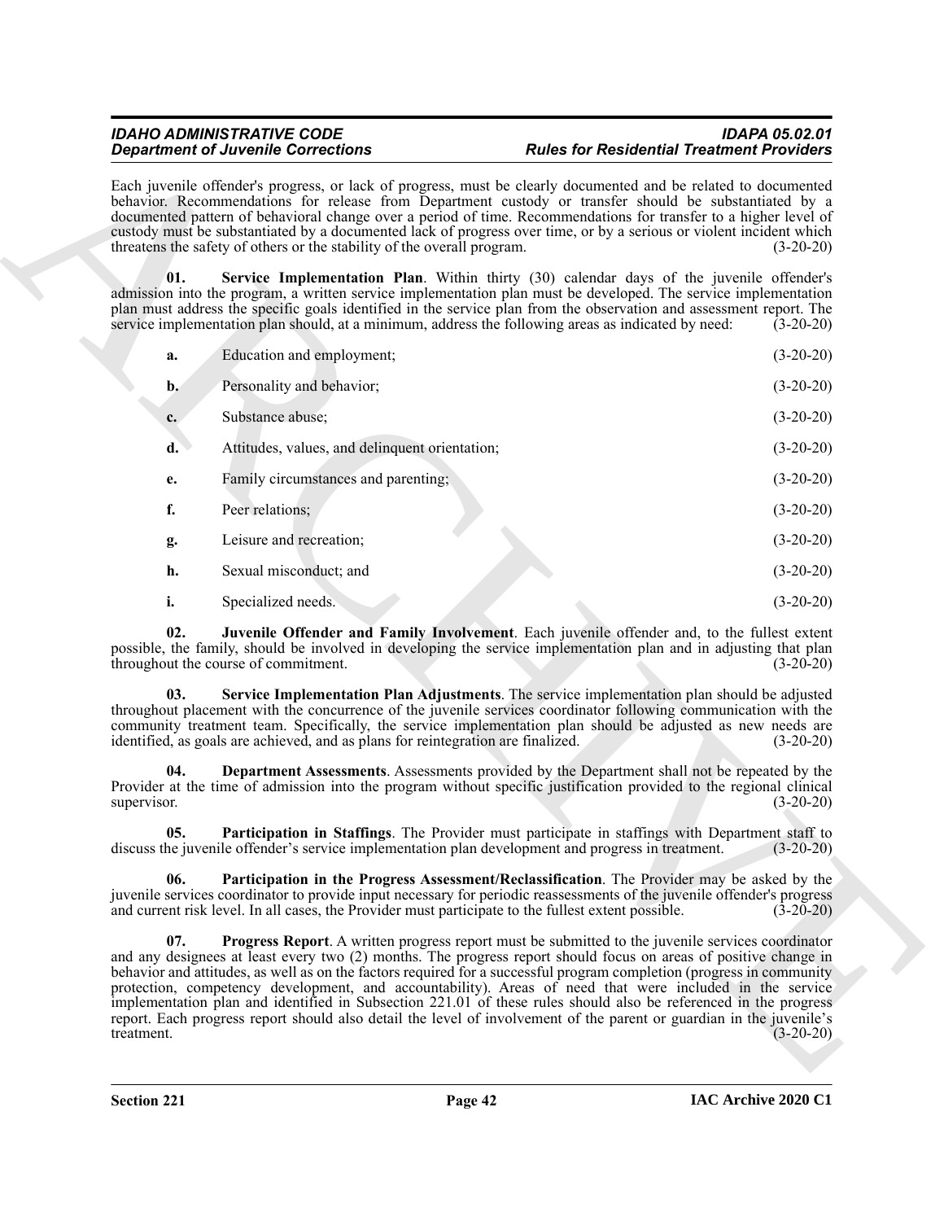Each juvenile offender's progress, or lack of progress, must be clearly documented and be related to documented behavior. Recommendations for release from Department custody or transfer should be substantiated by a documented pattern of behavioral change over a period of time. Recommendations for transfer to a higher level of custody must be substantiated by a documented lack of progress over time, or by a serious or violent incident which threatens the safety of others or the stability of the overall program. (3-20-20)

**01. Service Implementation Plan**. Within thirty (30) calendar days of the juvenile offender's admission into the program, a written service implementation plan must be developed. The service implementation plan must address the specific goals identified in the service plan from the observation and assessment report. The service implementation plan should, at a minimum, address the following areas as indicated by need: (3-20-20)

**a.** Education and employment; (3-20-20)

**b.** Personality and behavior; (3-20-20)

**c.** Substance abuse; (3-20-20)

**d.** Attitudes, values, and delinquent orientation; (3-20-20)

**e.** Family circumstances and parenting; (3-20-20)

**f.** Peer relations; (3-20-20)

**g.** Leisure and recreation; (3-20-20)

**h.** Sexual misconduct; and (3-20-20)

**i.** Specialized needs. (3-20-20)

**02. Juvenile Offender and Family Involvement**. Each juvenile offender and, to the fullest extent possible, the family, should be involved in developing the service implementation plan and in adjusting that plan throughout the course of commitment. (3-20-20)

**03. Service Implementation Plan Adjustments**. The service implementation plan should be adjusted throughout placement with the concurrence of the juvenile services coordinator following communication with the community treatment team. Specifically, the service implementation plan should be adjusted as new needs are identified, as goals are achieved, and as plans for reintegration are finalized. (3-20-20)

**04. Department Assessments**. Assessments provided by the Department shall not be repeated by the Provider at the time of admission into the program without specific justification provided to the regional clinical supervisor. (3-20-20)

**05. Participation in Staffings**. The Provider must participate in staffings with Department staff to discuss the juvenile offender's service implementation plan development and progress in treatment. (3-20-20)

**06. Participation in the Progress Assessment/Reclassification**. The Provider may be asked by the juvenile services coordinator to provide input necessary for periodic reassessments of the juvenile offender's progress and current risk level. In all cases, the Provider must participate to the fullest extent possible. (3-20-20)

**07. Progress Report**. A written progress report must be submitted to the juvenile services coordinator and any designees at least every two (2) months. The progress report should focus on areas of positive change in behavior and attitudes, as well as on the factors required for a successful program completion (progress in community protection, competency development, and accountability). Areas of need that were included in the service implementation plan and identified in Subsection 221.01 of these rules should also be referenced in the progress report. Each progress report should also detail the level of involvement of the parent or guardian in the juvenile's treatment. (3-20-20)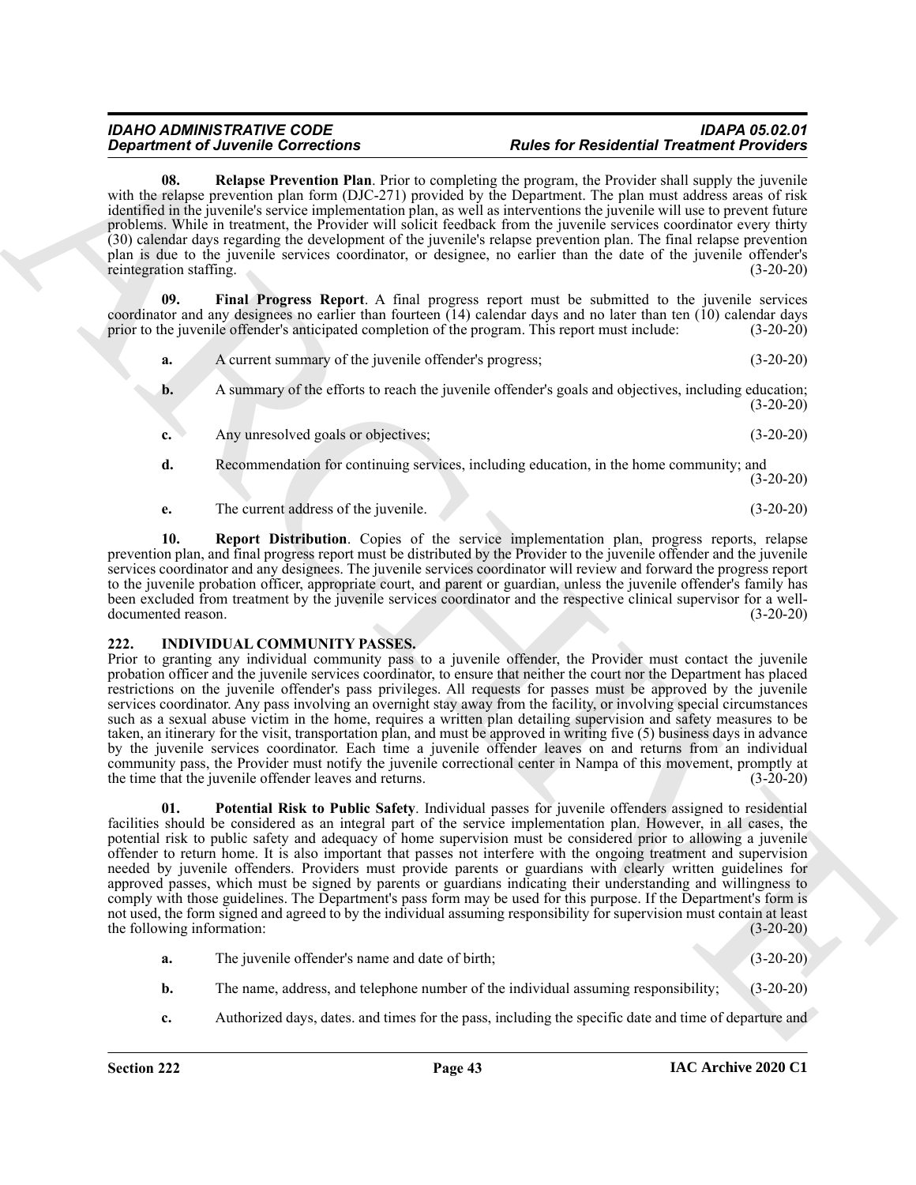**08. Relapse Prevention Plan**. Prior to completing the program, the Provider shall supply the juvenile with the relapse prevention plan form (DJC-271) provided by the Department. The plan must address areas of risk identified in the juvenile's service implementation plan, as well as interventions the juvenile will use to prevent future problems. While in treatment, the Provider will solicit feedback from the juvenile services coordinator every thirty (30) calendar days regarding the development of the juvenile's relapse prevention plan. The final relapse prevention plan is due to the juvenile services coordinator, or designee, no earlier than the date of the juvenile offender's reintegration staffing. (3-20-20)

**09. Final Progress Report**. A final progress report must be submitted to the juvenile services coordinator and any designees no earlier than fourteen (14) calendar days and no later than ten (10) calendar days prior to the juvenile offender's anticipated completion of the program. This report must include: (3-20-20)

**a.** A current summary of the juvenile offender's progress; (3-20-20)

**b.** A summary of the efforts to reach the juvenile offender's goals and objectives, including education; (3-20-20)

**c.** Any unresolved goals or objectives; (3-20-20)

**d.** Recommendation for continuing services, including education, in the home community; and (3-20-20)

**e.** The current address of the juvenile. (3-20-20)

**10. Report Distribution**. Copies of the service implementation plan, progress reports, relapse prevention plan, and final progress report must be distributed by the Provider to the juvenile offender and the juvenile services coordinator and any designees. The juvenile services coordinator will review and forward the progress report to the juvenile probation officer, appropriate court, and parent or guardian, unless the juvenile offender's family has been excluded from treatment by the juvenile services coordinator and the respective clinical supervisor for a well-documented reason. (3-20-20)

## 222. INDIVIDUAL COMMUNITY PASSES.

Prior to granting any individual community pass to a juvenile offender, the Provider must contact the juvenile probation officer and the juvenile services coordinator, to ensure that neither the court nor the Department has placed restrictions on the juvenile offender's pass privileges. All requests for passes must be approved by the juvenile services coordinator. Any pass involving an overnight stay away from the facility, or involving special circumstances such as a sexual abuse victim in the home, requires a written plan detailing supervision and safety measures to be taken, an itinerary for the visit, transportation plan, and must be approved in writing five (5) business days in advance by the juvenile services coordinator. Each time a juvenile offender leaves on and returns from an individual community pass, the Provider must notify the juvenile correctional center in Nampa of this movement, promptly at the time that the juvenile offender leaves and returns. (3-20-20)

**01. Potential Risk to Public Safety**. Individual passes for juvenile offenders assigned to residential facilities should be considered as an integral part of the service implementation plan. However, in all cases, the potential risk to public safety and adequacy of home supervision must be considered prior to allowing a juvenile offender to return home. It is also important that passes not interfere with the ongoing treatment and supervision needed by juvenile offenders. Providers must provide parents or guardians with clearly written guidelines for approved passes, which must be signed by parents or guardians indicating their understanding and willingness to comply with those guidelines. The Department's pass form may be used for this purpose. If the Department's form is not used, the form signed and agreed to by the individual assuming responsibility for supervision must contain at least the following information: (3-20-20)

**a.** The juvenile offender's name and date of birth; (3-20-20)

**b.** The name, address, and telephone number of the individual assuming responsibility; (3-20-20)

**c.** Authorized days, dates. and times for the pass, including the specific date and time of departure and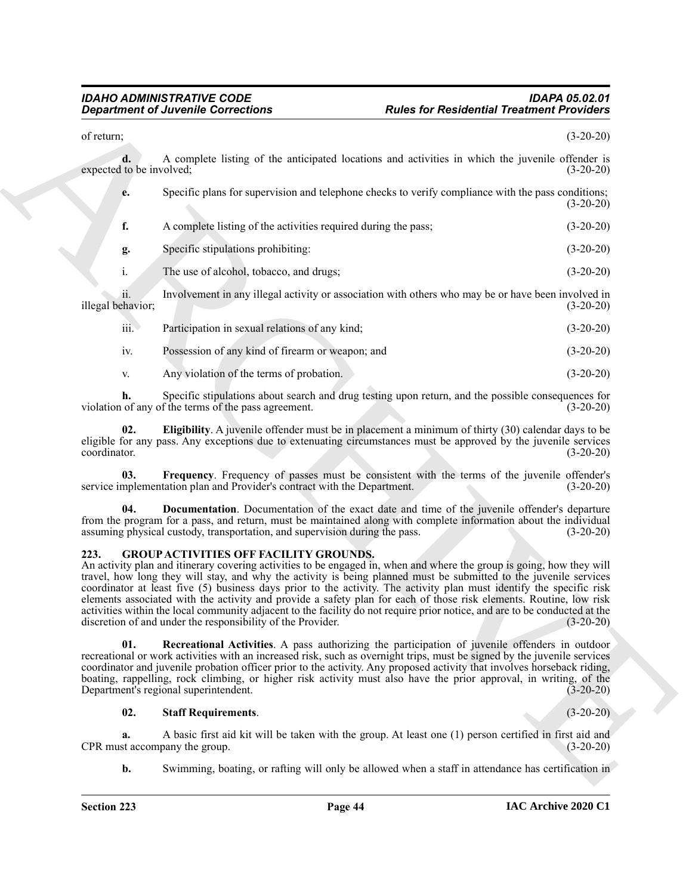of return; (3-20-20)

**d.** A complete listing of the anticipated locations and activities in which the juvenile offender is expected to be involved; (3-20-20)

**e.** Specific plans for supervision and telephone checks to verify compliance with the pass conditions; (3-20-20)

**f.** A complete listing of the activities required during the pass; (3-20-20)

**g.** Specific stipulations prohibiting: (3-20-20)

i. The use of alcohol, tobacco, and drugs; (3-20-20)

ii. Involvement in any illegal activity or association with others who may be or have been involved in illegal behavior; (3-20-20)

iii. Participation in sexual relations of any kind; (3-20-20)

iv. Possession of any kind of firearm or weapon; and (3-20-20)

v. Any violation of the terms of probation. (3-20-20)

**h.** Specific stipulations about search and drug testing upon return, and the possible consequences for violation of any of the terms of the pass agreement. (3-20-20)

**02. Eligibility**. A juvenile offender must be in placement a minimum of thirty (30) calendar days to be eligible for any pass. Any exceptions due to extenuating circumstances must be approved by the juvenile services coordinator. (3-20-20)

**03. Frequency**. Frequency of passes must be consistent with the terms of the juvenile offender's service implementation plan and Provider's contract with the Department. (3-20-20)

**04. Documentation**. Documentation of the exact date and time of the juvenile offender's departure from the program for a pass, and return, must be maintained along with complete information about the individual assuming physical custody, transportation, and supervision during the pass. (3-20-20)

## 223. GROUP ACTIVITIES OFF FACILITY GROUNDS.

An activity plan and itinerary covering activities to be engaged in, when and where the group is going, how they will travel, how long they will stay, and why the activity is being planned must be submitted to the juvenile services coordinator at least five (5) business days prior to the activity. The activity plan must identify the specific risk elements associated with the activity and provide a safety plan for each of those risk elements. Routine, low risk activities within the local community adjacent to the facility do not require prior notice, and are to be conducted at the discretion of and under the responsibility of the Provider. (3-20-20)

**01. Recreational Activities**. A pass authorizing the participation of juvenile offenders in outdoor recreational or work activities with an increased risk, such as overnight trips, must be signed by the juvenile services coordinator and juvenile probation officer prior to the activity. Any proposed activity that involves horseback riding, boating, rappelling, rock climbing, or higher risk activity must also have the prior approval, in writing, of the Department's regional superintendent. (3-20-20)

**02. Staff Requirements**. (3-20-20)

**a.** A basic first aid kit will be taken with the group. At least one (1) person certified in first aid and CPR must accompany the group. (3-20-20)

**b.** Swimming, boating, or rafting will only be allowed when a staff in attendance has certification in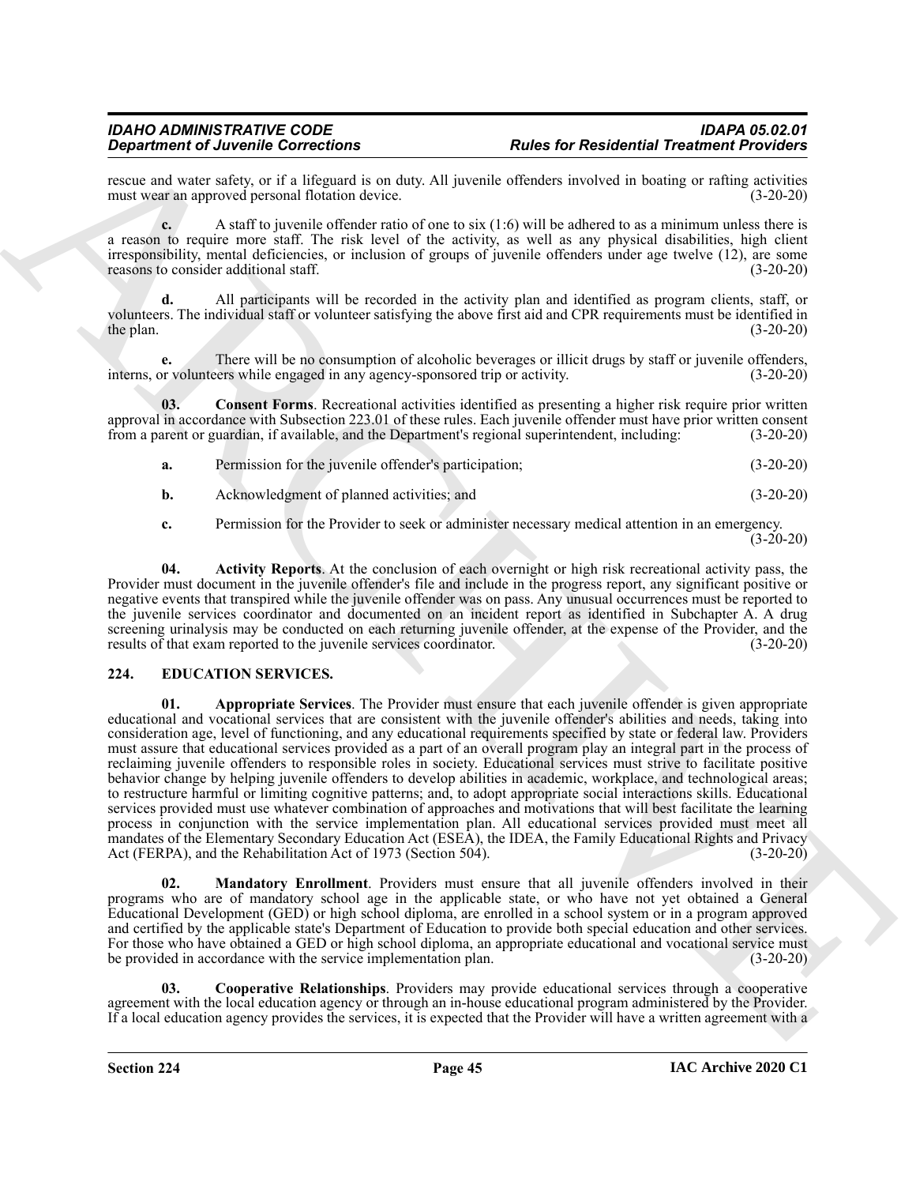rescue and water safety, or if a lifeguard is on duty. All juvenile offenders involved in boating or rafting activities must wear an approved personal flotation device. (3-20-20)

**c.** A staff to juvenile offender ratio of one to six (1:6) will be adhered to as a minimum unless there is a reason to require more staff. The risk level of the activity, as well as any physical disabilities, high client irresponsibility, mental deficiencies, or inclusion of groups of juvenile offenders under age twelve (12), are some reasons to consider additional staff. (3-20-20)

**d.** All participants will be recorded in the activity plan and identified as program clients, staff, or volunteers. The individual staff or volunteer satisfying the above first aid and CPR requirements must be identified in the plan. (3-20-20)

**e.** There will be no consumption of alcoholic beverages or illicit drugs by staff or juvenile offenders, interns, or volunteers while engaged in any agency-sponsored trip or activity. (3-20-20)

**03. Consent Forms**. Recreational activities identified as presenting a higher risk require prior written approval in accordance with Subsection 223.01 of these rules. Each juvenile offender must have prior written consent from a parent or guardian, if available, and the Department's regional superintendent, including: (3-20-20)

**a.** Permission for the juvenile offender's participation; (3-20-20)

**b.** Acknowledgment of planned activities; and (3-20-20)

**c.** Permission for the Provider to seek or administer necessary medical attention in an emergency. (3-20-20)

**04. Activity Reports**. At the conclusion of each overnight or high risk recreational activity pass, the Provider must document in the juvenile offender's file and include in the progress report, any significant positive or negative events that transpired while the juvenile offender was on pass. Any unusual occurrences must be reported to the juvenile services coordinator and documented on an incident report as identified in Subchapter A. A drug screening urinalysis may be conducted on each returning juvenile offender, at the expense of the Provider, and the results of that exam reported to the juvenile services coordinator. (3-20-20)

## 224. EDUCATION SERVICES.

**01. Appropriate Services**. The Provider must ensure that each juvenile offender is given appropriate educational and vocational services that are consistent with the juvenile offender's abilities and needs, taking into consideration age, level of functioning, and any educational requirements specified by state or federal law. Providers must assure that educational services provided as a part of an overall program play an integral part in the process of reclaiming juvenile offenders to responsible roles in society. Educational services must strive to facilitate positive behavior change by helping juvenile offenders to develop abilities in academic, workplace, and technological areas; to restructure harmful or limiting cognitive patterns; and, to adopt appropriate social interactions skills. Educational services provided must use whatever combination of approaches and motivations that will best facilitate the learning process in conjunction with the service implementation plan. All educational services provided must meet all mandates of the Elementary Secondary Education Act (ESEA), the IDEA, the Family Educational Rights and Privacy Act (FERPA), and the Rehabilitation Act of 1973 (Section 504). (3-20-20)

**02. Mandatory Enrollment**. Providers must ensure that all juvenile offenders involved in their programs who are of mandatory school age in the applicable state, or who have not yet obtained a General Educational Development (GED) or high school diploma, are enrolled in a school system or in a program approved and certified by the applicable state's Department of Education to provide both special education and other services. For those who have obtained a GED or high school diploma, an appropriate educational and vocational service must be provided in accordance with the service implementation plan. (3-20-20)

**03. Cooperative Relationships**. Providers may provide educational services through a cooperative agreement with the local education agency or through an in-house educational program administered by the Provider. If a local education agency provides the services, it is expected that the Provider will have a written agreement with a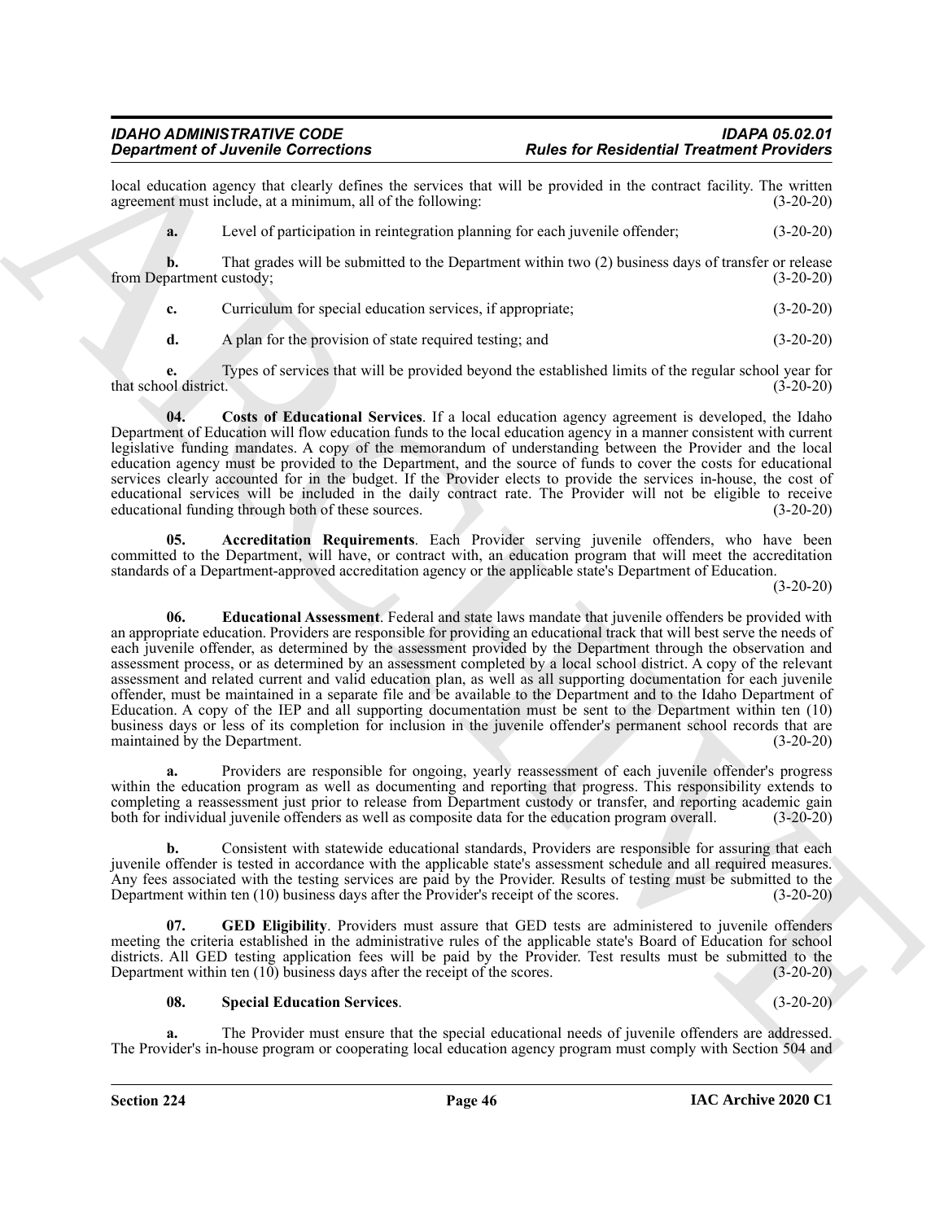local education agency that clearly defines the services that will be provided in the contract facility. The written agreement must include, at a minimum, all of the following: (3-20-20)

**a.** Level of participation in reintegration planning for each juvenile offender; (3-20-20)

**b.** That grades will be submitted to the Department within two (2) business days of transfer or release from Department custody; (3-20-20)

**c.** Curriculum for special education services, if appropriate; (3-20-20)

**d.** A plan for the provision of state required testing; and (3-20-20)

**e.** Types of services that will be provided beyond the established limits of the regular school year for that school district. (3-20-20)

**04. Costs of Educational Services**. If a local education agency agreement is developed, the Idaho Department of Education will flow education funds to the local education agency in a manner consistent with current legislative funding mandates. A copy of the memorandum of understanding between the Provider and the local education agency must be provided to the Department, and the source of funds to cover the costs for educational services clearly accounted for in the budget. If the Provider elects to provide the services in-house, the cost of educational services will be included in the daily contract rate. The Provider will not be eligible to receive educational funding through both of these sources. (3-20-20)

**05. Accreditation Requirements**. Each Provider serving juvenile offenders, who have been committed to the Department, will have, or contract with, an education program that will meet the accreditation standards of a Department-approved accreditation agency or the applicable state's Department of Education. (3-20-20)

**06. Educational Assessment**. Federal and state laws mandate that juvenile offenders be provided with an appropriate education. Providers are responsible for providing an educational track that will best serve the needs of each juvenile offender, as determined by the assessment provided by the Department through the observation and assessment process, or as determined by an assessment completed by a local school district. A copy of the relevant assessment and related current and valid education plan, as well as all supporting documentation for each juvenile offender, must be maintained in a separate file and be available to the Department and to the Idaho Department of Education. A copy of the IEP and all supporting documentation must be sent to the Department within ten (10) business days or less of its completion for inclusion in the juvenile offender's permanent school records that are maintained by the Department. (3-20-20)

**a.** Providers are responsible for ongoing, yearly reassessment of each juvenile offender's progress within the education program as well as documenting and reporting that progress. This responsibility extends to completing a reassessment just prior to release from Department custody or transfer, and reporting academic gain both for individual juvenile offenders as well as composite data for the education program overall. (3-20-20)

**b.** Consistent with statewide educational standards, Providers are responsible for assuring that each juvenile offender is tested in accordance with the applicable state's assessment schedule and all required measures. Any fees associated with the testing services are paid by the Provider. Results of testing must be submitted to the Department within ten (10) business days after the Provider's receipt of the scores. (3-20-20)

**07. GED Eligibility**. Providers must assure that GED tests are administered to juvenile offenders meeting the criteria established in the administrative rules of the applicable state's Board of Education for school districts. All GED testing application fees will be paid by the Provider. Test results must be submitted to the Department within ten (10) business days after the receipt of the scores. (3-20-20)

**08. Special Education Services**. (3-20-20)

**a.** The Provider must ensure that the special educational needs of juvenile offenders are addressed. The Provider's in-house program or cooperating local education agency program must comply with Section 504 and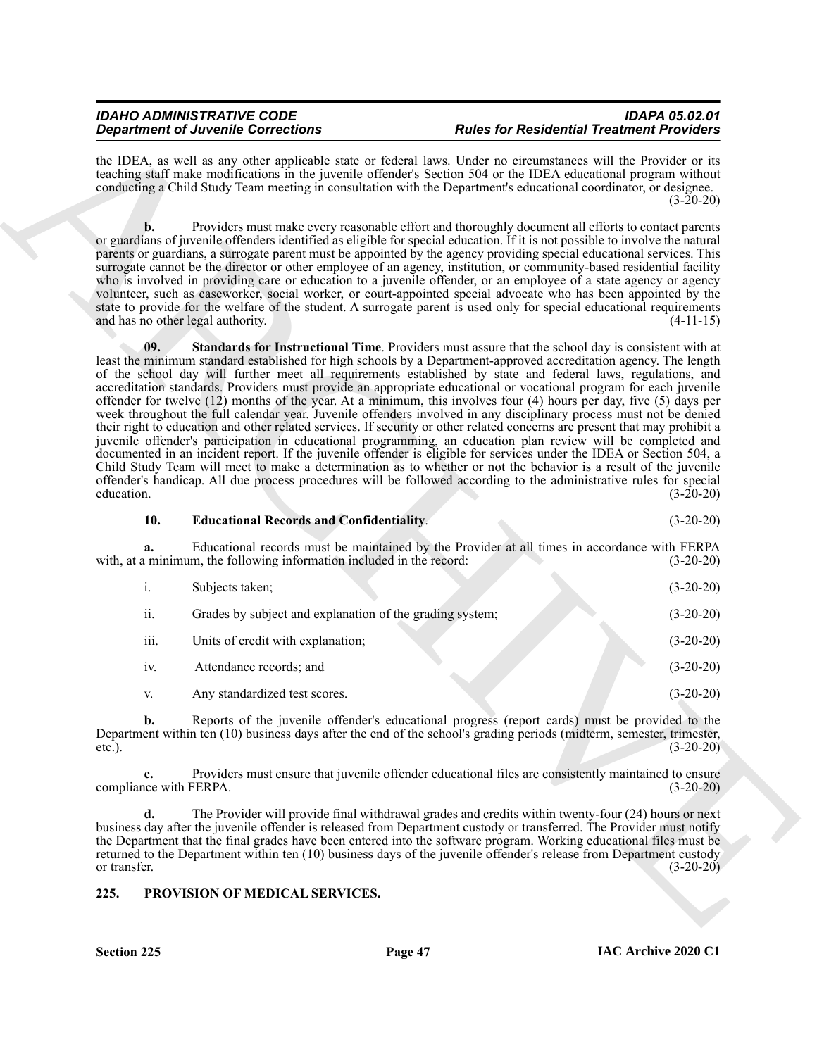the IDEA, as well as any other applicable state or federal laws. Under no circumstances will the Provider or its teaching staff make modifications in the juvenile offender's Section 504 or the IDEA educational program without conducting a Child Study Team meeting in consultation with the Department's educational coordinator, or designee. (3-20-20)

**b.** Providers must make every reasonable effort and thoroughly document all efforts to contact parents or guardians of juvenile offenders identified as eligible for special education. If it is not possible to involve the natural parents or guardians, a surrogate parent must be appointed by the agency providing special educational services. This surrogate cannot be the director or other employee of an agency, institution, or community-based residential facility who is involved in providing care or education to a juvenile offender, or an employee of a state agency or agency volunteer, such as caseworker, social worker, or court-appointed special advocate who has been appointed by the state to provide for the welfare of the student. A surrogate parent is used only for special educational requirements and has no other legal authority. (4-11-15)

**09. Standards for Instructional Time**. Providers must assure that the school day is consistent with at least the minimum standard established for high schools by a Department-approved accreditation agency. The length of the school day will further meet all requirements established by state and federal laws, regulations, and accreditation standards. Providers must provide an appropriate educational or vocational program for each juvenile offender for twelve (12) months of the year. At a minimum, this involves four (4) hours per day, five (5) days per week throughout the full calendar year. Juvenile offenders involved in any disciplinary process must not be denied their right to education and other related services. If security or other related concerns are present that may prohibit a juvenile offender's participation in educational programming, an education plan review will be completed and documented in an incident report. If the juvenile offender is eligible for services under the IDEA or Section 504, a Child Study Team will meet to make a determination as to whether or not the behavior is a result of the juvenile offender's handicap. All due process procedures will be followed according to the administrative rules for special education. (3-20-20)

**10. Educational Records and Confidentiality**. (3-20-20)

**a.** Educational records must be maintained by the Provider at all times in accordance with FERPA with, at a minimum, the following information included in the record: (3-20-20)

i. Subjects taken; (3-20-20)

ii. Grades by subject and explanation of the grading system; (3-20-20)

iii. Units of credit with explanation; (3-20-20)

iv. Attendance records; and (3-20-20)

v. Any standardized test scores. (3-20-20)

**b.** Reports of the juvenile offender's educational progress (report cards) must be provided to the Department within ten (10) business days after the end of the school's grading periods (midterm, semester, trimester, etc.). (3-20-20)

**c.** Providers must ensure that juvenile offender educational files are consistently maintained to ensure compliance with FERPA. (3-20-20)

**d.** The Provider will provide final withdrawal grades and credits within twenty-four (24) hours or next business day after the juvenile offender is released from Department custody or transferred. The Provider must notify the Department that the final grades have been entered into the software program. Working educational files must be returned to the Department within ten (10) business days of the juvenile offender's release from Department custody or transfer. (3-20-20)

## 225. PROVISION OF MEDICAL SERVICES.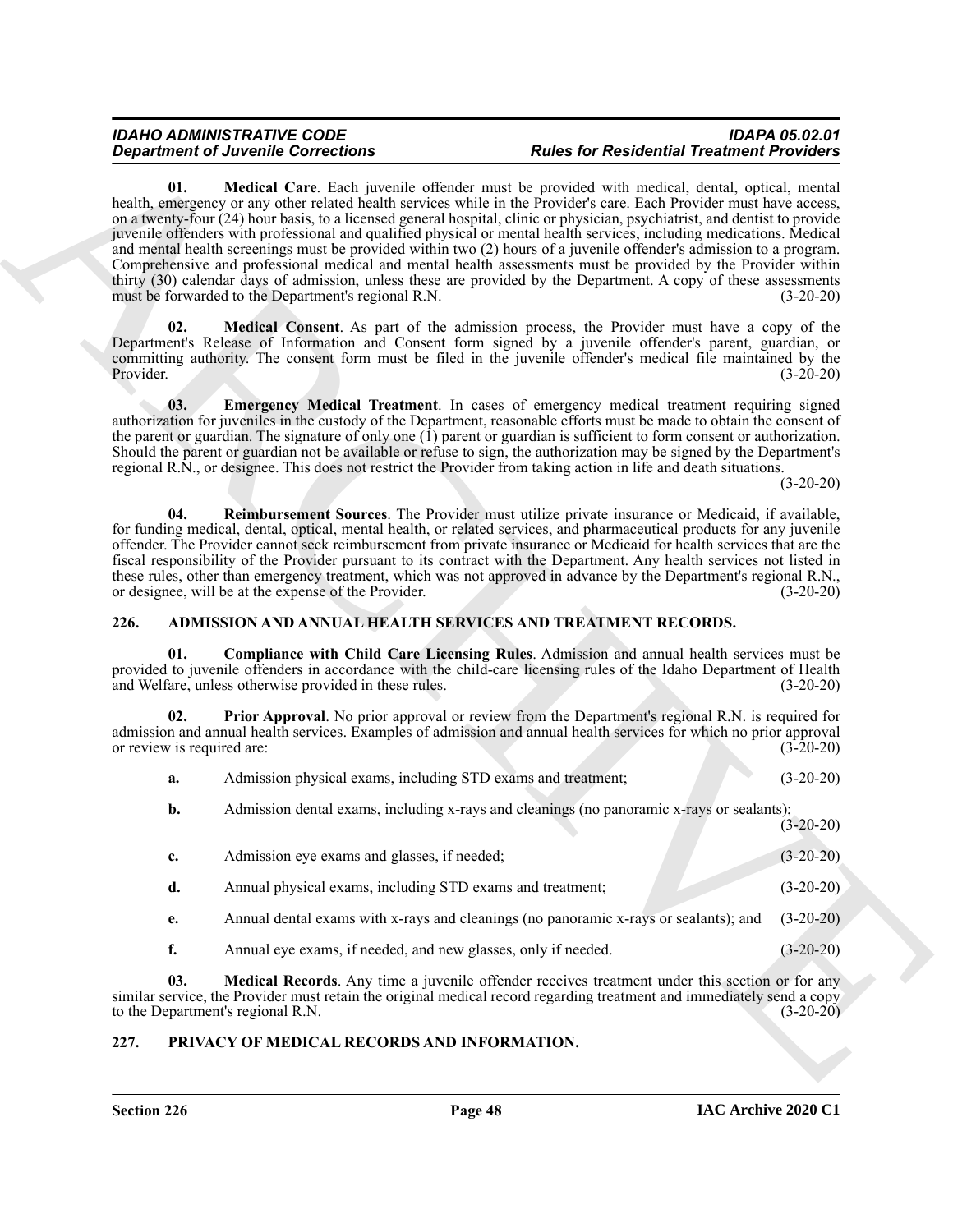**01. Medical Care**. Each juvenile offender must be provided with medical, dental, optical, mental health, emergency or any other related health services while in the Provider's care. Each Provider must have access, on a twenty-four (24) hour basis, to a licensed general hospital, clinic or physician, psychiatrist, and dentist to provide juvenile offenders with professional and qualified physical or mental health services, including medications. Medical and mental health screenings must be provided within two (2) hours of a juvenile offender's admission to a program. Comprehensive and professional medical and mental health assessments must be provided by the Provider within thirty (30) calendar days of admission, unless these are provided by the Department. A copy of these assessments must be forwarded to the Department's regional R.N. (3-20-20)

**02. Medical Consent**. As part of the admission process, the Provider must have a copy of the Department's Release of Information and Consent form signed by a juvenile offender's parent, guardian, or committing authority. The consent form must be filed in the juvenile offender's medical file maintained by the Provider. (3-20-20)

**03. Emergency Medical Treatment**. In cases of emergency medical treatment requiring signed authorization for juveniles in the custody of the Department, reasonable efforts must be made to obtain the consent of the parent or guardian. The signature of only one (1) parent or guardian is sufficient to form consent or authorization. Should the parent or guardian not be available or refuse to sign, the authorization may be signed by the Department's regional R.N., or designee. This does not restrict the Provider from taking action in life and death situations. (3-20-20)

**04. Reimbursement Sources**. The Provider must utilize private insurance or Medicaid, if available, for funding medical, dental, optical, mental health, or related services, and pharmaceutical products for any juvenile offender. The Provider cannot seek reimbursement from private insurance or Medicaid for health services that are the fiscal responsibility of the Provider pursuant to its contract with the Department. Any health services not listed in these rules, other than emergency treatment, which was not approved in advance by the Department's regional R.N., or designee, will be at the expense of the Provider. (3-20-20)

## 226. ADMISSION AND ANNUAL HEALTH SERVICES AND TREATMENT RECORDS.

**01. Compliance with Child Care Licensing Rules**. Admission and annual health services must be provided to juvenile offenders in accordance with the child-care licensing rules of the Idaho Department of Health and Welfare, unless otherwise provided in these rules. (3-20-20)

**02. Prior Approval**. No prior approval or review from the Department's regional R.N. is required for admission and annual health services. Examples of admission and annual health services for which no prior approval or review is required are: (3-20-20)

**a.** Admission physical exams, including STD exams and treatment; (3-20-20)

**b.** Admission dental exams, including x-rays and cleanings (no panoramic x-rays or sealants); (3-20-20)

**c.** Admission eye exams and glasses, if needed; (3-20-20)

**d.** Annual physical exams, including STD exams and treatment; (3-20-20)

**e.** Annual dental exams with x-rays and cleanings (no panoramic x-rays or sealants); and (3-20-20)

**f.** Annual eye exams, if needed, and new glasses, only if needed. (3-20-20)

**03. Medical Records**. Any time a juvenile offender receives treatment under this section or for any similar service, the Provider must retain the original medical record regarding treatment and immediately send a copy to the Department's regional R.N. (3-20-20)

## 227. PRIVACY OF MEDICAL RECORDS AND INFORMATION.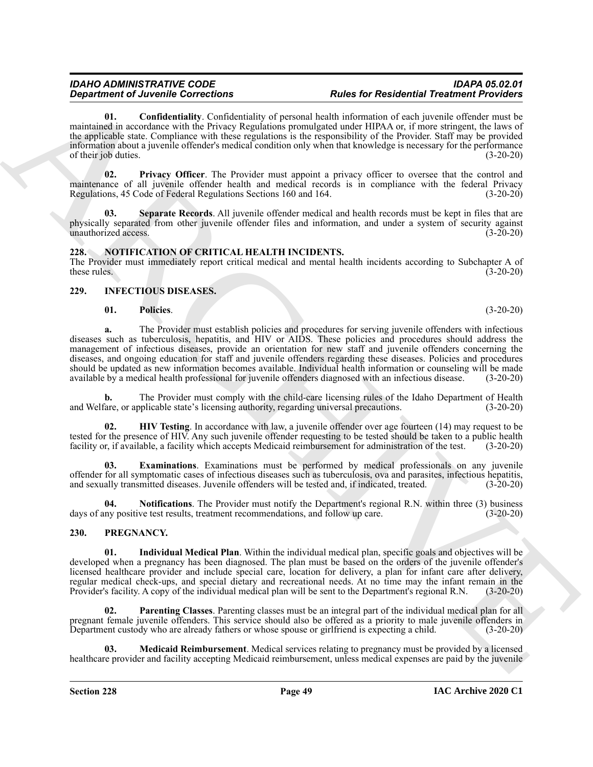**01. Confidentiality**. Confidentiality of personal health information of each juvenile offender must be maintained in accordance with the Privacy Regulations promulgated under HIPAA or, if more stringent, the laws of the applicable state. Compliance with these regulations is the responsibility of the Provider. Staff may be provided information about a juvenile offender's medical condition only when that knowledge is necessary for the performance of their job duties. (3-20-20)

**02. Privacy Officer**. The Provider must appoint a privacy officer to oversee that the control and maintenance of all juvenile offender health and medical records is in compliance with the federal Privacy Regulations, 45 Code of Federal Regulations Sections 160 and 164. (3-20-20)

**03. Separate Records**. All juvenile offender medical and health records must be kept in files that are physically separated from other juvenile offender files and information, and under a system of security against unauthorized access. (3-20-20)

## 228. NOTIFICATION OF CRITICAL HEALTH INCIDENTS.

The Provider must immediately report critical medical and mental health incidents according to Subchapter A of these rules. (3-20-20)

## 229. INFECTIOUS DISEASES.

**01. Policies**. (3-20-20)

**a.** The Provider must establish policies and procedures for serving juvenile offenders with infectious diseases such as tuberculosis, hepatitis, and HIV or AIDS. These policies and procedures should address the management of infectious diseases, provide an orientation for new staff and juvenile offenders concerning the diseases, and ongoing education for staff and juvenile offenders regarding these diseases. Policies and procedures should be updated as new information becomes available. Individual health information or counseling will be made available by a medical health professional for juvenile offenders diagnosed with an infectious disease. (3-20-20)

**b.** The Provider must comply with the child-care licensing rules of the Idaho Department of Health and Welfare, or applicable state's licensing authority, regarding universal precautions. (3-20-20)

**02. HIV Testing**. In accordance with law, a juvenile offender over age fourteen (14) may request to be tested for the presence of HIV. Any such juvenile offender requesting to be tested should be taken to a public health facility or, if available, a facility which accepts Medicaid reimbursement for administration of the test. (3-20-20)

**03. Examinations**. Examinations must be performed by medical professionals on any juvenile offender for all symptomatic cases of infectious diseases such as tuberculosis, ova and parasites, infectious hepatitis, and sexually transmitted diseases. Juvenile offenders will be tested and, if indicated, treated. (3-20-20)

**04. Notifications**. The Provider must notify the Department's regional R.N. within three (3) business days of any positive test results, treatment recommendations, and follow up care. (3-20-20)

## 230. PREGNANCY.

**01. Individual Medical Plan**. Within the individual medical plan, specific goals and objectives will be developed when a pregnancy has been diagnosed. The plan must be based on the orders of the juvenile offender's licensed healthcare provider and include special care, location for delivery, a plan for infant care after delivery, regular medical check-ups, and special dietary and recreational needs. At no time may the infant remain in the Provider's facility. A copy of the individual medical plan will be sent to the Department's regional R.N. (3-20-20)

**02. Parenting Classes**. Parenting classes must be an integral part of the individual medical plan for all pregnant female juvenile offenders. This service should also be offered as a priority to male juvenile offenders in Department custody who are already fathers or whose spouse or girlfriend is expecting a child. (3-20-20)

**03. Medicaid Reimbursement**. Medical services relating to pregnancy must be provided by a licensed healthcare provider and facility accepting Medicaid reimbursement, unless medical expenses are paid by the juvenile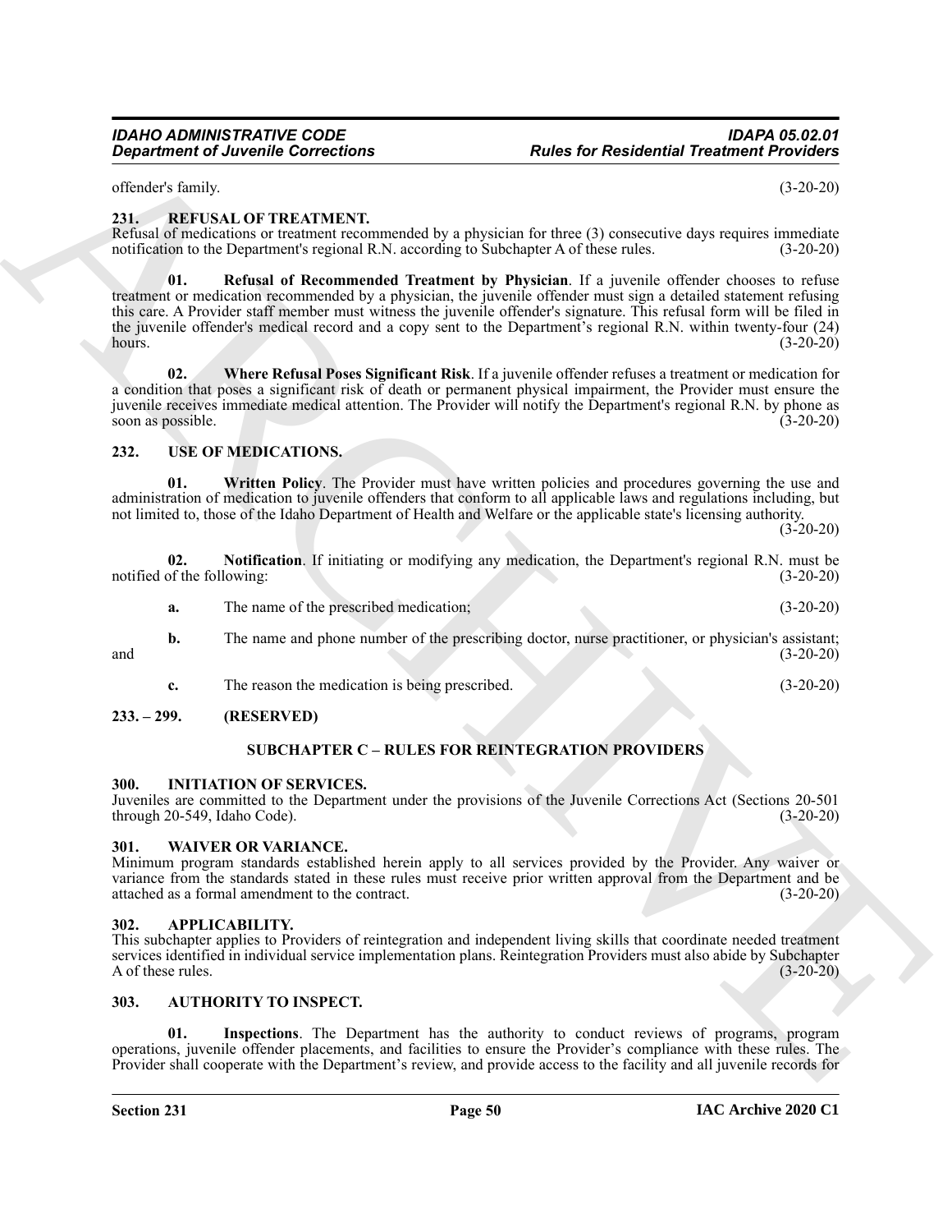offender's family. (3-20-20)

### 231. REFUSAL OF TREATMENT.

Refusal of medications or treatment recommended by a physician for three (3) consecutive days requires immediate notification to the Department's regional R.N. according to Subchapter A of these rules. (3-20-20)

**01. Refusal of Recommended Treatment by Physician**. If a juvenile offender chooses to refuse treatment or medication recommended by a physician, the juvenile offender must sign a detailed statement refusing this care. A Provider staff member must witness the juvenile offender's signature. This refusal form will be filed in the juvenile offender's medical record and a copy sent to the Department's regional R.N. within twenty-four (24) hours. (3-20-20)

**02. Where Refusal Poses Significant Risk**. If a juvenile offender refuses a treatment or medication for a condition that poses a significant risk of death or permanent physical impairment, the Provider must ensure the juvenile receives immediate medical attention. The Provider will notify the Department's regional R.N. by phone as soon as possible. (3-20-20)

### 232. USE OF MEDICATIONS.

**01. Written Policy**. The Provider must have written policies and procedures governing the use and administration of medication to juvenile offenders that conform to all applicable laws and regulations including, but not limited to, those of the Idaho Department of Health and Welfare or the applicable state's licensing authority. (3-20-20)

**02. Notification**. If initiating or modifying any medication, the Department's regional R.N. must be notified of the following: (3-20-20)

**a.** The name of the prescribed medication; (3-20-20)

**b.** The name and phone number of the prescribing doctor, nurse practitioner, or physician's assistant; and (3-20-20)

**c.** The reason the medication is being prescribed. (3-20-20)

### 233. – 299. (RESERVED)

## SUBCHAPTER C – RULES FOR REINTEGRATION PROVIDERS

### 300. INITIATION OF SERVICES.

Juveniles are committed to the Department under the provisions of the Juvenile Corrections Act (Sections 20-501 through 20-549, Idaho Code). (3-20-20)

### 301. WAIVER OR VARIANCE.

Minimum program standards established herein apply to all services provided by the Provider. Any waiver or variance from the standards stated in these rules must receive prior written approval from the Department and be attached as a formal amendment to the contract. (3-20-20)

### 302. APPLICABILITY.

This subchapter applies to Providers of reintegration and independent living skills that coordinate needed treatment services identified in individual service implementation plans. Reintegration Providers must also abide by Subchapter A of these rules. (3-20-20)

### 303. AUTHORITY TO INSPECT.

**01. Inspections**. The Department has the authority to conduct reviews of programs, program operations, juvenile offender placements, and facilities to ensure the Provider's compliance with these rules. The Provider shall cooperate with the Department's review, and provide access to the facility and all juvenile records for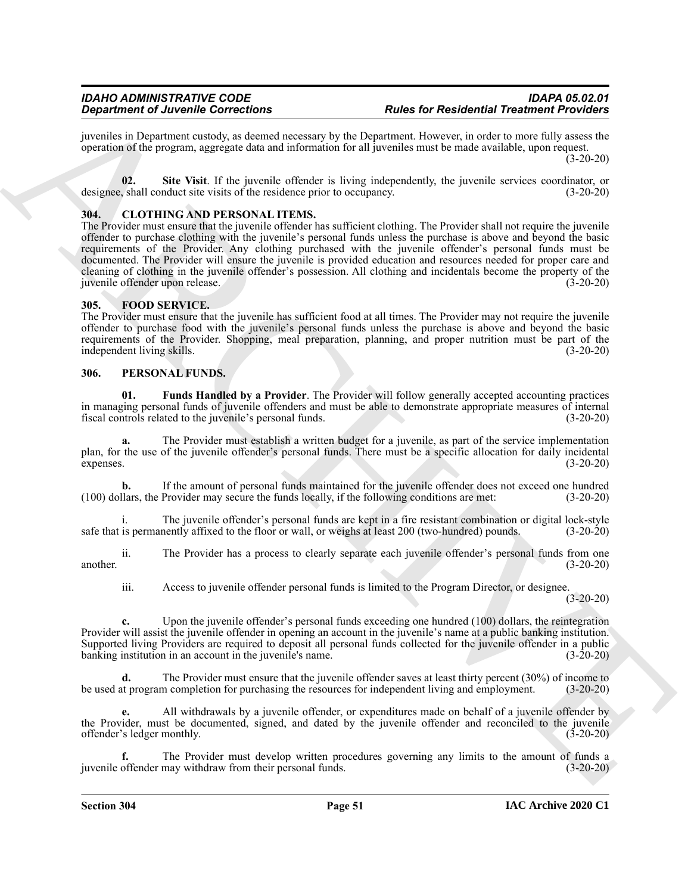juveniles in Department custody, as deemed necessary by the Department. However, in order to more fully assess the operation of the program, aggregate data and information for all juveniles must be made available, upon request. (3-20-20)

**02. Site Visit**. If the juvenile offender is living independently, the juvenile services coordinator, or designee, shall conduct site visits of the residence prior to occupancy. (3-20-20)

### 304. CLOTHING AND PERSONAL ITEMS.

The Provider must ensure that the juvenile offender has sufficient clothing. The Provider shall not require the juvenile offender to purchase clothing with the juvenile's personal funds unless the purchase is above and beyond the basic requirements of the Provider. Any clothing purchased with the juvenile offender's personal funds must be documented. The Provider will ensure the juvenile is provided education and resources needed for proper care and cleaning of clothing in the juvenile offender's possession. All clothing and incidentals become the property of the juvenile offender upon release. (3-20-20)

### 305. FOOD SERVICE.

The Provider must ensure that the juvenile has sufficient food at all times. The Provider may not require the juvenile offender to purchase food with the juvenile's personal funds unless the purchase is above and beyond the basic requirements of the Provider. Shopping, meal preparation, planning, and proper nutrition must be part of the independent living skills. (3-20-20)

### 306. PERSONAL FUNDS.

**01. Funds Handled by a Provider**. The Provider will follow generally accepted accounting practices in managing personal funds of juvenile offenders and must be able to demonstrate appropriate measures of internal fiscal controls related to the juvenile's personal funds. (3-20-20)

**a.** The Provider must establish a written budget for a juvenile, as part of the service implementation plan, for the use of the juvenile offender's personal funds. There must be a specific allocation for daily incidental expenses. (3-20-20)

**b.** If the amount of personal funds maintained for the juvenile offender does not exceed one hundred (100) dollars, the Provider may secure the funds locally, if the following conditions are met: (3-20-20)

i. The juvenile offender's personal funds are kept in a fire resistant combination or digital lock-style safe that is permanently affixed to the floor or wall, or weighs at least 200 (two-hundred) pounds. (3-20-20)

ii. The Provider has a process to clearly separate each juvenile offender's personal funds from one another. (3-20-20)

iii. Access to juvenile offender personal funds is limited to the Program Director, or designee. (3-20-20)

**c.** Upon the juvenile offender's personal funds exceeding one hundred (100) dollars, the reintegration Provider will assist the juvenile offender in opening an account in the juvenile's name at a public banking institution. Supported living Providers are required to deposit all personal funds collected for the juvenile offender in a public banking institution in an account in the juvenile's name. (3-20-20)

**d.** The Provider must ensure that the juvenile offender saves at least thirty percent (30%) of income to be used at program completion for purchasing the resources for independent living and employment. (3-20-20)

**e.** All withdrawals by a juvenile offender, or expenditures made on behalf of a juvenile offender by the Provider, must be documented, signed, and dated by the juvenile offender and reconciled to the juvenile offender's ledger monthly. (3-20-20)

**f.** The Provider must develop written procedures governing any limits to the amount of funds a juvenile offender may withdraw from their personal funds. (3-20-20)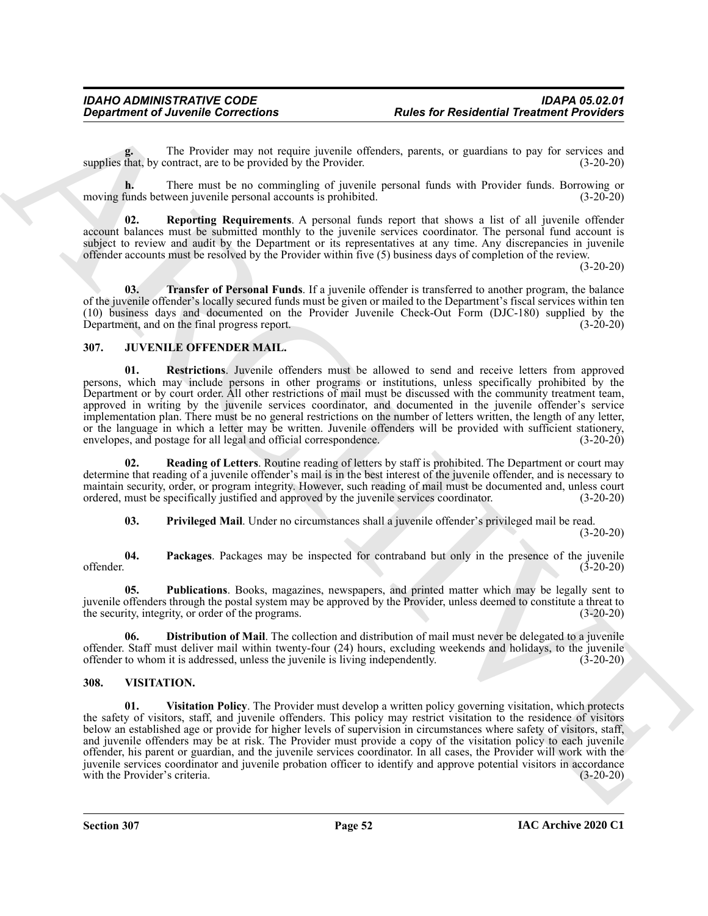**g.** The Provider may not require juvenile offenders, parents, or guardians to pay for services and supplies that, by contract, are to be provided by the Provider. (3-20-20)

**h.** There must be no commingling of juvenile personal funds with Provider funds. Borrowing or moving funds between juvenile personal accounts is prohibited. (3-20-20)

**02. Reporting Requirements**. A personal funds report that shows a list of all juvenile offender account balances must be submitted monthly to the juvenile services coordinator. The personal fund account is subject to review and audit by the Department or its representatives at any time. Any discrepancies in juvenile offender accounts must be resolved by the Provider within five (5) business days of completion of the review. (3-20-20)

**03. Transfer of Personal Funds**. If a juvenile offender is transferred to another program, the balance of the juvenile offender's locally secured funds must be given or mailed to the Department's fiscal services within ten (10) business days and documented on the Provider Juvenile Check-Out Form (DJC-180) supplied by the Department, and on the final progress report. (3-20-20)

## 307. JUVENILE OFFENDER MAIL.

**01. Restrictions**. Juvenile offenders must be allowed to send and receive letters from approved persons, which may include persons in other programs or institutions, unless specifically prohibited by the Department or by court order. All other restrictions of mail must be discussed with the community treatment team, approved in writing by the juvenile services coordinator, and documented in the juvenile offender's service implementation plan. There must be no general restrictions on the number of letters written, the length of any letter, or the language in which a letter may be written. Juvenile offenders will be provided with sufficient stationery, envelopes, and postage for all legal and official correspondence. (3-20-20)

**02. Reading of Letters**. Routine reading of letters by staff is prohibited. The Department or court may determine that reading of a juvenile offender's mail is in the best interest of the juvenile offender, and is necessary to maintain security, order, or program integrity. However, such reading of mail must be documented and, unless court ordered, must be specifically justified and approved by the juvenile services coordinator. (3-20-20)

**03. Privileged Mail**. Under no circumstances shall a juvenile offender's privileged mail be read. (3-20-20)

**04. Packages**. Packages may be inspected for contraband but only in the presence of the juvenile offender. (3-20-20)

**05. Publications**. Books, magazines, newspapers, and printed matter which may be legally sent to juvenile offenders through the postal system may be approved by the Provider, unless deemed to constitute a threat to the security, integrity, or order of the programs. (3-20-20)

**06. Distribution of Mail**. The collection and distribution of mail must never be delegated to a juvenile offender. Staff must deliver mail within twenty-four (24) hours, excluding weekends and holidays, to the juvenile offender to whom it is addressed, unless the juvenile is living independently. (3-20-20)

## 308. VISITATION.

**01. Visitation Policy**. The Provider must develop a written policy governing visitation, which protects the safety of visitors, staff, and juvenile offenders. This policy may restrict visitation to the residence of visitors below an established age or provide for higher levels of supervision in circumstances where safety of visitors, staff, and juvenile offenders may be at risk. The Provider must provide a copy of the visitation policy to each juvenile offender, his parent or guardian, and the juvenile services coordinator. In all cases, the Provider will work with the juvenile services coordinator and juvenile probation officer to identify and approve potential visitors in accordance with the Provider's criteria. (3-20-20)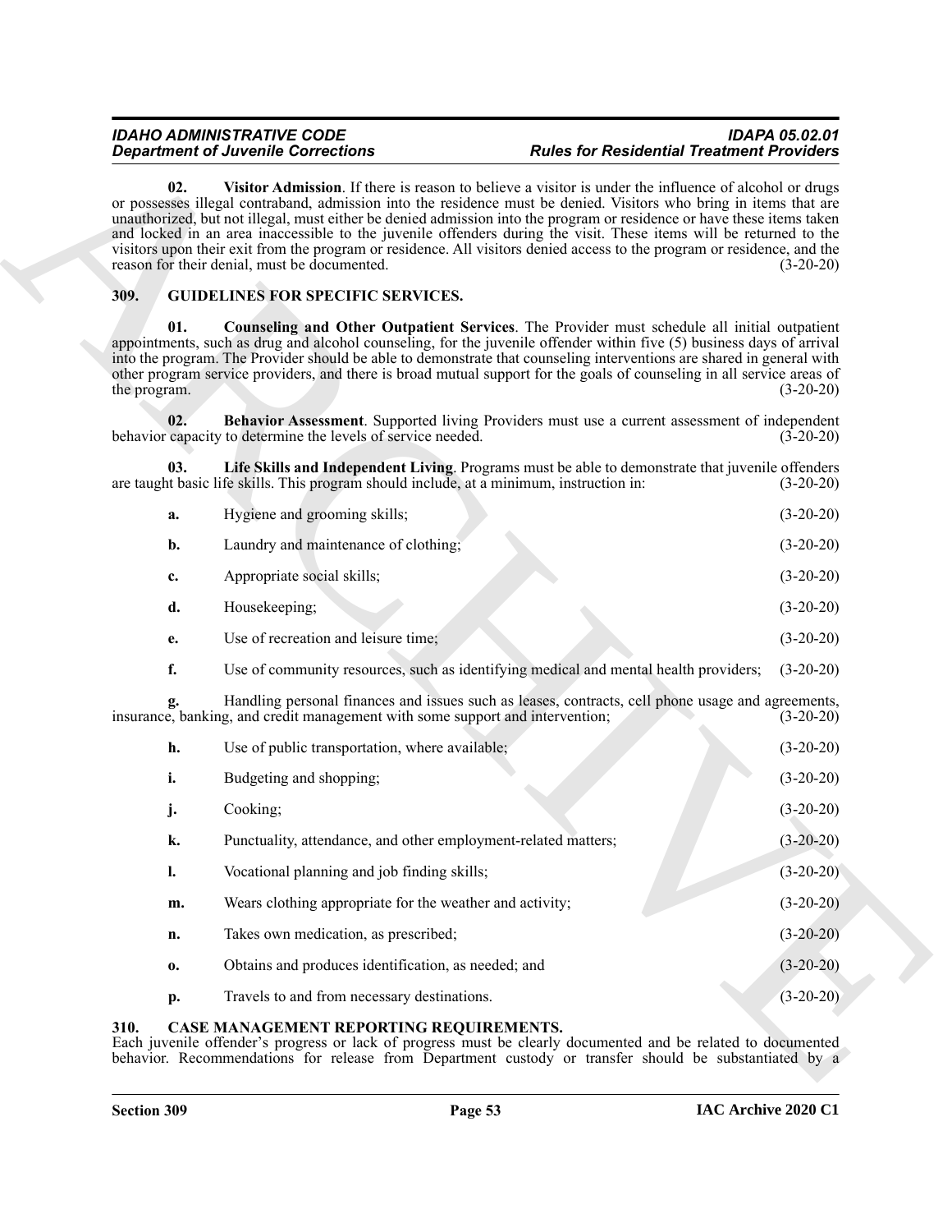**02. Visitor Admission**. If there is reason to believe a visitor is under the influence of alcohol or drugs or possesses illegal contraband, admission into the residence must be denied. Visitors who bring in items that are unauthorized, but not illegal, must either be denied admission into the program or residence or have these items taken and locked in an area inaccessible to the juvenile offenders during the visit. These items will be returned to the visitors upon their exit from the program or residence. All visitors denied access to the program or residence, and the reason for their denial, must be documented. (3-20-20)

## 309. GUIDELINES FOR SPECIFIC SERVICES.

**01. Counseling and Other Outpatient Services**. The Provider must schedule all initial outpatient appointments, such as drug and alcohol counseling, for the juvenile offender within five (5) business days of arrival into the program. The Provider should be able to demonstrate that counseling interventions are shared in general with other program service providers, and there is broad mutual support for the goals of counseling in all service areas of the program. (3-20-20)

**02. Behavior Assessment**. Supported living Providers must use a current assessment of independent behavior capacity to determine the levels of service needed. (3-20-20)

**03. Life Skills and Independent Living**. Programs must be able to demonstrate that juvenile offenders are taught basic life skills. This program should include, at a minimum, instruction in: (3-20-20)

**a.** Hygiene and grooming skills; (3-20-20)

**b.** Laundry and maintenance of clothing; (3-20-20)

**c.** Appropriate social skills; (3-20-20)

**d.** Housekeeping; (3-20-20)

**e.** Use of recreation and leisure time; (3-20-20)

**f.** Use of community resources, such as identifying medical and mental health providers; (3-20-20)

**g.** Handling personal finances and issues such as leases, contracts, cell phone usage and agreements, insurance, banking, and credit management with some support and intervention; (3-20-20)

**h.** Use of public transportation, where available; (3-20-20)

**i.** Budgeting and shopping; (3-20-20)

**j.** Cooking; (3-20-20)

**k.** Punctuality, attendance, and other employment-related matters; (3-20-20)

**l.** Vocational planning and job finding skills; (3-20-20)

**m.** Wears clothing appropriate for the weather and activity; (3-20-20)

**n.** Takes own medication, as prescribed; (3-20-20)

**o.** Obtains and produces identification, as needed; and (3-20-20)

**p.** Travels to and from necessary destinations. (3-20-20)

## 310. CASE MANAGEMENT REPORTING REQUIREMENTS.

Each juvenile offender's progress or lack of progress must be clearly documented and be related to documented behavior. Recommendations for release from Department custody or transfer should be substantiated by a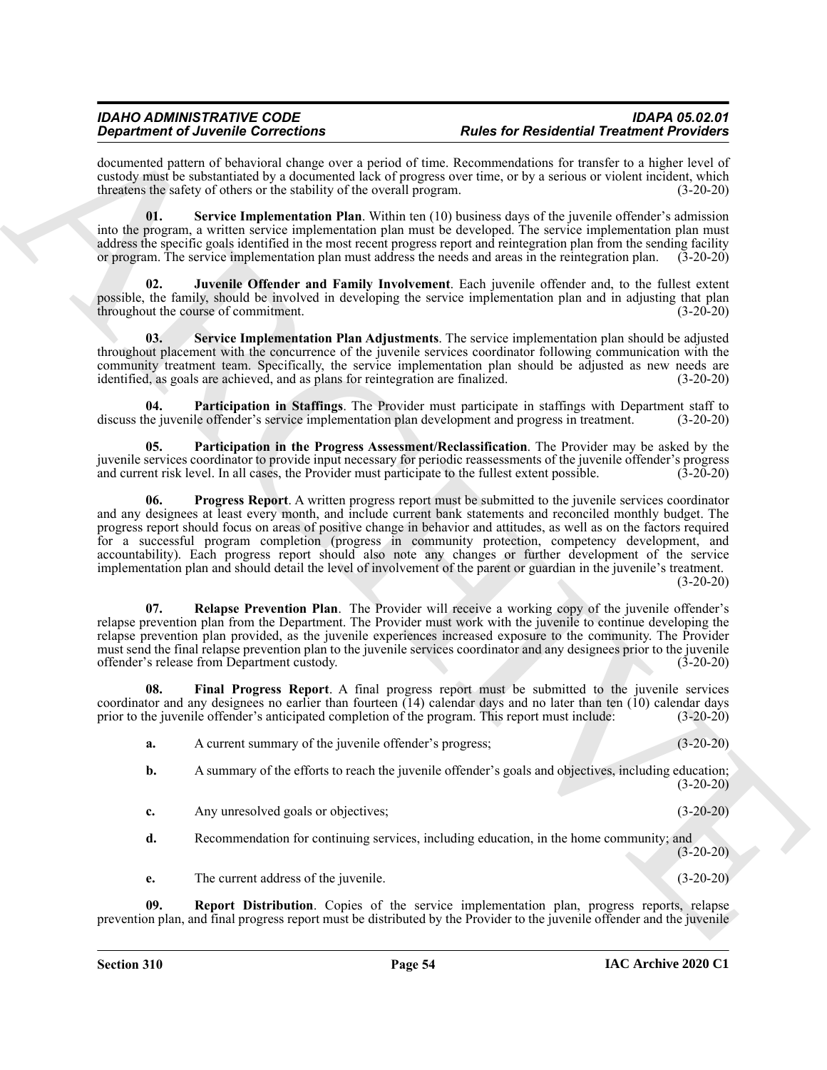documented pattern of behavioral change over a period of time. Recommendations for transfer to a higher level of custody must be substantiated by a documented lack of progress over time, or by a serious or violent incident, which threatens the safety of others or the stability of the overall program. (3-20-20)

**01. Service Implementation Plan**. Within ten (10) business days of the juvenile offender's admission into the program, a written service implementation plan must be developed. The service implementation plan must address the specific goals identified in the most recent progress report and reintegration plan from the sending facility or program. The service implementation plan must address the needs and areas in the reintegration plan. (3-20-20)

**02. Juvenile Offender and Family Involvement**. Each juvenile offender and, to the fullest extent possible, the family, should be involved in developing the service implementation plan and in adjusting that plan throughout the course of commitment. (3-20-20)

**03. Service Implementation Plan Adjustments**. The service implementation plan should be adjusted throughout placement with the concurrence of the juvenile services coordinator following communication with the community treatment team. Specifically, the service implementation plan should be adjusted as new needs are identified, as goals are achieved, and as plans for reintegration are finalized. (3-20-20)

**04. Participation in Staffings**. The Provider must participate in staffings with Department staff to discuss the juvenile offender's service implementation plan development and progress in treatment. (3-20-20)

**05. Participation in the Progress Assessment/Reclassification**. The Provider may be asked by the juvenile services coordinator to provide input necessary for periodic reassessments of the juvenile offender's progress and current risk level. In all cases, the Provider must participate to the fullest extent possible. (3-20-20)

**06. Progress Report**. A written progress report must be submitted to the juvenile services coordinator and any designees at least every month, and include current bank statements and reconciled monthly budget. The progress report should focus on areas of positive change in behavior and attitudes, as well as on the factors required for a successful program completion (progress in community protection, competency development, and accountability). Each progress report should also note any changes or further development of the service implementation plan and should detail the level of involvement of the parent or guardian in the juvenile's treatment. (3-20-20)

**07. Relapse Prevention Plan**. The Provider will receive a working copy of the juvenile offender's relapse prevention plan from the Department. The Provider must work with the juvenile to continue developing the relapse prevention plan provided, as the juvenile experiences increased exposure to the community. The Provider must send the final relapse prevention plan to the juvenile services coordinator and any designees prior to the juvenile offender's release from Department custody. (3-20-20)

**08. Final Progress Report**. A final progress report must be submitted to the juvenile services coordinator and any designees no earlier than fourteen (14) calendar days and no later than ten (10) calendar days prior to the juvenile offender's anticipated completion of the program. This report must include: (3-20-20)

**a.** A current summary of the juvenile offender's progress; (3-20-20)

**b.** A summary of the efforts to reach the juvenile offender's goals and objectives, including education; (3-20-20)

**c.** Any unresolved goals or objectives; (3-20-20)

**d.** Recommendation for continuing services, including education, in the home community; and (3-20-20)

**e.** The current address of the juvenile. (3-20-20)

**09. Report Distribution**. Copies of the service implementation plan, progress reports, relapse prevention plan, and final progress report must be distributed by the Provider to the juvenile offender and the juvenile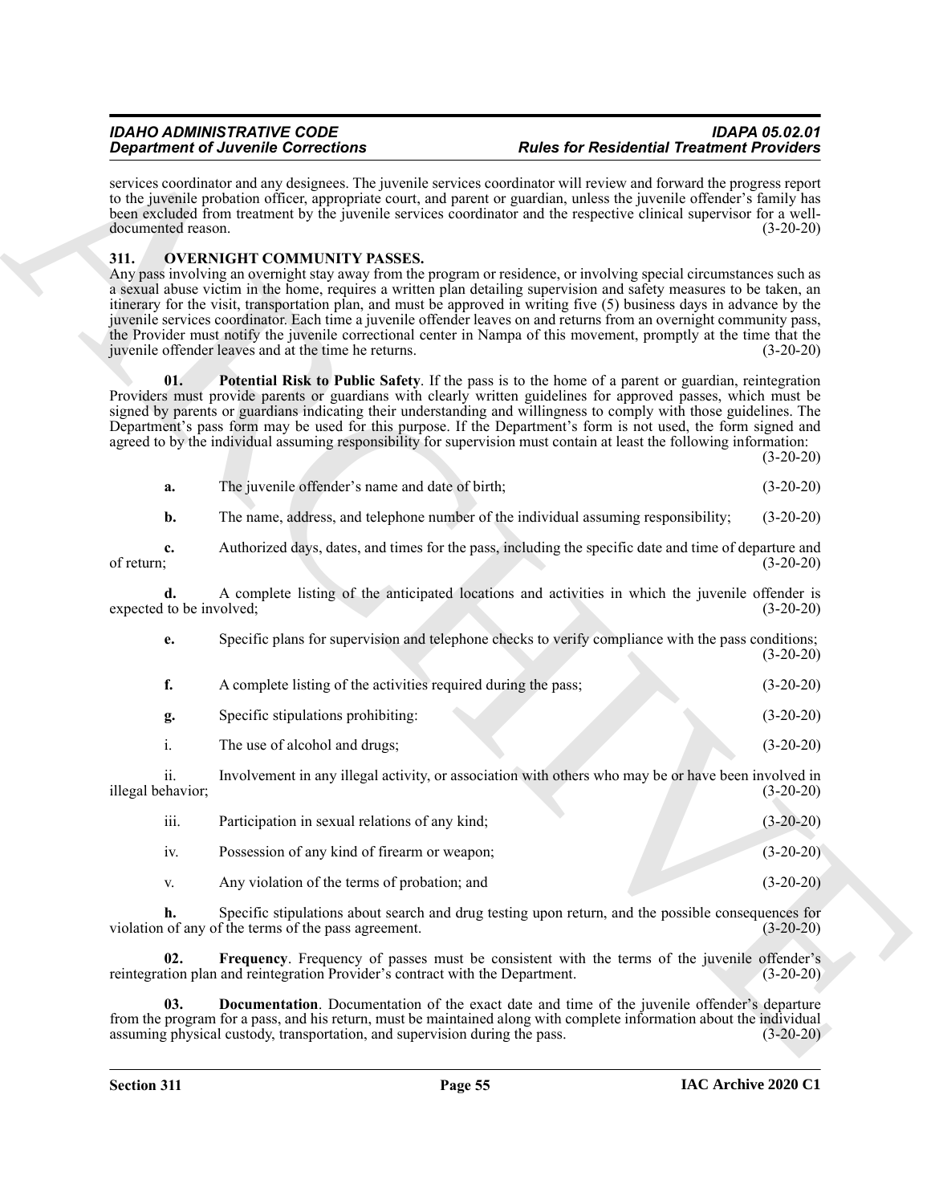services coordinator and any designees. The juvenile services coordinator will review and forward the progress report to the juvenile probation officer, appropriate court, and parent or guardian, unless the juvenile offender's family has been excluded from treatment by the juvenile services coordinator and the respective clinical supervisor for a well-documented reason. (3-20-20)

## 311. OVERNIGHT COMMUNITY PASSES.

Any pass involving an overnight stay away from the program or residence, or involving special circumstances such as a sexual abuse victim in the home, requires a written plan detailing supervision and safety measures to be taken, an itinerary for the visit, transportation plan, and must be approved in writing five (5) business days in advance by the juvenile services coordinator. Each time a juvenile offender leaves on and returns from an overnight community pass, the Provider must notify the juvenile correctional center in Nampa of this movement, promptly at the time that the juvenile offender leaves and at the time he returns. (3-20-20)

**01. Potential Risk to Public Safety**. If the pass is to the home of a parent or guardian, reintegration Providers must provide parents or guardians with clearly written guidelines for approved passes, which must be signed by parents or guardians indicating their understanding and willingness to comply with those guidelines. The Department's pass form may be used for this purpose. If the Department's form is not used, the form signed and agreed to by the individual assuming responsibility for supervision must contain at least the following information: (3-20-20)

**a.** The juvenile offender's name and date of birth; (3-20-20)

**b.** The name, address, and telephone number of the individual assuming responsibility; (3-20-20)

**c.** Authorized days, dates, and times for the pass, including the specific date and time of departure and of return; (3-20-20)

**d.** A complete listing of the anticipated locations and activities in which the juvenile offender is expected to be involved; (3-20-20)

**e.** Specific plans for supervision and telephone checks to verify compliance with the pass conditions; (3-20-20)

**f.** A complete listing of the activities required during the pass; (3-20-20)

**g.** Specific stipulations prohibiting: (3-20-20)

i. The use of alcohol and drugs; (3-20-20)

ii. Involvement in any illegal activity, or association with others who may be or have been involved in illegal behavior; (3-20-20)

iii. Participation in sexual relations of any kind; (3-20-20)

iv. Possession of any kind of firearm or weapon; (3-20-20)

v. Any violation of the terms of probation; and (3-20-20)

**h.** Specific stipulations about search and drug testing upon return, and the possible consequences for violation of any of the terms of the pass agreement. (3-20-20)

**02. Frequency**. Frequency of passes must be consistent with the terms of the juvenile offender's reintegration plan and reintegration Provider's contract with the Department. (3-20-20)

**03. Documentation**. Documentation of the exact date and time of the juvenile offender's departure from the program for a pass, and his return, must be maintained along with complete information about the individual assuming physical custody, transportation, and supervision during the pass. (3-20-20)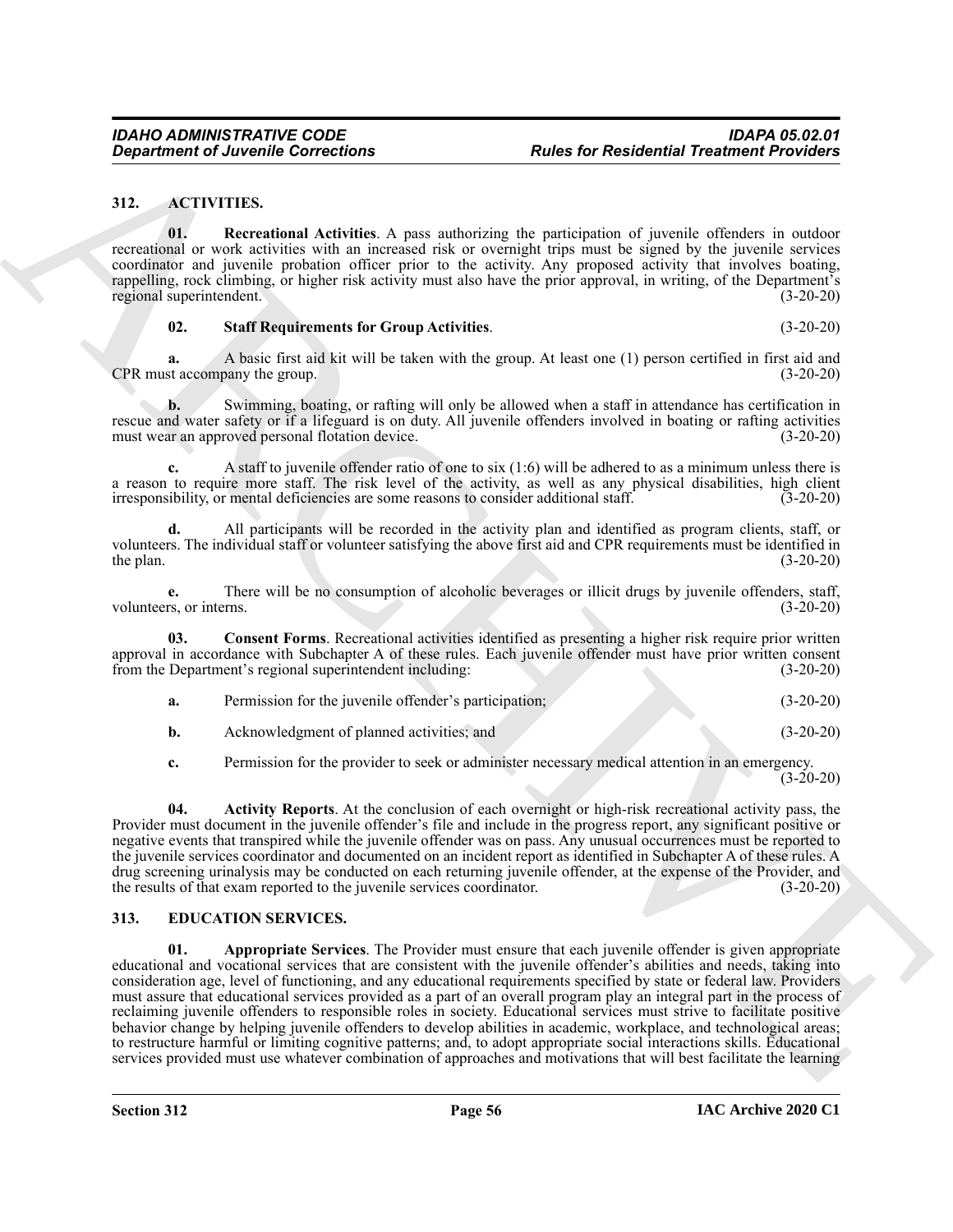## 312. ACTIVITIES.

**01. Recreational Activities**. A pass authorizing the participation of juvenile offenders in outdoor recreational or work activities with an increased risk or overnight trips must be signed by the juvenile services coordinator and juvenile probation officer prior to the activity. Any proposed activity that involves boating, rappelling, rock climbing, or higher risk activity must also have the prior approval, in writing, of the Department's regional superintendent. (3-20-20)

**02. Staff Requirements for Group Activities**. (3-20-20)

**a.** A basic first aid kit will be taken with the group. At least one (1) person certified in first aid and CPR must accompany the group. (3-20-20)

**b.** Swimming, boating, or rafting will only be allowed when a staff in attendance has certification in rescue and water safety or if a lifeguard is on duty. All juvenile offenders involved in boating or rafting activities must wear an approved personal flotation device. (3-20-20)

**c.** A staff to juvenile offender ratio of one to six (1:6) will be adhered to as a minimum unless there is a reason to require more staff. The risk level of the activity, as well as any physical disabilities, high client irresponsibility, or mental deficiencies are some reasons to consider additional staff. (3-20-20)

**d.** All participants will be recorded in the activity plan and identified as program clients, staff, or volunteers. The individual staff or volunteer satisfying the above first aid and CPR requirements must be identified in the plan. (3-20-20)

**e.** There will be no consumption of alcoholic beverages or illicit drugs by juvenile offenders, staff, volunteers, or interns. (3-20-20)

**03. Consent Forms**. Recreational activities identified as presenting a higher risk require prior written approval in accordance with Subchapter A of these rules. Each juvenile offender must have prior written consent from the Department's regional superintendent including: (3-20-20)

**a.** Permission for the juvenile offender's participation; (3-20-20)

**b.** Acknowledgment of planned activities; and (3-20-20)

**c.** Permission for the provider to seek or administer necessary medical attention in an emergency. (3-20-20)

**04. Activity Reports**. At the conclusion of each overnight or high-risk recreational activity pass, the Provider must document in the juvenile offender's file and include in the progress report, any significant positive or negative events that transpired while the juvenile offender was on pass. Any unusual occurrences must be reported to the juvenile services coordinator and documented on an incident report as identified in Subchapter A of these rules. A drug screening urinalysis may be conducted on each returning juvenile offender, at the expense of the Provider, and the results of that exam reported to the juvenile services coordinator. (3-20-20)

## 313. EDUCATION SERVICES.

**01. Appropriate Services**. The Provider must ensure that each juvenile offender is given appropriate educational and vocational services that are consistent with the juvenile offender's abilities and needs, taking into consideration age, level of functioning, and any educational requirements specified by state or federal law. Providers must assure that educational services provided as a part of an overall program play an integral part in the process of reclaiming juvenile offenders to responsible roles in society. Educational services must strive to facilitate positive behavior change by helping juvenile offenders to develop abilities in academic, workplace, and technological areas; to restructure harmful or limiting cognitive patterns; and, to adopt appropriate social interactions skills. Educational services provided must use whatever combination of approaches and motivations that will best facilitate the learning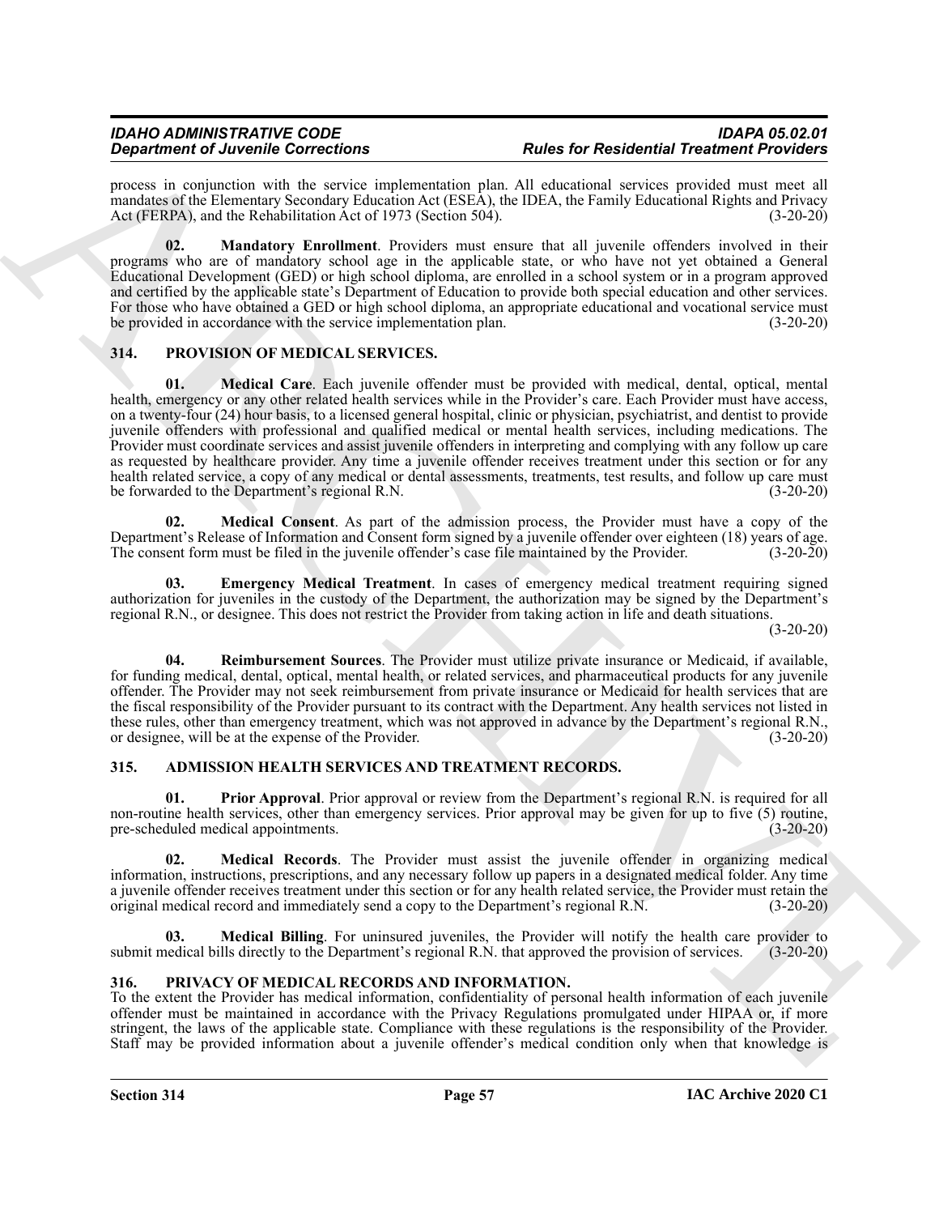process in conjunction with the service implementation plan. All educational services provided must meet all mandates of the Elementary Secondary Education Act (ESEA), the IDEA, the Family Educational Rights and Privacy Act (FERPA), and the Rehabilitation Act of 1973 (Section 504). (3-20-20)

**02. Mandatory Enrollment**. Providers must ensure that all juvenile offenders involved in their programs who are of mandatory school age in the applicable state, or who have not yet obtained a General Educational Development (GED) or high school diploma, are enrolled in a school system or in a program approved and certified by the applicable state's Department of Education to provide both special education and other services. For those who have obtained a GED or high school diploma, an appropriate educational and vocational service must be provided in accordance with the service implementation plan. (3-20-20)

## 314. PROVISION OF MEDICAL SERVICES.

**01. Medical Care**. Each juvenile offender must be provided with medical, dental, optical, mental health, emergency or any other related health services while in the Provider's care. Each Provider must have access, on a twenty-four (24) hour basis, to a licensed general hospital, clinic or physician, psychiatrist, and dentist to provide juvenile offenders with professional and qualified medical or mental health services, including medications. The Provider must coordinate services and assist juvenile offenders in interpreting and complying with any follow up care as requested by healthcare provider. Any time a juvenile offender receives treatment under this section or for any health related service, a copy of any medical or dental assessments, treatments, test results, and follow up care must be forwarded to the Department's regional R.N. (3-20-20)

**02. Medical Consent**. As part of the admission process, the Provider must have a copy of the Department's Release of Information and Consent form signed by a juvenile offender over eighteen (18) years of age. The consent form must be filed in the juvenile offender's case file maintained by the Provider. (3-20-20)

**03. Emergency Medical Treatment**. In cases of emergency medical treatment requiring signed authorization for juveniles in the custody of the Department, the authorization may be signed by the Department's regional R.N., or designee. This does not restrict the Provider from taking action in life and death situations. (3-20-20)

**04. Reimbursement Sources**. The Provider must utilize private insurance or Medicaid, if available, for funding medical, dental, optical, mental health, or related services, and pharmaceutical products for any juvenile offender. The Provider may not seek reimbursement from private insurance or Medicaid for health services that are the fiscal responsibility of the Provider pursuant to its contract with the Department. Any health services not listed in these rules, other than emergency treatment, which was not approved in advance by the Department's regional R.N., or designee, will be at the expense of the Provider. (3-20-20)

## 315. ADMISSION HEALTH SERVICES AND TREATMENT RECORDS.

**01. Prior Approval**. Prior approval or review from the Department's regional R.N. is required for all non-routine health services, other than emergency services. Prior approval may be given for up to five (5) routine, pre-scheduled medical appointments. (3-20-20)

**02. Medical Records**. The Provider must assist the juvenile offender in organizing medical information, instructions, prescriptions, and any necessary follow up papers in a designated medical folder. Any time a juvenile offender receives treatment under this section or for any health related service, the Provider must retain the original medical record and immediately send a copy to the Department's regional R.N. (3-20-20)

**03. Medical Billing**. For uninsured juveniles, the Provider will notify the health care provider to submit medical bills directly to the Department's regional R.N. that approved the provision of services. (3-20-20)

## 316. PRIVACY OF MEDICAL RECORDS AND INFORMATION.

To the extent the Provider has medical information, confidentiality of personal health information of each juvenile offender must be maintained in accordance with the Privacy Regulations promulgated under HIPAA or, if more stringent, the laws of the applicable state. Compliance with these regulations is the responsibility of the Provider. Staff may be provided information about a juvenile offender's medical condition only when that knowledge is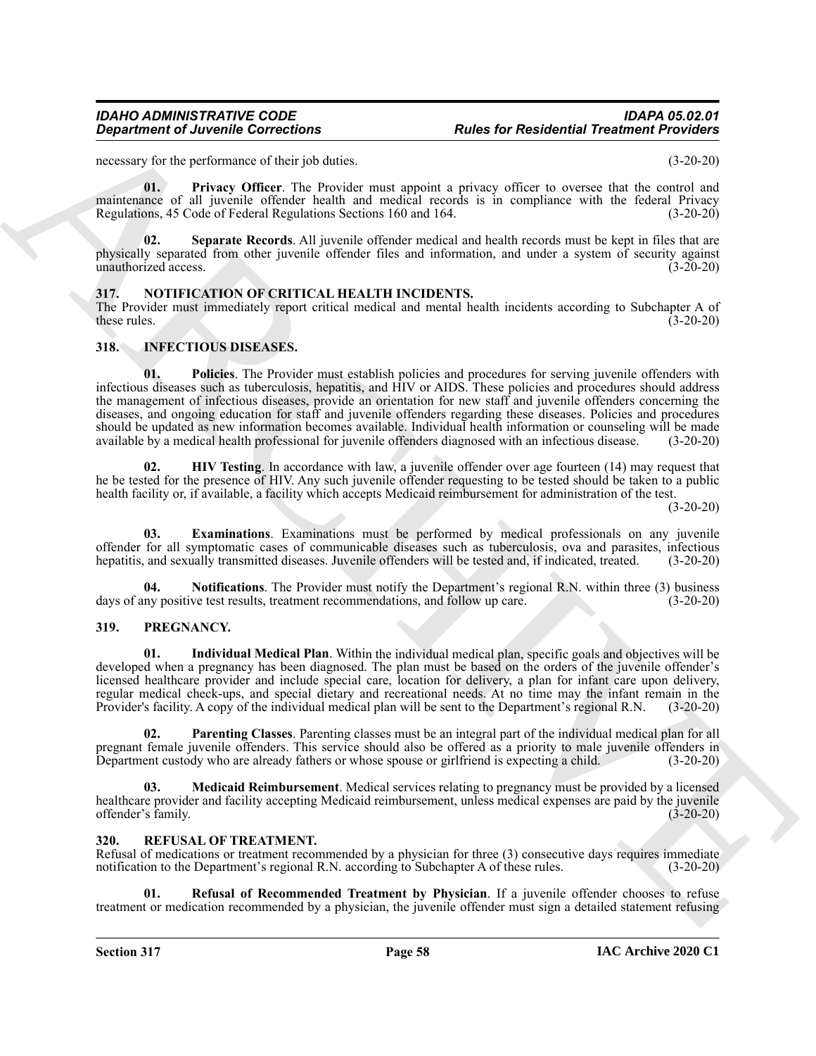necessary for the performance of their job duties. (3-20-20)

**01. Privacy Officer**. The Provider must appoint a privacy officer to oversee that the control and maintenance of all juvenile offender health and medical records is in compliance with the federal Privacy Regulations, 45 Code of Federal Regulations Sections 160 and 164. (3-20-20)

**02. Separate Records**. All juvenile offender medical and health records must be kept in files that are physically separated from other juvenile offender files and information, and under a system of security against unauthorized access. (3-20-20)

## 317. NOTIFICATION OF CRITICAL HEALTH INCIDENTS.

The Provider must immediately report critical medical and mental health incidents according to Subchapter A of these rules. (3-20-20)

## 318. INFECTIOUS DISEASES.

**01. Policies**. The Provider must establish policies and procedures for serving juvenile offenders with infectious diseases such as tuberculosis, hepatitis, and HIV or AIDS. These policies and procedures should address the management of infectious diseases, provide an orientation for new staff and juvenile offenders concerning the diseases, and ongoing education for staff and juvenile offenders regarding these diseases. Policies and procedures should be updated as new information becomes available. Individual health information or counseling will be made available by a medical health professional for juvenile offenders diagnosed with an infectious disease. (3-20-20)

**02. HIV Testing**. In accordance with law, a juvenile offender over age fourteen (14) may request that he be tested for the presence of HIV. Any such juvenile offender requesting to be tested should be taken to a public health facility or, if available, a facility which accepts Medicaid reimbursement for administration of the test. (3-20-20)

**03. Examinations**. Examinations must be performed by medical professionals on any juvenile offender for all symptomatic cases of communicable diseases such as tuberculosis, ova and parasites, infectious hepatitis, and sexually transmitted diseases. Juvenile offenders will be tested and, if indicated, treated. (3-20-20)

**04. Notifications**. The Provider must notify the Department's regional R.N. within three (3) business days of any positive test results, treatment recommendations, and follow up care. (3-20-20)

## 319. PREGNANCY.

**01. Individual Medical Plan**. Within the individual medical plan, specific goals and objectives will be developed when a pregnancy has been diagnosed. The plan must be based on the orders of the juvenile offender's licensed healthcare provider and include special care, location for delivery, a plan for infant care upon delivery, regular medical check-ups, and special dietary and recreational needs. At no time may the infant remain in the Provider's facility. A copy of the individual medical plan will be sent to the Department's regional R.N. (3-20-20)

**02. Parenting Classes**. Parenting classes must be an integral part of the individual medical plan for all pregnant female juvenile offenders. This service should also be offered as a priority to male juvenile offenders in Department custody who are already fathers or whose spouse or girlfriend is expecting a child. (3-20-20)

**03. Medicaid Reimbursement**. Medical services relating to pregnancy must be provided by a licensed healthcare provider and facility accepting Medicaid reimbursement, unless medical expenses are paid by the juvenile offender's family. (3-20-20)

## 320. REFUSAL OF TREATMENT.

Refusal of medications or treatment recommended by a physician for three (3) consecutive days requires immediate notification to the Department's regional R.N. according to Subchapter A of these rules. (3-20-20)

**01. Refusal of Recommended Treatment by Physician**. If a juvenile offender chooses to refuse treatment or medication recommended by a physician, the juvenile offender must sign a detailed statement refusing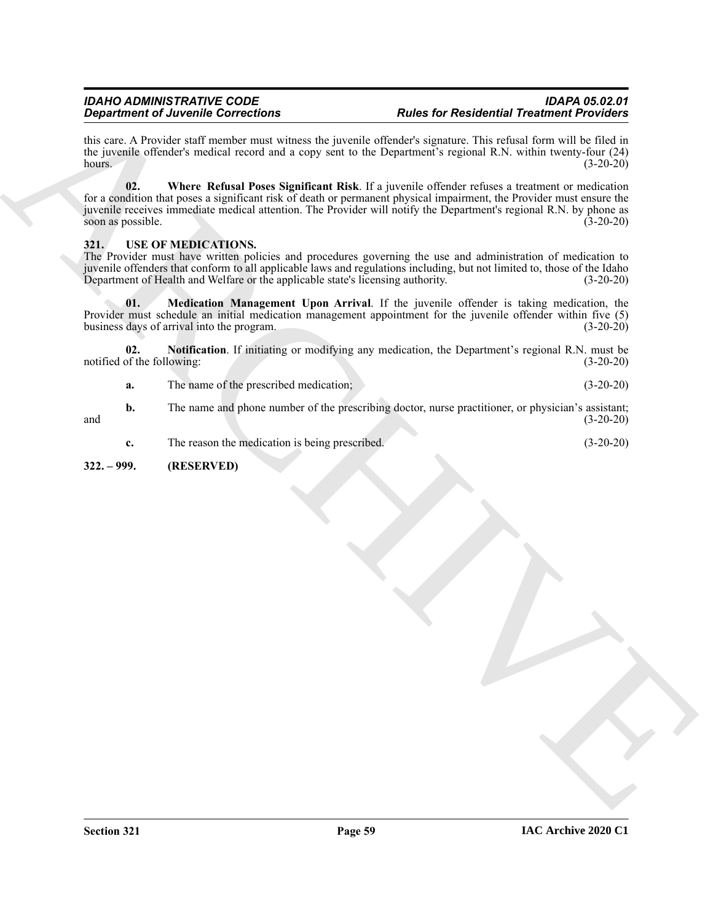this care. A Provider staff member must witness the juvenile offender's signature. This refusal form will be filed in the juvenile offender's medical record and a copy sent to the Department's regional R.N. within twenty-four (24) hours. (3-20-20)

**02. Where Refusal Poses Significant Risk**. If a juvenile offender refuses a treatment or medication for a condition that poses a significant risk of death or permanent physical impairment, the Provider must ensure the juvenile receives immediate medical attention. The Provider will notify the Department's regional R.N. by phone as soon as possible. (3-20-20)

### 321. USE OF MEDICATIONS.

The Provider must have written policies and procedures governing the use and administration of medication to juvenile offenders that conform to all applicable laws and regulations including, but not limited to, those of the Idaho Department of Health and Welfare or the applicable state's licensing authority. (3-20-20)

**01. Medication Management Upon Arrival**. If the juvenile offender is taking medication, the Provider must schedule an initial medication management appointment for the juvenile offender within five (5) business days of arrival into the program. (3-20-20)

**02. Notification**. If initiating or modifying any medication, the Department's regional R.N. must be notified of the following: (3-20-20)

**a.** The name of the prescribed medication; (3-20-20)

**b.** The name and phone number of the prescribing doctor, nurse practitioner, or physician's assistant; and (3-20-20)

**c.** The reason the medication is being prescribed. (3-20-20)

### 322. – 999. (RESERVED)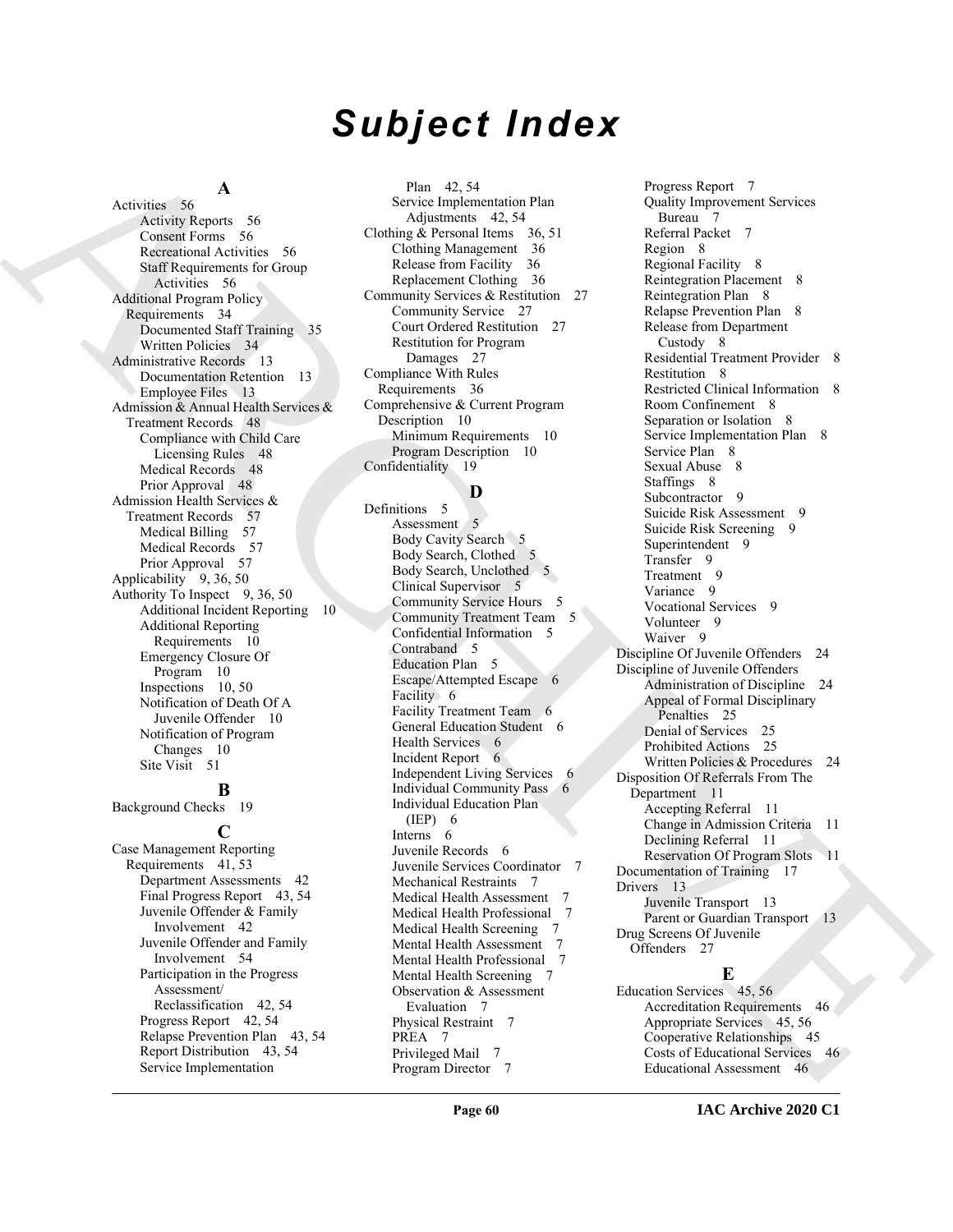# Subject Index

**A**

Activities 56
- Activity Reports 56
- Consent Forms 56
- Recreational Activities 56
- Staff Requirements for Group Activities 56

Additional Program Policy Requirements 34
- Documented Staff Training 35
- Written Policies 34

Administrative Records 13
- Documentation Retention 13
- Employee Files 13

Admission & Annual Health Services & Treatment Records 48
- Compliance with Child Care Licensing Rules 48
- Medical Records 48
- Prior Approval 48

Admission Health Services & Treatment Records 57
- Medical Billing 57
- Medical Records 57
- Prior Approval 57

Applicability 9, 36, 50

Authority To Inspect 9, 36, 50
- Additional Incident Reporting 10
- Additional Reporting Requirements 10
- Emergency Closure Of Program 10
- Inspections 10, 50
- Notification of Death Of A Juvenile Offender 10
- Notification of Program Changes 10
- Site Visit 51

**B**

Background Checks 19

**C**

Case Management Reporting Requirements 41, 53
- Department Assessments 42
- Final Progress Report 43, 54
- Juvenile Offender & Family Involvement 42
- Juvenile Offender and Family Involvement 54
- Participation in the Progress Assessment/ Reclassification 42, 54
- Progress Report 42, 54
- Relapse Prevention Plan 43, 54
- Report Distribution 43, 54
- Service Implementation Plan 42, 54
- Service Implementation Plan Adjustments 42, 54

Clothing & Personal Items 36, 51
- Clothing Management 36
- Release from Facility 36
- Replacement Clothing 36

Community Services & Restitution 27
- Community Service 27
- Court Ordered Restitution 27
- Restitution for Program Damages 27

Compliance With Rules Requirements 36

Comprehensive & Current Program Description 10
- Minimum Requirements 10
- Program Description 10

Confidentiality 19

**D**

Definitions 5
- Assessment 5
- Body Cavity Search 5
- Body Search, Clothed 5
- Body Search, Unclothed 5
- Clinical Supervisor 5
- Community Service Hours 5
- Community Treatment Team 5
- Confidential Information 5
- Contraband 5
- Education Plan 5
- Escape/Attempted Escape 6
- Facility 6
- Facility Treatment Team 6
- General Education Student 6
- Health Services 6
- Incident Report 6
- Independent Living Services 6
- Individual Community Pass 6
- Individual Education Plan (IEP) 6
- Interns 6
- Juvenile Records 6
- Juvenile Services Coordinator 7
- Mechanical Restraints 7
- Medical Health Assessment 7
- Medical Health Professional 7
- Medical Health Screening 7
- Mental Health Assessment 7
- Mental Health Professional 7
- Mental Health Screening 7
- Observation & Assessment Evaluation 7
- Physical Restraint 7
- PREA 7
- Privileged Mail 7
- Program Director 7
- Progress Report 7
- Quality Improvement Services Bureau 7
- Referral Packet 7
- Region 8
- Regional Facility 8
- Reintegration Placement 8
- Reintegration Plan 8
- Relapse Prevention Plan 8
- Release from Department Custody 8
- Residential Treatment Provider 8
- Restitution 8
- Restricted Clinical Information 8
- Room Confinement 8
- Separation or Isolation 8
- Service Implementation Plan 8
- Service Plan 8
- Sexual Abuse 8
- Staffings 8
- Subcontractor 9
- Suicide Risk Assessment 9
- Suicide Risk Screening 9
- Superintendent 9
- Transfer 9
- Treatment 9
- Variance 9
- Vocational Services 9
- Volunteer 9
- Waiver 9

Discipline Of Juvenile Offenders 24

Discipline of Juvenile Offenders
- Administration of Discipline 24
- Appeal of Formal Disciplinary Penalties 25
- Denial of Services 25
- Prohibited Actions 25
- Written Policies & Procedures 24

Disposition Of Referrals From The Department 11
- Accepting Referral 11
- Change in Admission Criteria 11
- Declining Referral 11
- Reservation Of Program Slots 11

Documentation of Training 17

Drivers 13
- Juvenile Transport 13
- Parent or Guardian Transport 13

Drug Screens Of Juvenile Offenders 27

**E**

Education Services 45, 56
- Accreditation Requirements 46
- Appropriate Services 45, 56
- Cooperative Relationships 45
- Costs of Educational Services 46
- Educational Assessment 46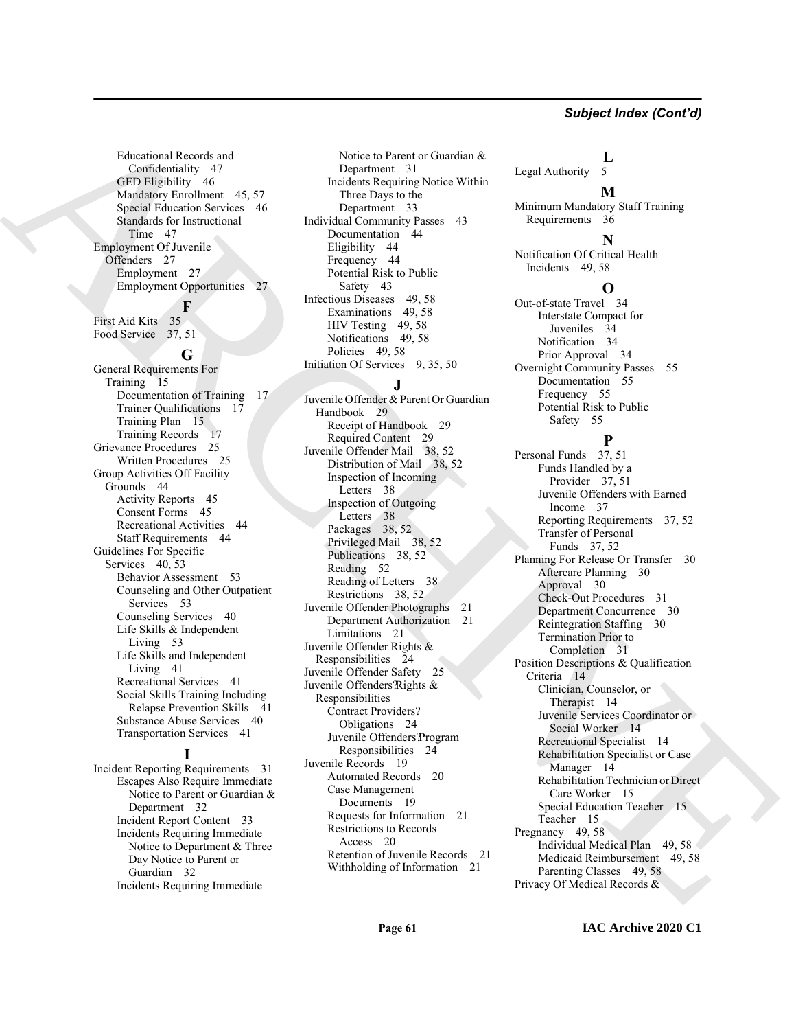Educational Records and Confidentiality 47
GED Eligibility 46
Mandatory Enrollment 45, 57
Special Education Services 46
Standards for Instructional Time 47

Employment Of Juvenile Offenders 27
Employment 27
Employment Opportunities 27

**F**

First Aid Kits 35
Food Service 37, 51

**G**

General Requirements For Training 15
Documentation of Training 17
Trainer Qualifications 17
Training Plan 15
Training Records 17

Grievance Procedures 25
Written Procedures 25

Group Activities Off Facility Grounds 44
Activity Reports 45
Consent Forms 45
Recreational Activities 44
Staff Requirements 44

Guidelines For Specific Services 40, 53
Behavior Assessment 53
Counseling and Other Outpatient Services 53
Counseling Services 40
Life Skills & Independent Living 53
Life Skills and Independent Living 41
Recreational Services 41
Social Skills Training Including Relapse Prevention Skills 41
Substance Abuse Services 40
Transportation Services 41

**I**

Incident Reporting Requirements 31
Escapes Also Require Immediate Notice to Parent or Guardian & Department 32
Incident Report Content 33
Incidents Requiring Immediate Notice to Department & Three Day Notice to Parent or Guardian 32
Incidents Requiring Immediate Notice to Parent or Guardian & Department 31
Incidents Requiring Notice Within Three Days to the Department 33

Individual Community Passes 43
Documentation 44
Eligibility 44
Frequency 44
Potential Risk to Public Safety 43

Infectious Diseases 49, 58
Examinations 49, 58
HIV Testing 49, 58
Notifications 49, 58
Policies 49, 58

Initiation Of Services 9, 35, 50

**J**

Juvenile Offender & Parent Or Guardian Handbook 29
Receipt of Handbook 29
Required Content 29

Juvenile Offender Mail 38, 52
Distribution of Mail 38, 52
Inspection of Incoming Letters 38
Inspection of Outgoing Letters 38
Packages 38, 52
Privileged Mail 38, 52
Publications 38, 52
Reading 52
Reading of Letters 38
Restrictions 38, 52

Juvenile Offender Photographs 21
Department Authorization 21
Limitations 21

Juvenile Offender Rights & Responsibilities 24
Juvenile Offender Safety 25
Juvenile Offenders' Rights & Responsibilities
Contract Providers? Obligations 24
Juvenile Offenders' Program Responsibilities 24

Juvenile Records 19
Automated Records 20
Case Management Documents 19
Requests for Information 21
Restrictions to Records Access 20
Retention of Juvenile Records 21
Withholding of Information 21

**L**

Legal Authority 5

**M**

Minimum Mandatory Staff Training Requirements 36

**N**

Notification Of Critical Health Incidents 49, 58

**O**

Out-of-state Travel 34
Interstate Compact for Juveniles 34
Notification 34
Prior Approval 34

Overnight Community Passes 55
Documentation 55
Frequency 55
Potential Risk to Public Safety 55

**P**

Personal Funds 37, 51
Funds Handled by a Provider 37, 51
Juvenile Offenders with Earned Income 37
Reporting Requirements 37, 52
Transfer of Personal Funds 37, 52

Planning For Release Or Transfer 30
Aftercare Planning 30
Approval 30
Check-Out Procedures 31
Department Concurrence 30
Reintegration Staffing 30
Termination Prior to Completion 31

Position Descriptions & Qualification Criteria 14
Clinician, Counselor, or Therapist 14
Juvenile Services Coordinator or Social Worker 14
Recreational Specialist 14
Rehabilitation Specialist or Case Manager 14
Rehabilitation Technician or Direct Care Worker 15
Special Education Teacher 15
Teacher 15

Pregnancy 49, 58
Individual Medical Plan 49, 58
Medicaid Reimbursement 49, 58
Parenting Classes 49, 58

Privacy Of Medical Records &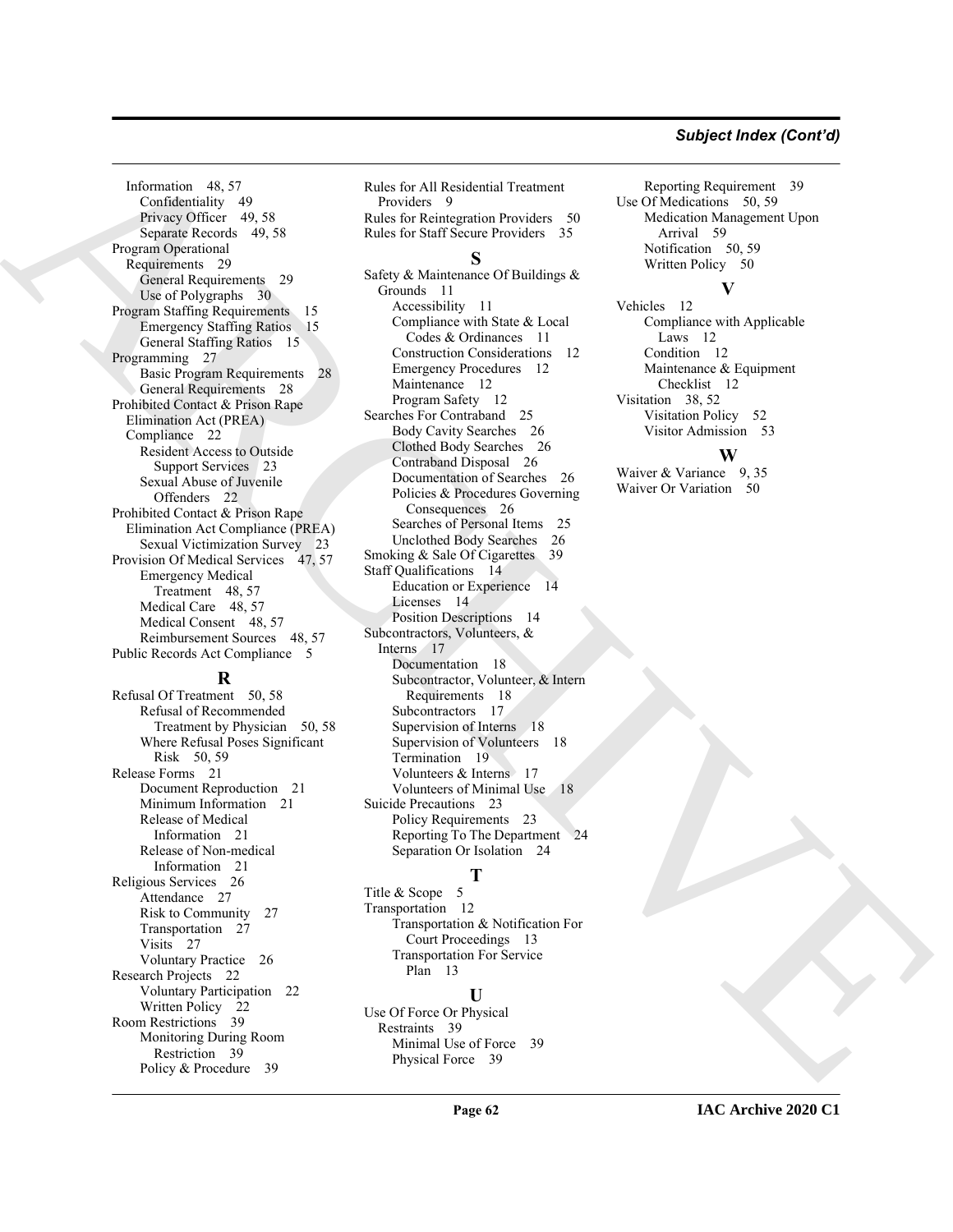Information 48, 57
  Confidentiality 49
  Privacy Officer 49, 58
  Separate Records 49, 58
Program Operational Requirements 29
  General Requirements 29
  Use of Polygraphs 30
Program Staffing Requirements 15
  Emergency Staffing Ratios 15
  General Staffing Ratios 15
Programming 27
  Basic Program Requirements 28
  General Requirements 28
Prohibited Contact & Prison Rape Elimination Act (PREA) Compliance 22
  Resident Access to Outside Support Services 23
  Sexual Abuse of Juvenile Offenders 22
Prohibited Contact & Prison Rape Elimination Act Compliance (PREA)
  Sexual Victimization Survey 23
Provision Of Medical Services 47, 57
  Emergency Medical Treatment 48, 57
  Medical Care 48, 57
  Medical Consent 48, 57
  Reimbursement Sources 48, 57
Public Records Act Compliance 5

## R

Refusal Of Treatment 50, 58
  Refusal of Recommended Treatment by Physician 50, 58
  Where Refusal Poses Significant Risk 50, 59
Release Forms 21
  Document Reproduction 21
  Minimum Information 21
  Release of Medical Information 21
  Release of Non-medical Information 21
Religious Services 26
  Attendance 27
  Risk to Community 27
  Transportation 27
  Visits 27
  Voluntary Practice 26
Research Projects 22
  Voluntary Participation 22
  Written Policy 22
Room Restrictions 39
  Monitoring During Room Restriction 39
  Policy & Procedure 39
Rules for All Residential Treatment Providers 9
Rules for Reintegration Providers 50
Rules for Staff Secure Providers 35

## S

Safety & Maintenance Of Buildings & Grounds 11
  Accessibility 11
  Compliance with State & Local Codes & Ordinances 11
  Construction Considerations 12
  Emergency Procedures 12
  Maintenance 12
  Program Safety 12
Searches For Contraband 25
  Body Cavity Searches 26
  Clothed Body Searches 26
  Contraband Disposal 26
  Documentation of Searches 26
  Policies & Procedures Governing Consequences 26
  Searches of Personal Items 25
  Unclothed Body Searches 26
Smoking & Sale Of Cigarettes 39
Staff Qualifications 14
  Education or Experience 14
  Licenses 14
  Position Descriptions 14
Subcontractors, Volunteers, & Interns 17
  Documentation 18
  Subcontractor, Volunteer, & Intern Requirements 18
  Subcontractors 17
  Supervision of Interns 18
  Supervision of Volunteers 18
  Termination 19
  Volunteers & Interns 17
  Volunteers of Minimal Use 18
Suicide Precautions 23
  Policy Requirements 23
  Reporting To The Department 24
  Separation Or Isolation 24

## T

Title & Scope 5
Transportation 12
  Transportation & Notification For Court Proceedings 13
  Transportation For Service Plan 13

## U

Use Of Force Or Physical Restraints 39
  Minimal Use of Force 39
  Physical Force 39
  Reporting Requirement 39
Use Of Medications 50, 59
  Medication Management Upon Arrival 59
  Notification 50, 59
  Written Policy 50

## V

Vehicles 12
  Compliance with Applicable Laws 12
  Condition 12
  Maintenance & Equipment Checklist 12
Visitation 38, 52
  Visitation Policy 52
  Visitor Admission 53

## W

Waiver & Variance 9, 35
Waiver Or Variation 50